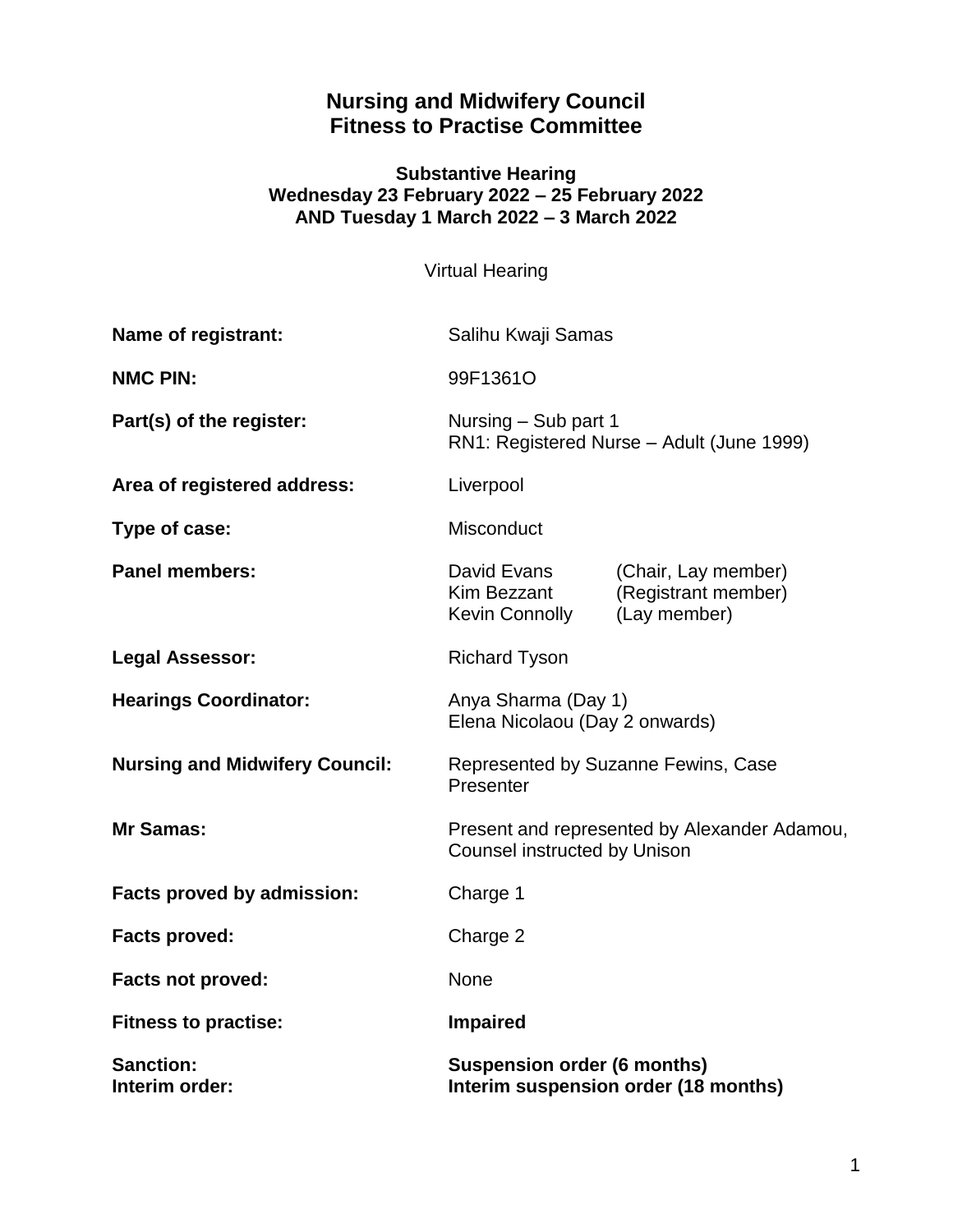# Nursing and Midwifery Council
# Fitness to Practise Committee

**Substantive Hearing**
**Wednesday 23 February 2022 – 25 February 2022**
**AND Tuesday 1 March 2022 – 3 March 2022**

Virtual Hearing

| | |
|---|---|
| **Name of registrant:** | Salihu Kwaji Samas |
| **NMC PIN:** | 99F1361O |
| **Part(s) of the register:** | Nursing – Sub part 1<br>RN1: Registered Nurse – Adult (June 1999) |
| **Area of registered address:** | Liverpool |
| **Type of case:** | Misconduct |
| **Panel members:** | David Evans (Chair, Lay member)<br>Kim Bezzant (Registrant member)<br>Kevin Connolly (Lay member) |
| **Legal Assessor:** | Richard Tyson |
| **Hearings Coordinator:** | Anya Sharma (Day 1)<br>Elena Nicolaou (Day 2 onwards) |
| **Nursing and Midwifery Council:** | Represented by Suzanne Fewins, Case Presenter |
| **Mr Samas:** | Present and represented by Alexander Adamou, Counsel instructed by Unison |
| **Facts proved by admission:** | Charge 1 |
| **Facts proved:** | Charge 2 |
| **Facts not proved:** | None |
| **Fitness to practise:** | **Impaired** |
| **Sanction:** | **Suspension order (6 months)** |
| **Interim order:** | **Interim suspension order (18 months)** |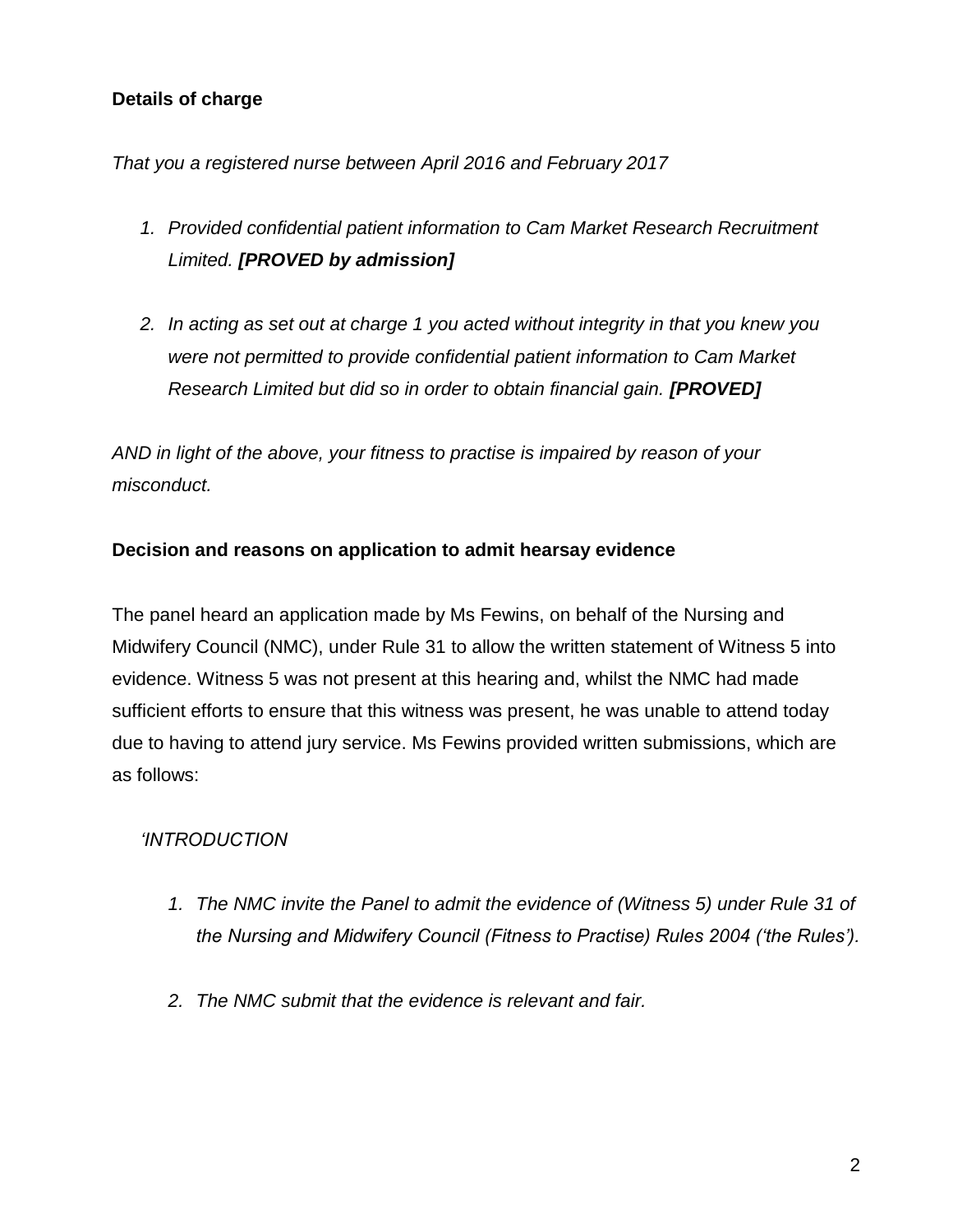**Details of charge**

*That you a registered nurse between April 2016 and February 2017*

1. *Provided confidential patient information to Cam Market Research Recruitment Limited.* ***[PROVED by admission]***

2. *In acting as set out at charge 1 you acted without integrity in that you knew you were not permitted to provide confidential patient information to Cam Market Research Limited but did so in order to obtain financial gain.* ***[PROVED]***

*AND in light of the above, your fitness to practise is impaired by reason of your misconduct.*

**Decision and reasons on application to admit hearsay evidence**

The panel heard an application made by Ms Fewins, on behalf of the Nursing and Midwifery Council (NMC), under Rule 31 to allow the written statement of Witness 5 into evidence. Witness 5 was not present at this hearing and, whilst the NMC had made sufficient efforts to ensure that this witness was present, he was unable to attend today due to having to attend jury service. Ms Fewins provided written submissions, which are as follows:

> *'INTRODUCTION*
>
> 1. *The NMC invite the Panel to admit the evidence of (Witness 5) under Rule 31 of the Nursing and Midwifery Council (Fitness to Practise) Rules 2004 ('the Rules').*
>
> 2. *The NMC submit that the evidence is relevant and fair.*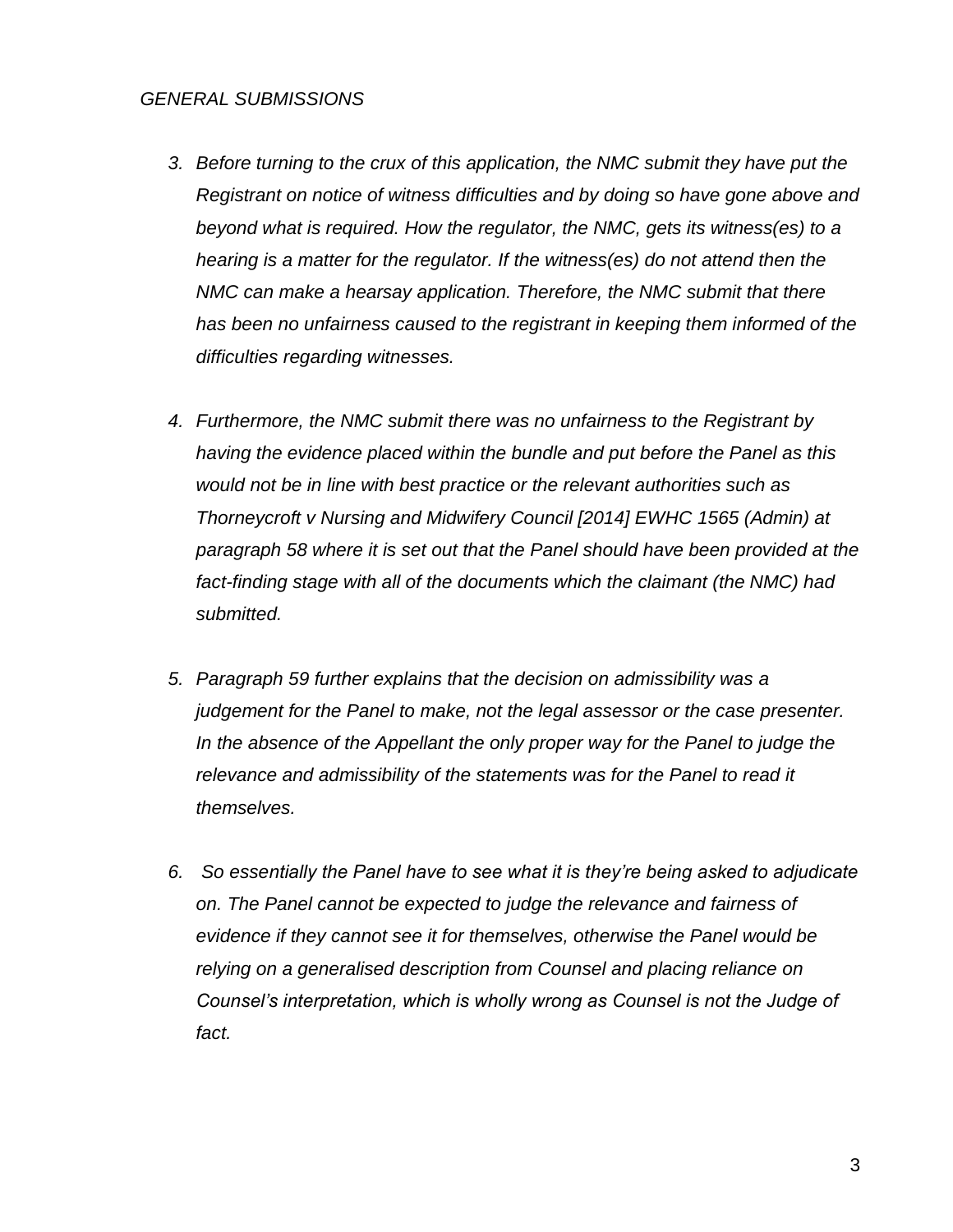*GENERAL SUBMISSIONS*

3. *Before turning to the crux of this application, the NMC submit they have put the Registrant on notice of witness difficulties and by doing so have gone above and beyond what is required. How the regulator, the NMC, gets its witness(es) to a hearing is a matter for the regulator. If the witness(es) do not attend then the NMC can make a hearsay application. Therefore, the NMC submit that there has been no unfairness caused to the registrant in keeping them informed of the difficulties regarding witnesses.*

4. *Furthermore, the NMC submit there was no unfairness to the Registrant by having the evidence placed within the bundle and put before the Panel as this would not be in line with best practice or the relevant authorities such as Thorneycroft v Nursing and Midwifery Council [2014] EWHC 1565 (Admin) at paragraph 58 where it is set out that the Panel should have been provided at the fact-finding stage with all of the documents which the claimant (the NMC) had submitted.*

5. *Paragraph 59 further explains that the decision on admissibility was a judgement for the Panel to make, not the legal assessor or the case presenter. In the absence of the Appellant the only proper way for the Panel to judge the relevance and admissibility of the statements was for the Panel to read it themselves.*

6. *So essentially the Panel have to see what it is they're being asked to adjudicate on. The Panel cannot be expected to judge the relevance and fairness of evidence if they cannot see it for themselves, otherwise the Panel would be relying on a generalised description from Counsel and placing reliance on Counsel's interpretation, which is wholly wrong as Counsel is not the Judge of fact.*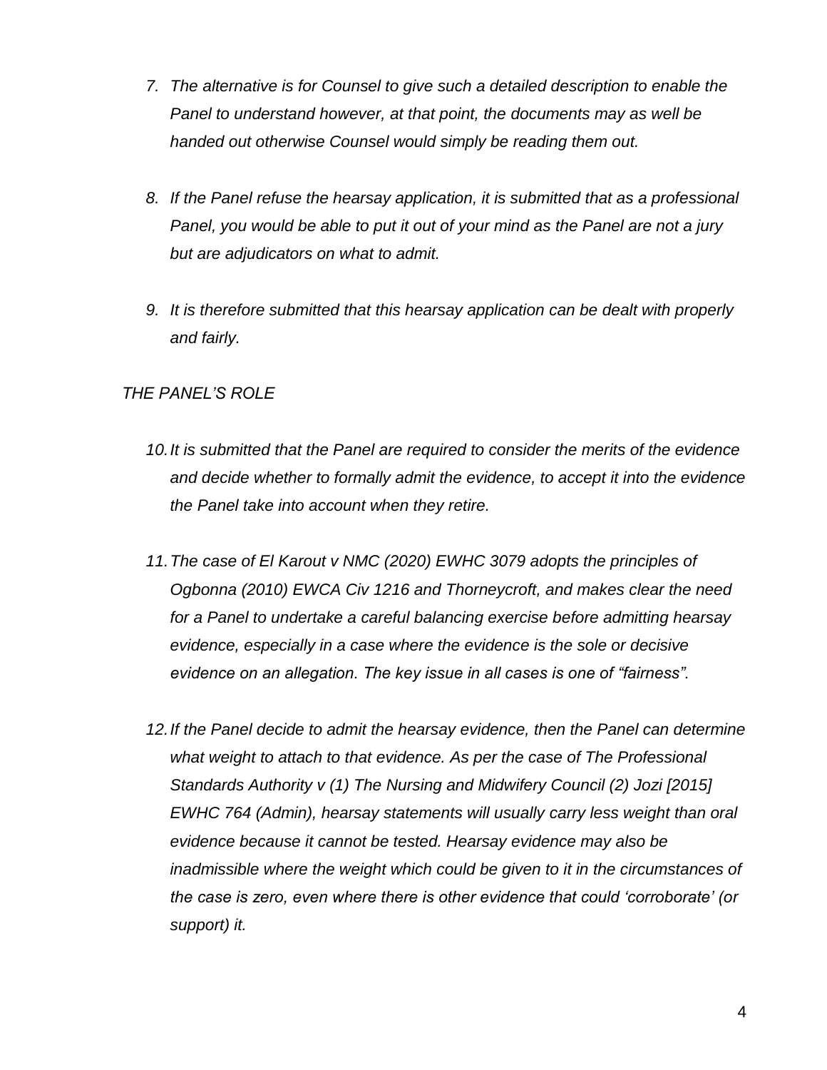7. *The alternative is for Counsel to give such a detailed description to enable the Panel to understand however, at that point, the documents may as well be handed out otherwise Counsel would simply be reading them out.*

8. *If the Panel refuse the hearsay application, it is submitted that as a professional Panel, you would be able to put it out of your mind as the Panel are not a jury but are adjudicators on what to admit.*

9. *It is therefore submitted that this hearsay application can be dealt with properly and fairly.*

*THE PANEL'S ROLE*

10. *It is submitted that the Panel are required to consider the merits of the evidence and decide whether to formally admit the evidence, to accept it into the evidence the Panel take into account when they retire.*

11. *The case of El Karout v NMC (2020) EWHC 3079 adopts the principles of Ogbonna (2010) EWCA Civ 1216 and Thorneycroft, and makes clear the need for a Panel to undertake a careful balancing exercise before admitting hearsay evidence, especially in a case where the evidence is the sole or decisive evidence on an allegation. The key issue in all cases is one of "fairness".*

12. *If the Panel decide to admit the hearsay evidence, then the Panel can determine what weight to attach to that evidence. As per the case of The Professional Standards Authority v (1) The Nursing and Midwifery Council (2) Jozi [2015] EWHC 764 (Admin), hearsay statements will usually carry less weight than oral evidence because it cannot be tested. Hearsay evidence may also be inadmissible where the weight which could be given to it in the circumstances of the case is zero, even where there is other evidence that could 'corroborate' (or support) it.*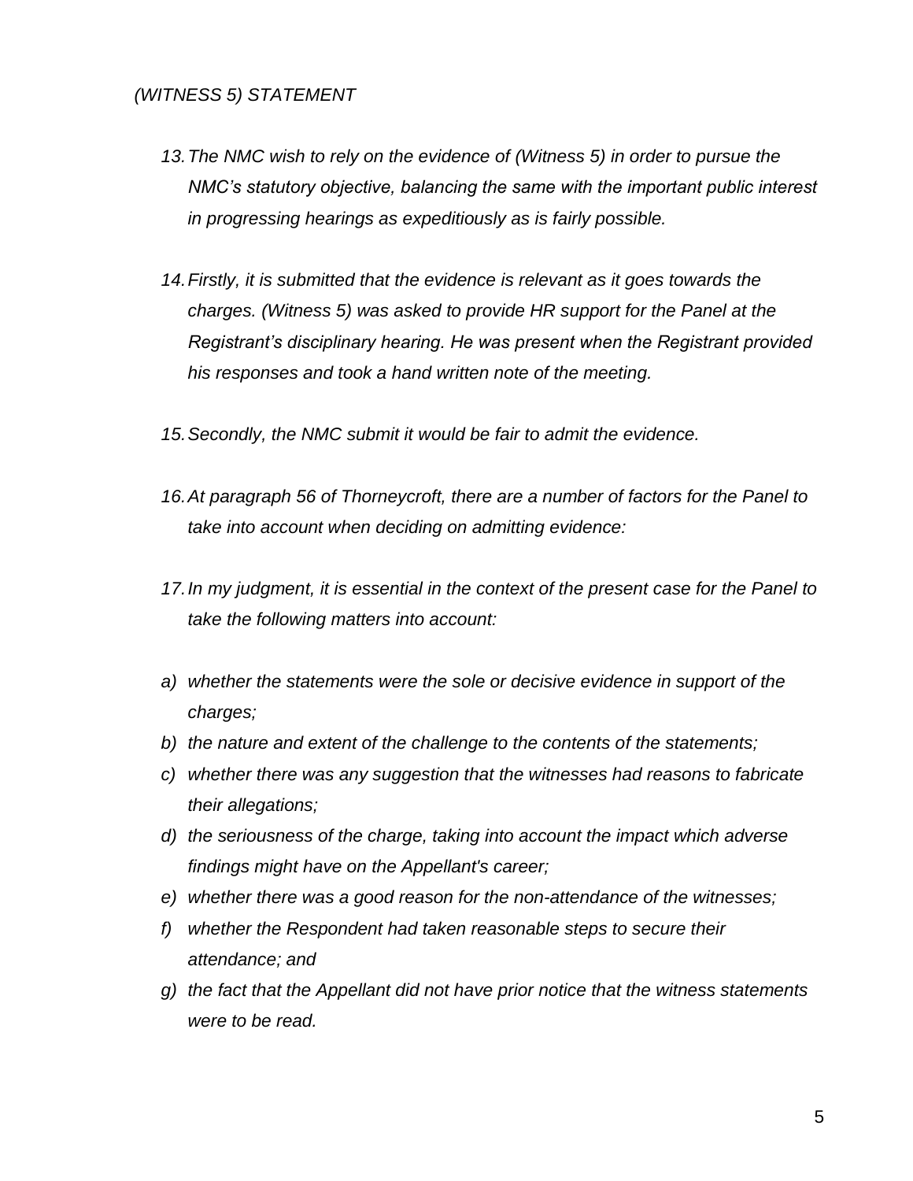*(WITNESS 5) STATEMENT*

13. *The NMC wish to rely on the evidence of (Witness 5) in order to pursue the NMC's statutory objective, balancing the same with the important public interest in progressing hearings as expeditiously as is fairly possible.*

14. *Firstly, it is submitted that the evidence is relevant as it goes towards the charges. (Witness 5) was asked to provide HR support for the Panel at the Registrant's disciplinary hearing. He was present when the Registrant provided his responses and took a hand written note of the meeting.*

15. *Secondly, the NMC submit it would be fair to admit the evidence.*

16. *At paragraph 56 of Thorneycroft, there are a number of factors for the Panel to take into account when deciding on admitting evidence:*

17. *In my judgment, it is essential in the context of the present case for the Panel to take the following matters into account:*

a) *whether the statements were the sole or decisive evidence in support of the charges;*
b) *the nature and extent of the challenge to the contents of the statements;*
c) *whether there was any suggestion that the witnesses had reasons to fabricate their allegations;*
d) *the seriousness of the charge, taking into account the impact which adverse findings might have on the Appellant's career;*
e) *whether there was a good reason for the non-attendance of the witnesses;*
f) *whether the Respondent had taken reasonable steps to secure their attendance; and*
g) *the fact that the Appellant did not have prior notice that the witness statements were to be read.*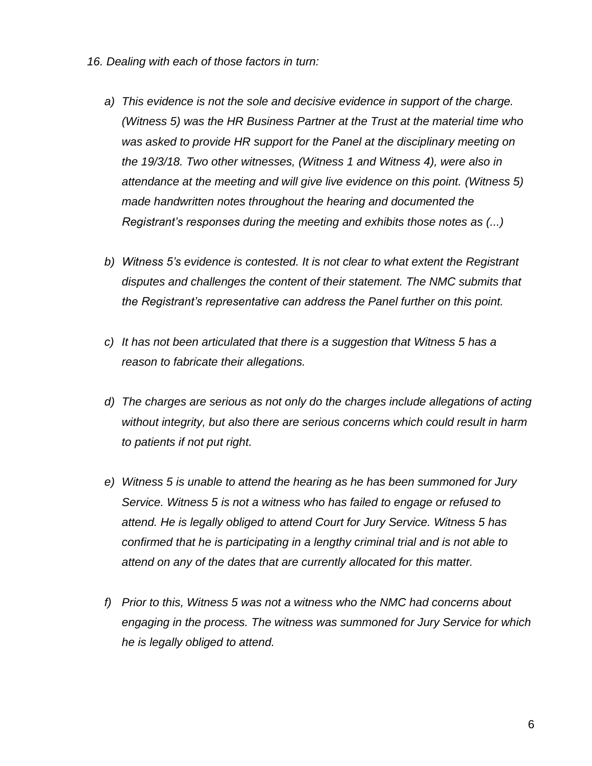*16. Dealing with each of those factors in turn:*

*a) This evidence is not the sole and decisive evidence in support of the charge. (Witness 5) was the HR Business Partner at the Trust at the material time who was asked to provide HR support for the Panel at the disciplinary meeting on the 19/3/18. Two other witnesses, (Witness 1 and Witness 4), were also in attendance at the meeting and will give live evidence on this point. (Witness 5) made handwritten notes throughout the hearing and documented the Registrant's responses during the meeting and exhibits those notes as (...)*

*b) Witness 5's evidence is contested. It is not clear to what extent the Registrant disputes and challenges the content of their statement. The NMC submits that the Registrant's representative can address the Panel further on this point.*

*c) It has not been articulated that there is a suggestion that Witness 5 has a reason to fabricate their allegations.*

*d) The charges are serious as not only do the charges include allegations of acting without integrity, but also there are serious concerns which could result in harm to patients if not put right.*

*e) Witness 5 is unable to attend the hearing as he has been summoned for Jury Service. Witness 5 is not a witness who has failed to engage or refused to attend. He is legally obliged to attend Court for Jury Service. Witness 5 has confirmed that he is participating in a lengthy criminal trial and is not able to attend on any of the dates that are currently allocated for this matter.*

*f) Prior to this, Witness 5 was not a witness who the NMC had concerns about engaging in the process. The witness was summoned for Jury Service for which he is legally obliged to attend.*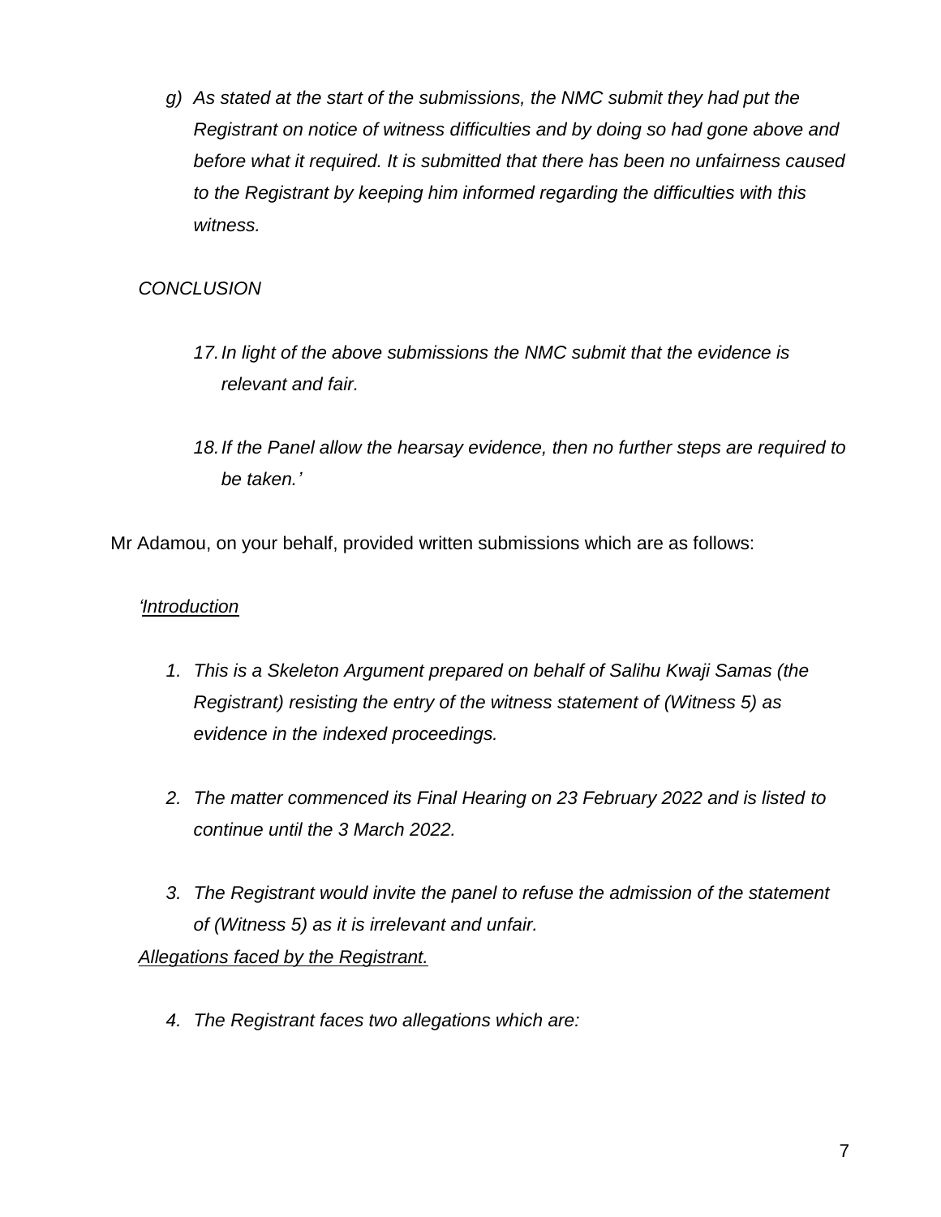*g) As stated at the start of the submissions, the NMC submit they had put the Registrant on notice of witness difficulties and by doing so had gone above and before what it required. It is submitted that there has been no unfairness caused to the Registrant by keeping him informed regarding the difficulties with this witness.*

*CONCLUSION*

*17. In light of the above submissions the NMC submit that the evidence is relevant and fair.*

*18. If the Panel allow the hearsay evidence, then no further steps are required to be taken.'*

Mr Adamou, on your behalf, provided written submissions which are as follows:

*'<u>Introduction</u>*

*1. This is a Skeleton Argument prepared on behalf of Salihu Kwaji Samas (the Registrant) resisting the entry of the witness statement of (Witness 5) as evidence in the indexed proceedings.*

*2. The matter commenced its Final Hearing on 23 February 2022 and is listed to continue until the 3 March 2022.*

*3. The Registrant would invite the panel to refuse the admission of the statement of (Witness 5) as it is irrelevant and unfair.*

*<u>Allegations faced by the Registrant.</u>*

*4. The Registrant faces two allegations which are:*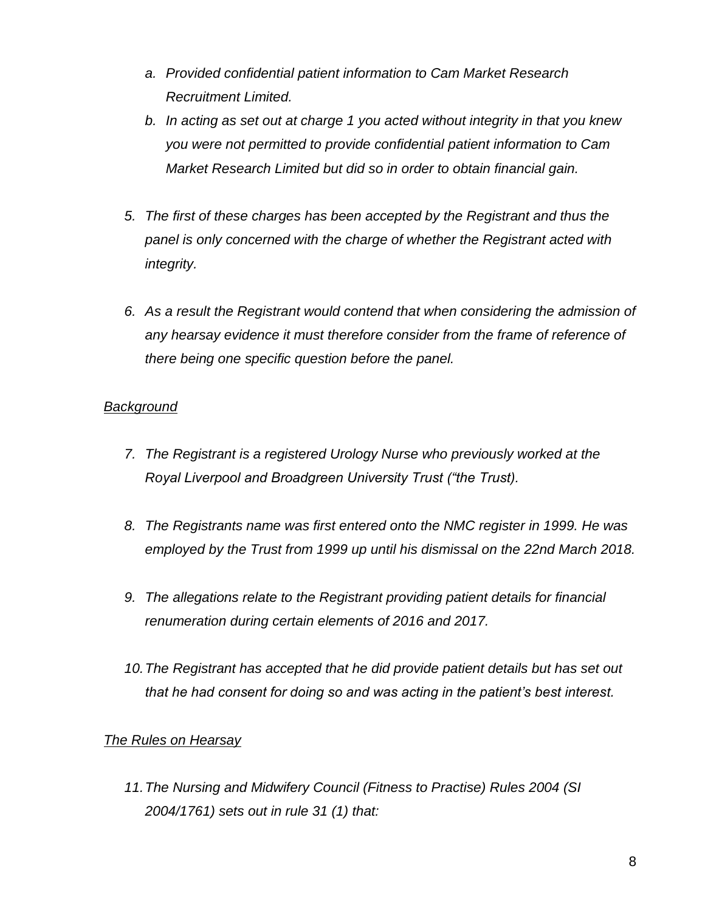*a. Provided confidential patient information to Cam Market Research Recruitment Limited.*

*b. In acting as set out at charge 1 you acted without integrity in that you knew you were not permitted to provide confidential patient information to Cam Market Research Limited but did so in order to obtain financial gain.*

*5. The first of these charges has been accepted by the Registrant and thus the panel is only concerned with the charge of whether the Registrant acted with integrity.*

*6. As a result the Registrant would contend that when considering the admission of any hearsay evidence it must therefore consider from the frame of reference of there being one specific question before the panel.*

*Background*

*7. The Registrant is a registered Urology Nurse who previously worked at the Royal Liverpool and Broadgreen University Trust ("the Trust).*

*8. The Registrants name was first entered onto the NMC register in 1999. He was employed by the Trust from 1999 up until his dismissal on the 22nd March 2018.*

*9. The allegations relate to the Registrant providing patient details for financial renumeration during certain elements of 2016 and 2017.*

*10. The Registrant has accepted that he did provide patient details but has set out that he had consent for doing so and was acting in the patient's best interest.*

*The Rules on Hearsay*

*11. The Nursing and Midwifery Council (Fitness to Practise) Rules 2004 (SI 2004/1761) sets out in rule 31 (1) that:*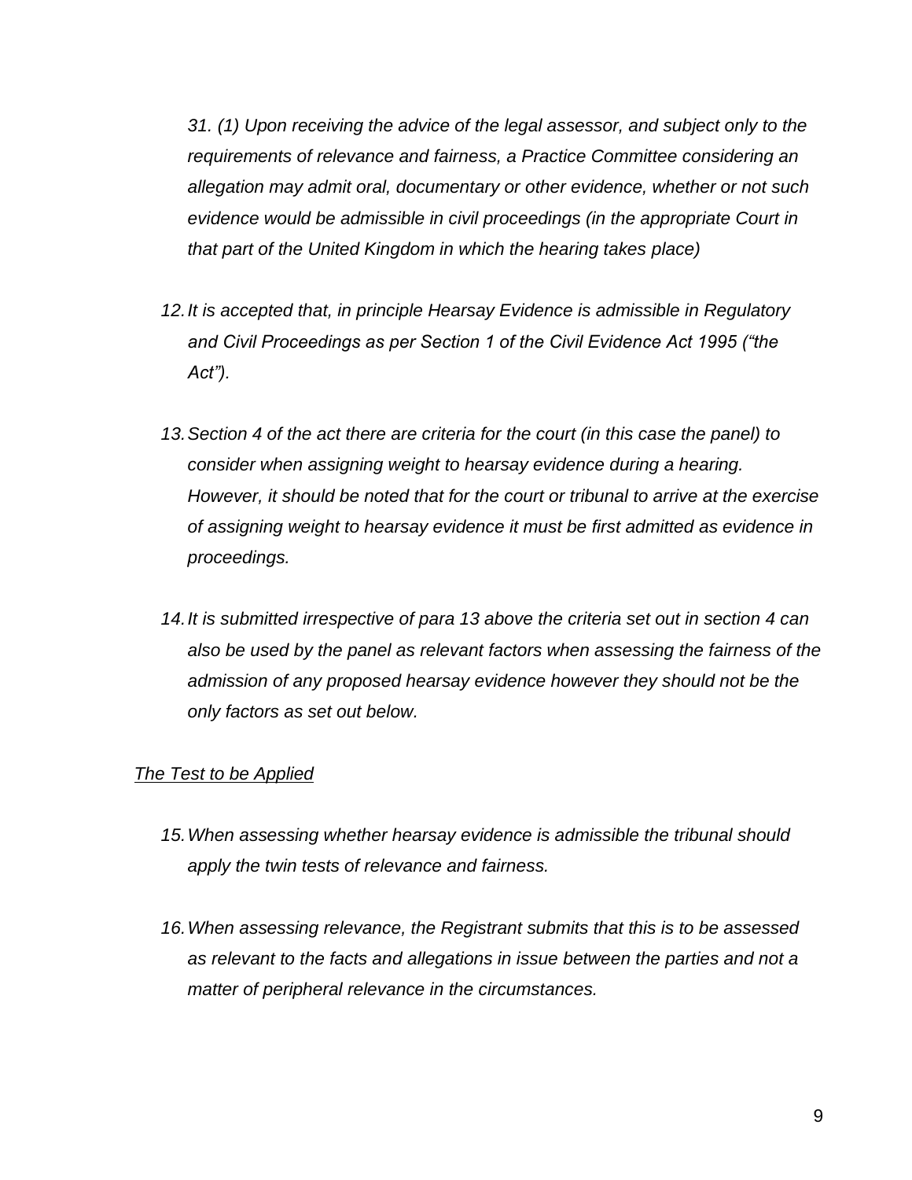*31. (1) Upon receiving the advice of the legal assessor, and subject only to the requirements of relevance and fairness, a Practice Committee considering an allegation may admit oral, documentary or other evidence, whether or not such evidence would be admissible in civil proceedings (in the appropriate Court in that part of the United Kingdom in which the hearing takes place)*

12. *It is accepted that, in principle Hearsay Evidence is admissible in Regulatory and Civil Proceedings as per Section 1 of the Civil Evidence Act 1995 ("the Act").*

13. *Section 4 of the act there are criteria for the court (in this case the panel) to consider when assigning weight to hearsay evidence during a hearing. However, it should be noted that for the court or tribunal to arrive at the exercise of assigning weight to hearsay evidence it must be first admitted as evidence in proceedings.*

14. *It is submitted irrespective of para 13 above the criteria set out in section 4 can also be used by the panel as relevant factors when assessing the fairness of the admission of any proposed hearsay evidence however they should not be the only factors as set out below.*

<u>*The Test to be Applied*</u>

15. *When assessing whether hearsay evidence is admissible the tribunal should apply the twin tests of relevance and fairness.*

16. *When assessing relevance, the Registrant submits that this is to be assessed as relevant to the facts and allegations in issue between the parties and not a matter of peripheral relevance in the circumstances.*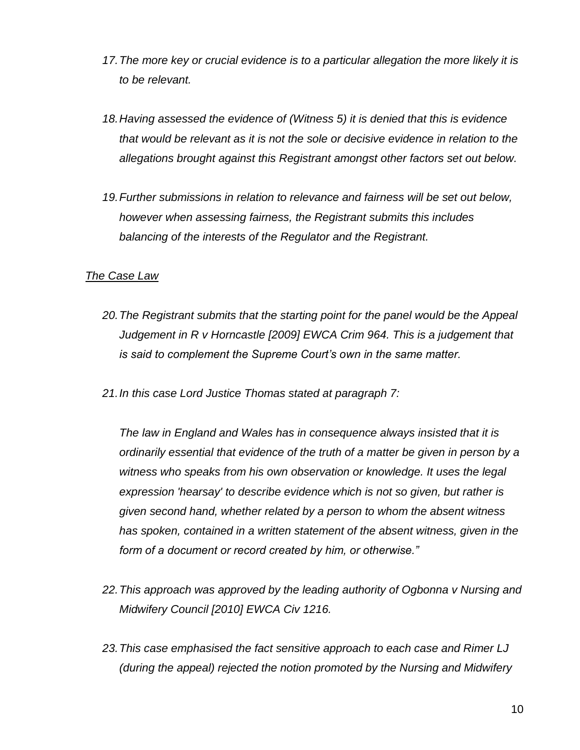17. *The more key or crucial evidence is to a particular allegation the more likely it is to be relevant.*

18. *Having assessed the evidence of (Witness 5) it is denied that this is evidence that would be relevant as it is not the sole or decisive evidence in relation to the allegations brought against this Registrant amongst other factors set out below.*

19. *Further submissions in relation to relevance and fairness will be set out below, however when assessing fairness, the Registrant submits this includes balancing of the interests of the Regulator and the Registrant.*

*The Case Law*

20. *The Registrant submits that the starting point for the panel would be the Appeal Judgement in R v Horncastle [2009] EWCA Crim 964. This is a judgement that is said to complement the Supreme Court's own in the same matter.*

21. *In this case Lord Justice Thomas stated at paragraph 7:*

    *The law in England and Wales has in consequence always insisted that it is ordinarily essential that evidence of the truth of a matter be given in person by a witness who speaks from his own observation or knowledge. It uses the legal expression 'hearsay' to describe evidence which is not so given, but rather is given second hand, whether related by a person to whom the absent witness has spoken, contained in a written statement of the absent witness, given in the form of a document or record created by him, or otherwise."*

22. *This approach was approved by the leading authority of Ogbonna v Nursing and Midwifery Council [2010] EWCA Civ 1216.*

23. *This case emphasised the fact sensitive approach to each case and Rimer LJ (during the appeal) rejected the notion promoted by the Nursing and Midwifery*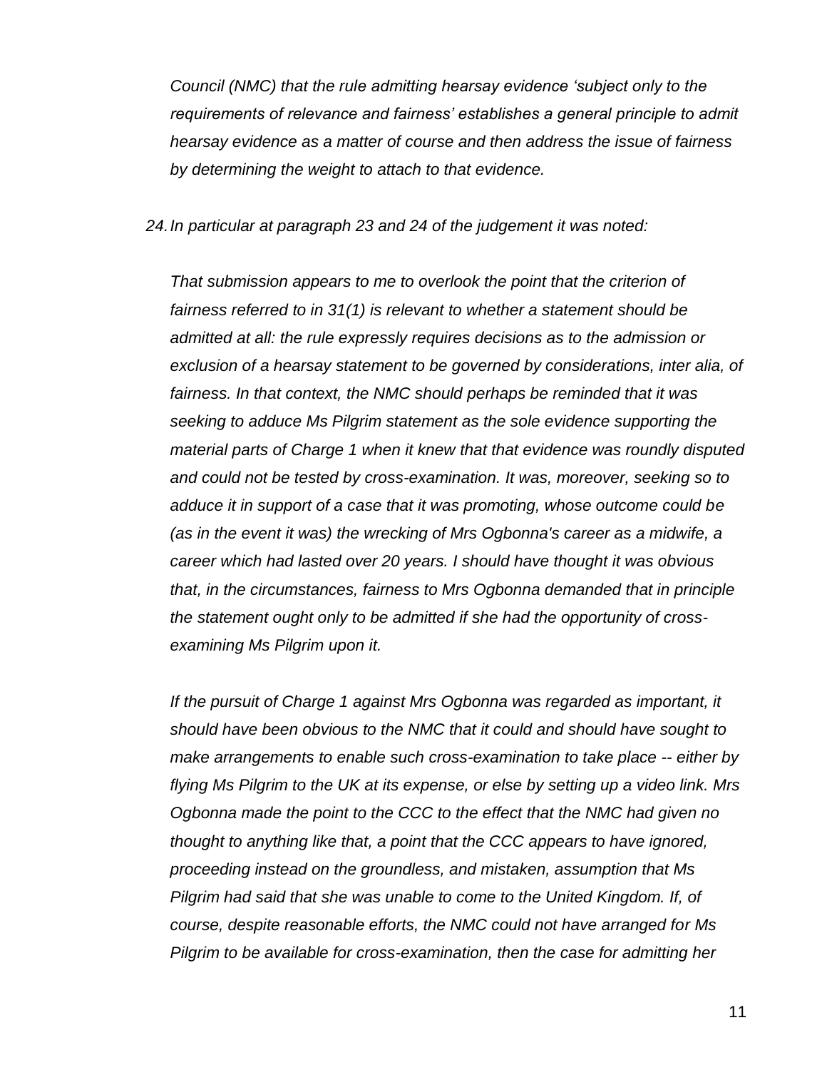*Council (NMC) that the rule admitting hearsay evidence 'subject only to the requirements of relevance and fairness' establishes a general principle to admit hearsay evidence as a matter of course and then address the issue of fairness by determining the weight to attach to that evidence.*

24. *In particular at paragraph 23 and 24 of the judgement it was noted:*

*That submission appears to me to overlook the point that the criterion of fairness referred to in 31(1) is relevant to whether a statement should be admitted at all: the rule expressly requires decisions as to the admission or exclusion of a hearsay statement to be governed by considerations, inter alia, of fairness. In that context, the NMC should perhaps be reminded that it was seeking to adduce Ms Pilgrim statement as the sole evidence supporting the material parts of Charge 1 when it knew that that evidence was roundly disputed and could not be tested by cross-examination. It was, moreover, seeking so to adduce it in support of a case that it was promoting, whose outcome could be (as in the event it was) the wrecking of Mrs Ogbonna's career as a midwife, a career which had lasted over 20 years. I should have thought it was obvious that, in the circumstances, fairness to Mrs Ogbonna demanded that in principle the statement ought only to be admitted if she had the opportunity of cross-examining Ms Pilgrim upon it.*

*If the pursuit of Charge 1 against Mrs Ogbonna was regarded as important, it should have been obvious to the NMC that it could and should have sought to make arrangements to enable such cross-examination to take place -- either by flying Ms Pilgrim to the UK at its expense, or else by setting up a video link. Mrs Ogbonna made the point to the CCC to the effect that the NMC had given no thought to anything like that, a point that the CCC appears to have ignored, proceeding instead on the groundless, and mistaken, assumption that Ms Pilgrim had said that she was unable to come to the United Kingdom. If, of course, despite reasonable efforts, the NMC could not have arranged for Ms Pilgrim to be available for cross-examination, then the case for admitting her*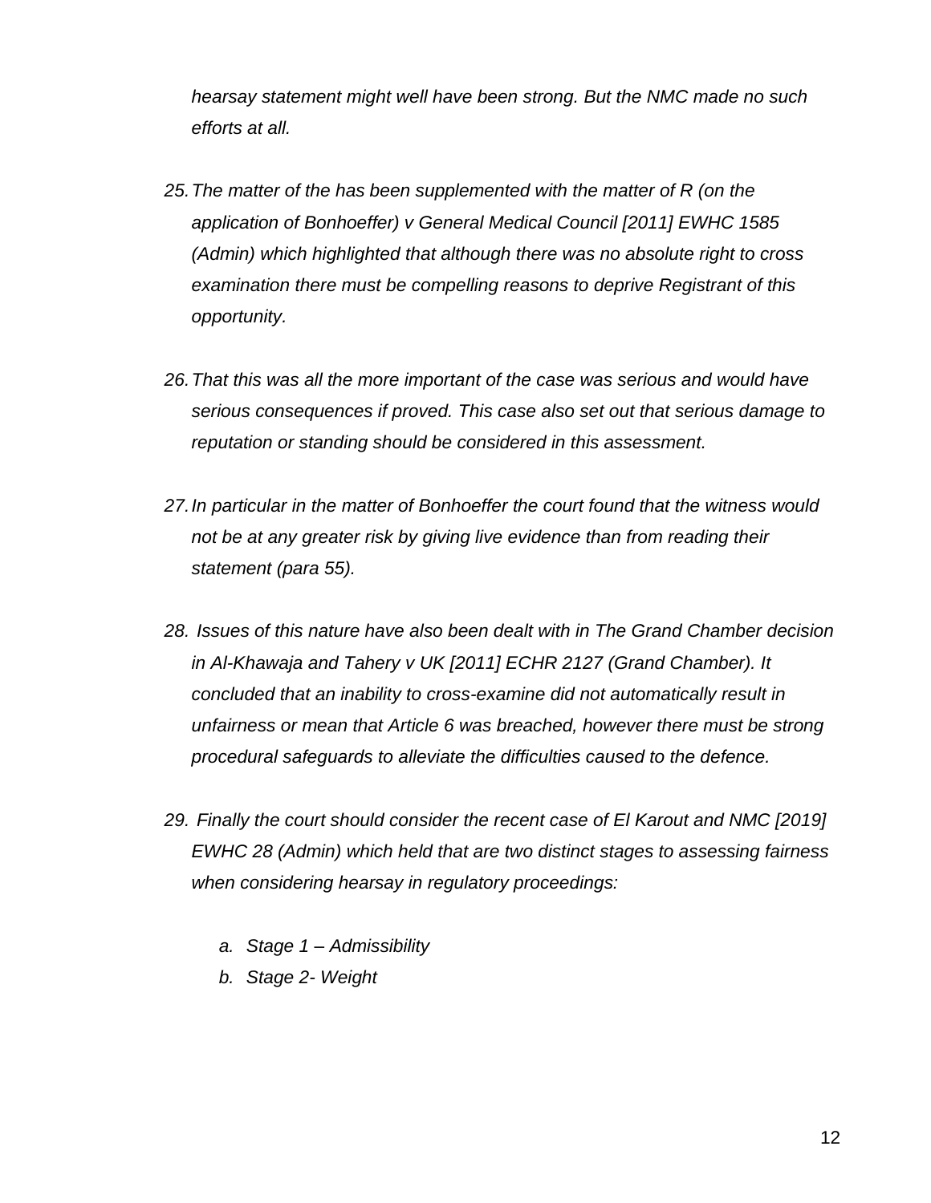*hearsay statement might well have been strong. But the NMC made no such efforts at all.*

25. *The matter of the has been supplemented with the matter of R (on the application of Bonhoeffer) v General Medical Council [2011] EWHC 1585 (Admin) which highlighted that although there was no absolute right to cross examination there must be compelling reasons to deprive Registrant of this opportunity.*

26. *That this was all the more important of the case was serious and would have serious consequences if proved. This case also set out that serious damage to reputation or standing should be considered in this assessment.*

27. *In particular in the matter of Bonhoeffer the court found that the witness would not be at any greater risk by giving live evidence than from reading their statement (para 55).*

28. *Issues of this nature have also been dealt with in The Grand Chamber decision in Al-Khawaja and Tahery v UK [2011] ECHR 2127 (Grand Chamber). It concluded that an inability to cross-examine did not automatically result in unfairness or mean that Article 6 was breached, however there must be strong procedural safeguards to alleviate the difficulties caused to the defence.*

29. *Finally the court should consider the recent case of El Karout and NMC [2019] EWHC 28 (Admin) which held that are two distinct stages to assessing fairness when considering hearsay in regulatory proceedings:*

    a. *Stage 1 – Admissibility*
    b. *Stage 2- Weight*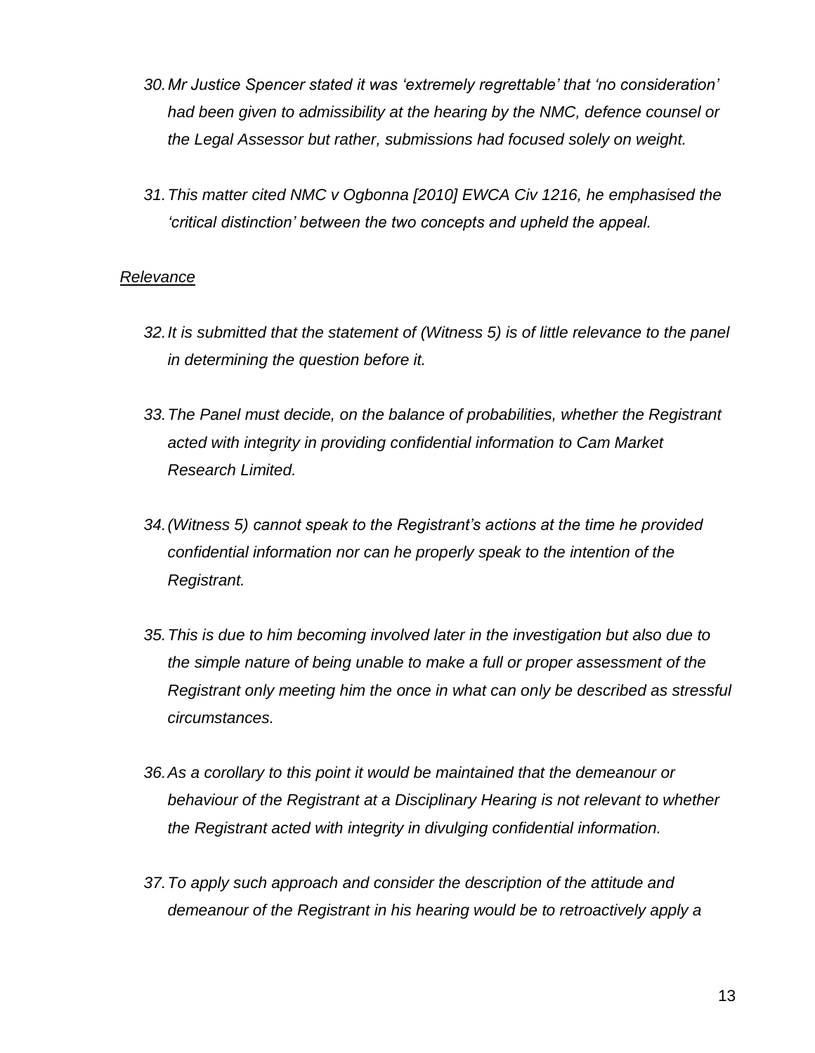30. *Mr Justice Spencer stated it was 'extremely regrettable' that 'no consideration' had been given to admissibility at the hearing by the NMC, defence counsel or the Legal Assessor but rather, submissions had focused solely on weight.*

31. *This matter cited NMC v Ogbonna [2010] EWCA Civ 1216, he emphasised the 'critical distinction' between the two concepts and upheld the appeal.*

*Relevance*

32. *It is submitted that the statement of (Witness 5) is of little relevance to the panel in determining the question before it.*

33. *The Panel must decide, on the balance of probabilities, whether the Registrant acted with integrity in providing confidential information to Cam Market Research Limited.*

34. *(Witness 5) cannot speak to the Registrant's actions at the time he provided confidential information nor can he properly speak to the intention of the Registrant.*

35. *This is due to him becoming involved later in the investigation but also due to the simple nature of being unable to make a full or proper assessment of the Registrant only meeting him the once in what can only be described as stressful circumstances.*

36. *As a corollary to this point it would be maintained that the demeanour or behaviour of the Registrant at a Disciplinary Hearing is not relevant to whether the Registrant acted with integrity in divulging confidential information.*

37. *To apply such approach and consider the description of the attitude and demeanour of the Registrant in his hearing would be to retroactively apply a*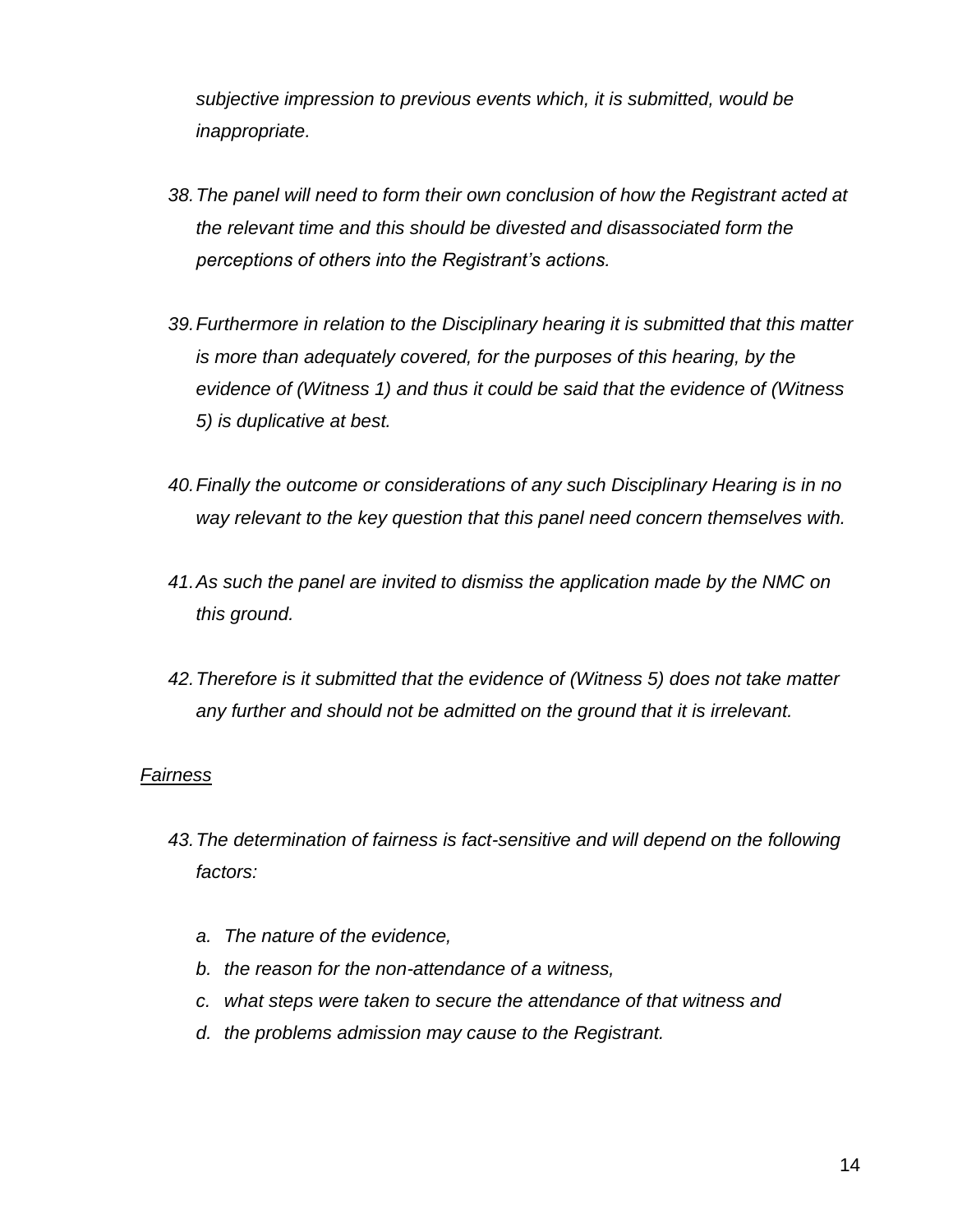*subjective impression to previous events which, it is submitted, would be inappropriate.*

38. *The panel will need to form their own conclusion of how the Registrant acted at the relevant time and this should be divested and disassociated form the perceptions of others into the Registrant's actions.*

39. *Furthermore in relation to the Disciplinary hearing it is submitted that this matter is more than adequately covered, for the purposes of this hearing, by the evidence of (Witness 1) and thus it could be said that the evidence of (Witness 5) is duplicative at best.*

40. *Finally the outcome or considerations of any such Disciplinary Hearing is in no way relevant to the key question that this panel need concern themselves with.*

41. *As such the panel are invited to dismiss the application made by the NMC on this ground.*

42. *Therefore is it submitted that the evidence of (Witness 5) does not take matter any further and should not be admitted on the ground that it is irrelevant.*

*Fairness*

43. *The determination of fairness is fact-sensitive and will depend on the following factors:*

    a. *The nature of the evidence,*
    b. *the reason for the non-attendance of a witness,*
    c. *what steps were taken to secure the attendance of that witness and*
    d. *the problems admission may cause to the Registrant.*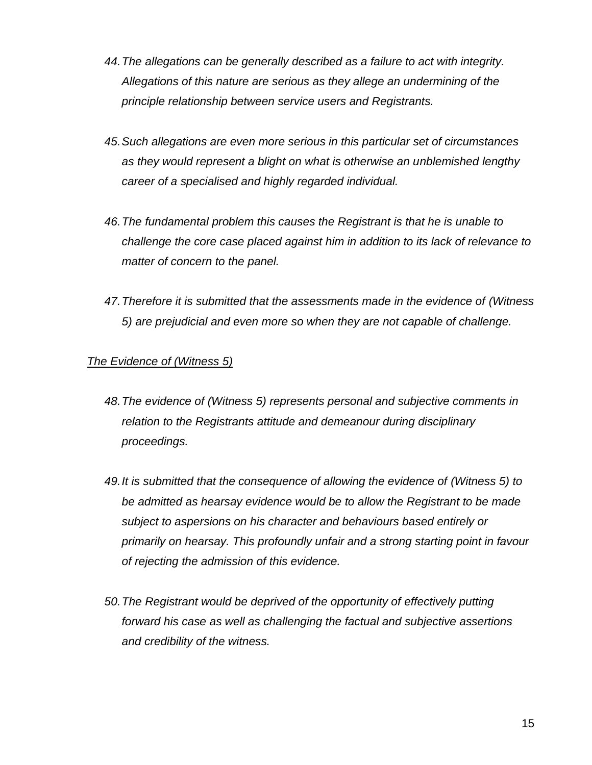44. *The allegations can be generally described as a failure to act with integrity. Allegations of this nature are serious as they allege an undermining of the principle relationship between service users and Registrants.*

45. *Such allegations are even more serious in this particular set of circumstances as they would represent a blight on what is otherwise an unblemished lengthy career of a specialised and highly regarded individual.*

46. *The fundamental problem this causes the Registrant is that he is unable to challenge the core case placed against him in addition to its lack of relevance to matter of concern to the panel.*

47. *Therefore it is submitted that the assessments made in the evidence of (Witness 5) are prejudicial and even more so when they are not capable of challenge.*

*<u>The Evidence of (Witness 5)</u>*

48. *The evidence of (Witness 5) represents personal and subjective comments in relation to the Registrants attitude and demeanour during disciplinary proceedings.*

49. *It is submitted that the consequence of allowing the evidence of (Witness 5) to be admitted as hearsay evidence would be to allow the Registrant to be made subject to aspersions on his character and behaviours based entirely or primarily on hearsay. This profoundly unfair and a strong starting point in favour of rejecting the admission of this evidence.*

50. *The Registrant would be deprived of the opportunity of effectively putting forward his case as well as challenging the factual and subjective assertions and credibility of the witness.*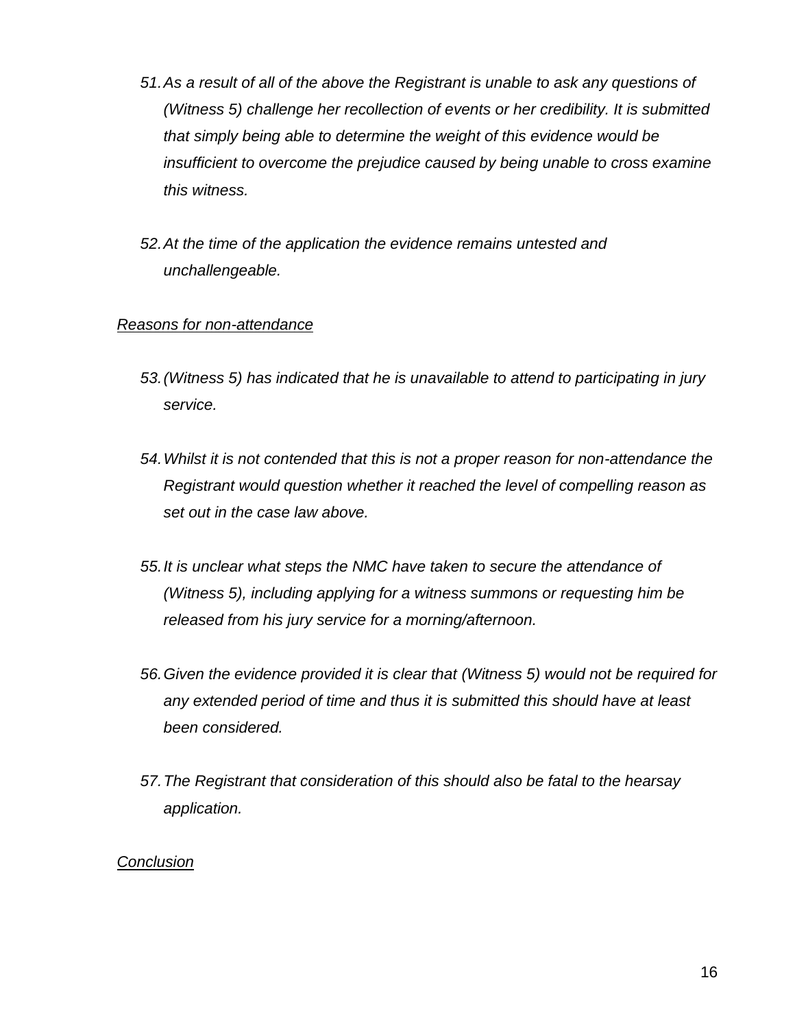51. *As a result of all of the above the Registrant is unable to ask any questions of (Witness 5) challenge her recollection of events or her credibility. It is submitted that simply being able to determine the weight of this evidence would be insufficient to overcome the prejudice caused by being unable to cross examine this witness.*

52. *At the time of the application the evidence remains untested and unchallengeable.*

*Reasons for non-attendance*

53. *(Witness 5) has indicated that he is unavailable to attend to participating in jury service.*

54. *Whilst it is not contended that this is not a proper reason for non-attendance the Registrant would question whether it reached the level of compelling reason as set out in the case law above.*

55. *It is unclear what steps the NMC have taken to secure the attendance of (Witness 5), including applying for a witness summons or requesting him be released from his jury service for a morning/afternoon.*

56. *Given the evidence provided it is clear that (Witness 5) would not be required for any extended period of time and thus it is submitted this should have at least been considered.*

57. *The Registrant that consideration of this should also be fatal to the hearsay application.*

*Conclusion*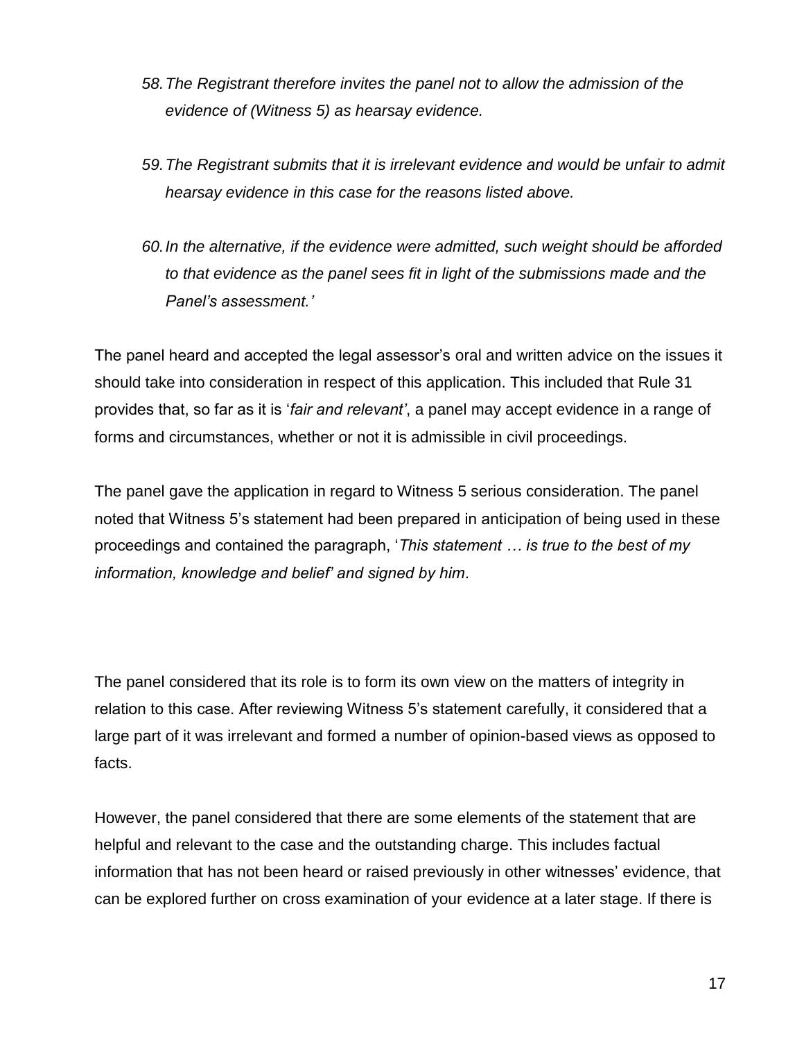*58. The Registrant therefore invites the panel not to allow the admission of the evidence of (Witness 5) as hearsay evidence.*

*59. The Registrant submits that it is irrelevant evidence and would be unfair to admit hearsay evidence in this case for the reasons listed above.*

*60. In the alternative, if the evidence were admitted, such weight should be afforded to that evidence as the panel sees fit in light of the submissions made and the Panel's assessment.'*

The panel heard and accepted the legal assessor's oral and written advice on the issues it should take into consideration in respect of this application. This included that Rule 31 provides that, so far as it is '*fair and relevant'*, a panel may accept evidence in a range of forms and circumstances, whether or not it is admissible in civil proceedings.

The panel gave the application in regard to Witness 5 serious consideration. The panel noted that Witness 5's statement had been prepared in anticipation of being used in these proceedings and contained the paragraph, '*This statement … is true to the best of my information, knowledge and belief' and signed by him*.

The panel considered that its role is to form its own view on the matters of integrity in relation to this case. After reviewing Witness 5's statement carefully, it considered that a large part of it was irrelevant and formed a number of opinion-based views as opposed to facts.

However, the panel considered that there are some elements of the statement that are helpful and relevant to the case and the outstanding charge. This includes factual information that has not been heard or raised previously in other witnesses' evidence, that can be explored further on cross examination of your evidence at a later stage. If there is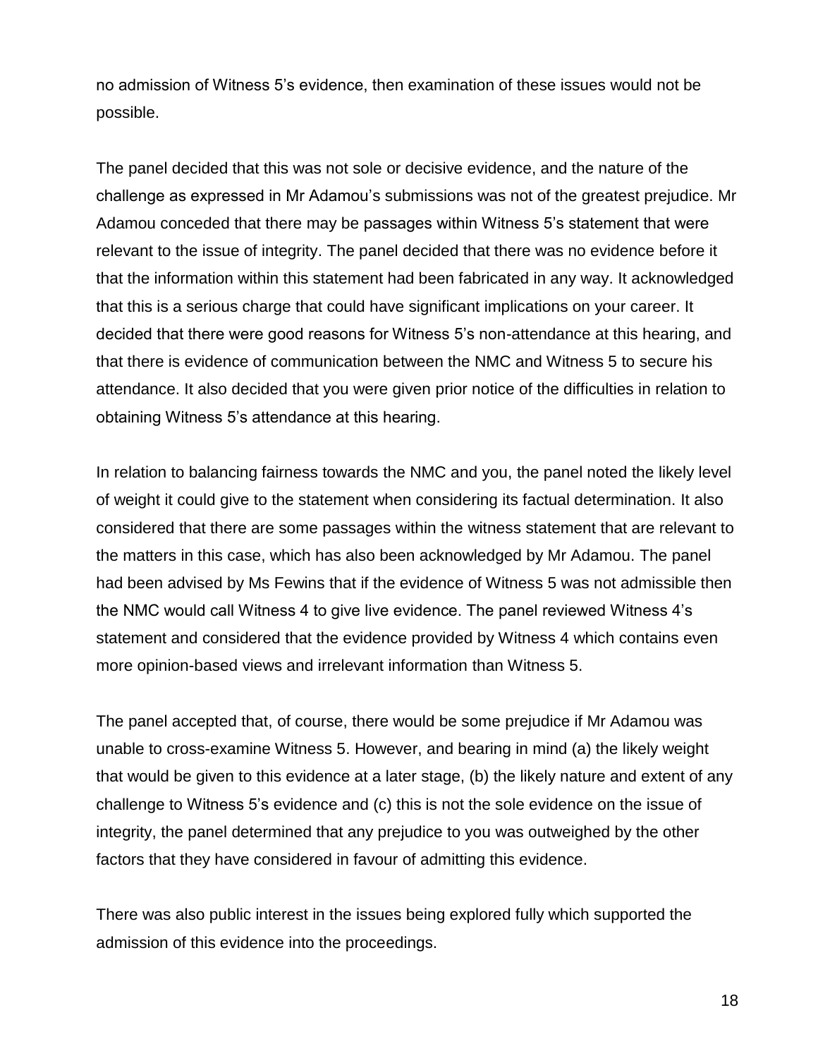no admission of Witness 5's evidence, then examination of these issues would not be possible.

The panel decided that this was not sole or decisive evidence, and the nature of the challenge as expressed in Mr Adamou's submissions was not of the greatest prejudice. Mr Adamou conceded that there may be passages within Witness 5's statement that were relevant to the issue of integrity. The panel decided that there was no evidence before it that the information within this statement had been fabricated in any way. It acknowledged that this is a serious charge that could have significant implications on your career. It decided that there were good reasons for Witness 5's non-attendance at this hearing, and that there is evidence of communication between the NMC and Witness 5 to secure his attendance. It also decided that you were given prior notice of the difficulties in relation to obtaining Witness 5's attendance at this hearing.

In relation to balancing fairness towards the NMC and you, the panel noted the likely level of weight it could give to the statement when considering its factual determination. It also considered that there are some passages within the witness statement that are relevant to the matters in this case, which has also been acknowledged by Mr Adamou. The panel had been advised by Ms Fewins that if the evidence of Witness 5 was not admissible then the NMC would call Witness 4 to give live evidence. The panel reviewed Witness 4's statement and considered that the evidence provided by Witness 4 which contains even more opinion-based views and irrelevant information than Witness 5.

The panel accepted that, of course, there would be some prejudice if Mr Adamou was unable to cross-examine Witness 5. However, and bearing in mind (a) the likely weight that would be given to this evidence at a later stage, (b) the likely nature and extent of any challenge to Witness 5's evidence and (c) this is not the sole evidence on the issue of integrity, the panel determined that any prejudice to you was outweighed by the other factors that they have considered in favour of admitting this evidence.

There was also public interest in the issues being explored fully which supported the admission of this evidence into the proceedings.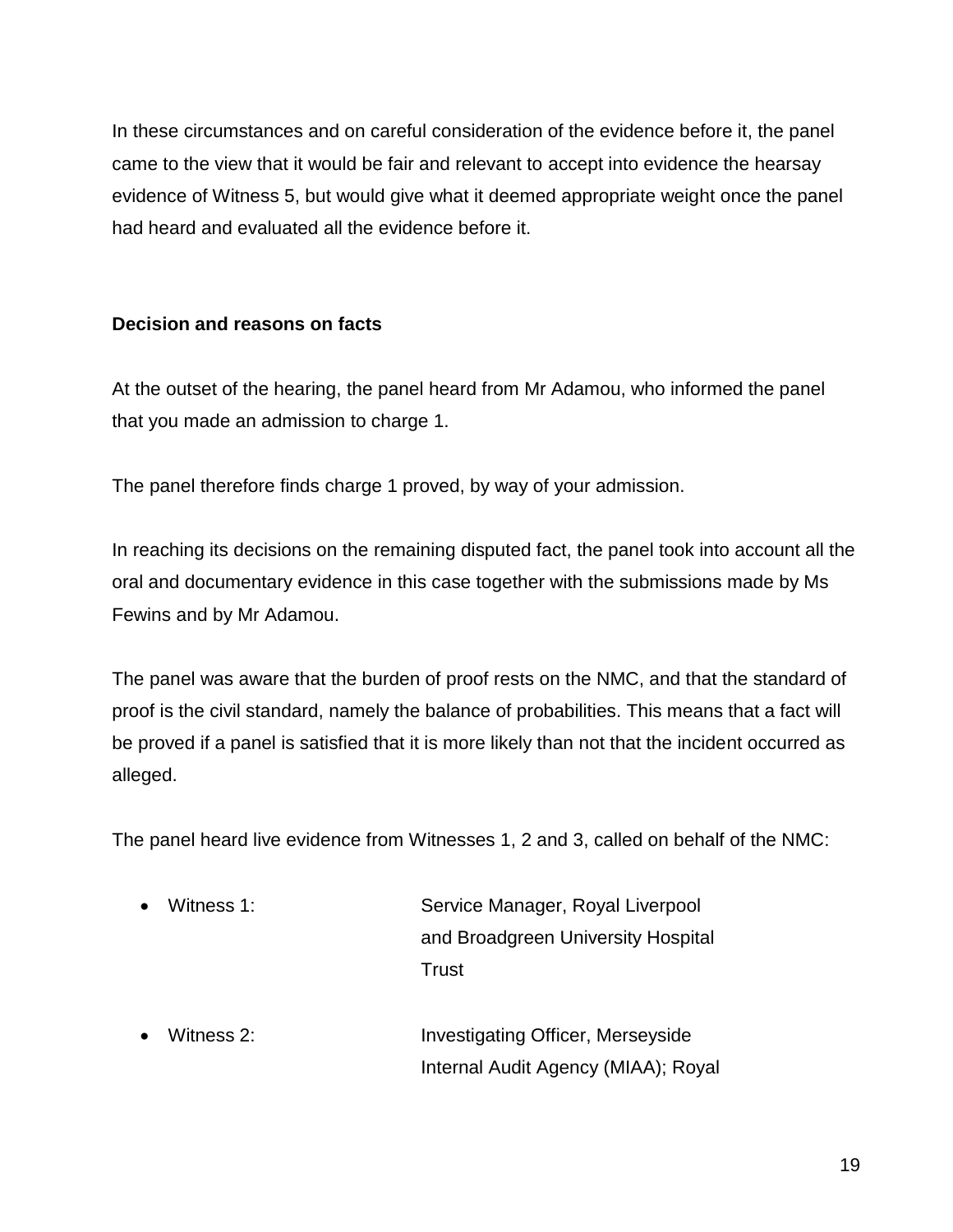In these circumstances and on careful consideration of the evidence before it, the panel came to the view that it would be fair and relevant to accept into evidence the hearsay evidence of Witness 5, but would give what it deemed appropriate weight once the panel had heard and evaluated all the evidence before it.

**Decision and reasons on facts**

At the outset of the hearing, the panel heard from Mr Adamou, who informed the panel that you made an admission to charge 1.

The panel therefore finds charge 1 proved, by way of your admission.

In reaching its decisions on the remaining disputed fact, the panel took into account all the oral and documentary evidence in this case together with the submissions made by Ms Fewins and by Mr Adamou.

The panel was aware that the burden of proof rests on the NMC, and that the standard of proof is the civil standard, namely the balance of probabilities. This means that a fact will be proved if a panel is satisfied that it is more likely than not that the incident occurred as alleged.

The panel heard live evidence from Witnesses 1, 2 and 3, called on behalf of the NMC:

- Witness 1: Service Manager, Royal Liverpool and Broadgreen University Hospital Trust

- Witness 2: Investigating Officer, Merseyside Internal Audit Agency (MIAA); Royal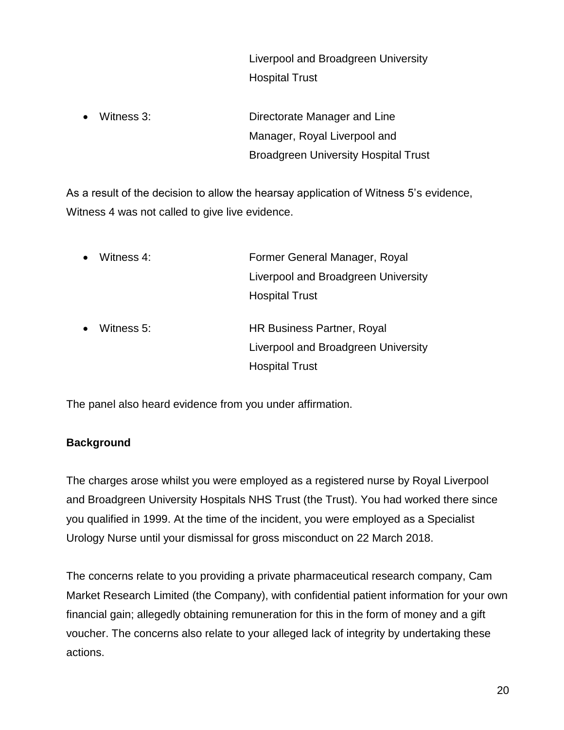Liverpool and Broadgreen University Hospital Trust

- Witness 3: Directorate Manager and Line Manager, Royal Liverpool and Broadgreen University Hospital Trust

As a result of the decision to allow the hearsay application of Witness 5's evidence, Witness 4 was not called to give live evidence.

- Witness 4: Former General Manager, Royal Liverpool and Broadgreen University Hospital Trust
- Witness 5: HR Business Partner, Royal Liverpool and Broadgreen University Hospital Trust

The panel also heard evidence from you under affirmation.

**Background**

The charges arose whilst you were employed as a registered nurse by Royal Liverpool and Broadgreen University Hospitals NHS Trust (the Trust). You had worked there since you qualified in 1999. At the time of the incident, you were employed as a Specialist Urology Nurse until your dismissal for gross misconduct on 22 March 2018.

The concerns relate to you providing a private pharmaceutical research company, Cam Market Research Limited (the Company), with confidential patient information for your own financial gain; allegedly obtaining remuneration for this in the form of money and a gift voucher. The concerns also relate to your alleged lack of integrity by undertaking these actions.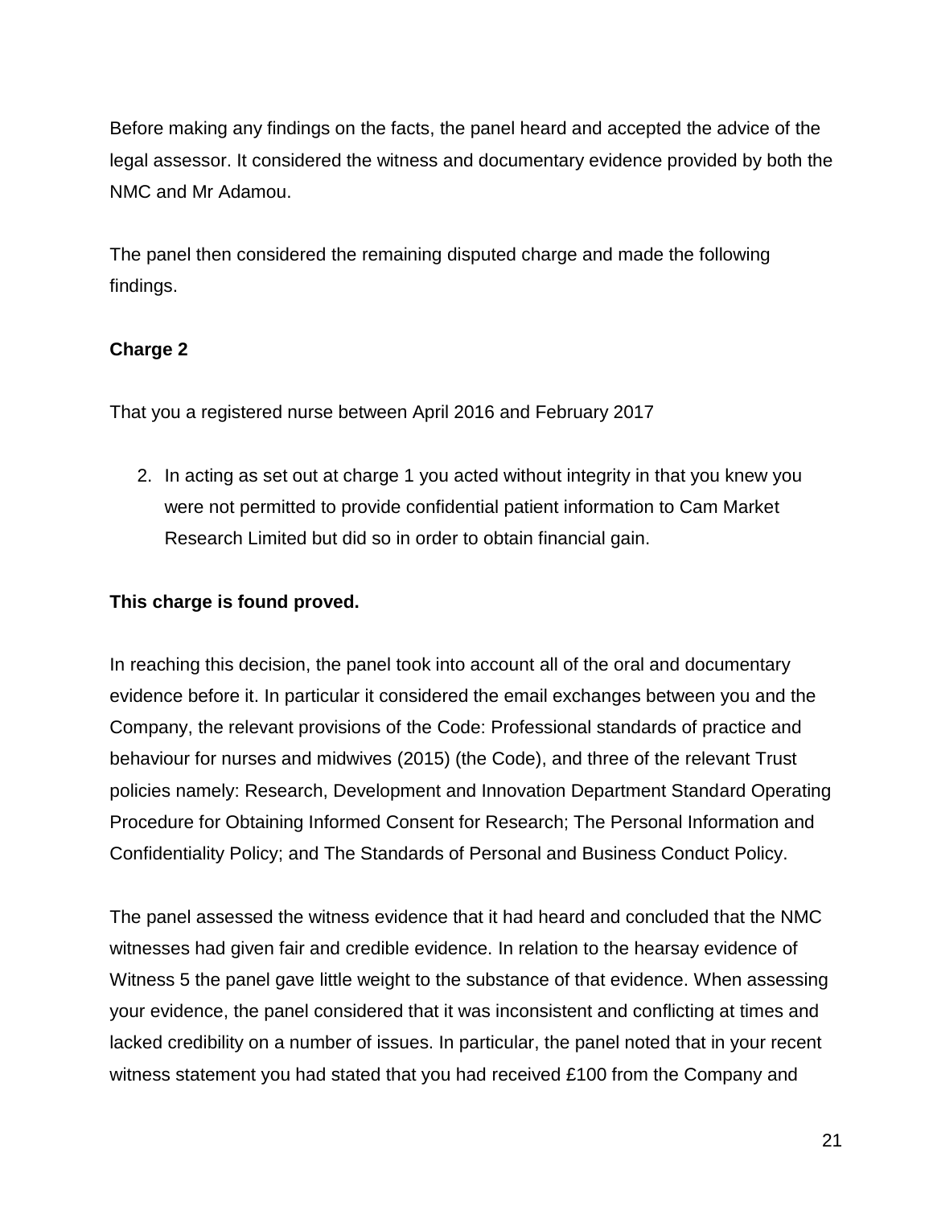Before making any findings on the facts, the panel heard and accepted the advice of the legal assessor. It considered the witness and documentary evidence provided by both the NMC and Mr Adamou.

The panel then considered the remaining disputed charge and made the following findings.

**Charge 2**

That you a registered nurse between April 2016 and February 2017

2. In acting as set out at charge 1 you acted without integrity in that you knew you were not permitted to provide confidential patient information to Cam Market Research Limited but did so in order to obtain financial gain.

**This charge is found proved.**

In reaching this decision, the panel took into account all of the oral and documentary evidence before it. In particular it considered the email exchanges between you and the Company, the relevant provisions of the Code: Professional standards of practice and behaviour for nurses and midwives (2015) (the Code), and three of the relevant Trust policies namely: Research, Development and Innovation Department Standard Operating Procedure for Obtaining Informed Consent for Research; The Personal Information and Confidentiality Policy; and The Standards of Personal and Business Conduct Policy.

The panel assessed the witness evidence that it had heard and concluded that the NMC witnesses had given fair and credible evidence. In relation to the hearsay evidence of Witness 5 the panel gave little weight to the substance of that evidence. When assessing your evidence, the panel considered that it was inconsistent and conflicting at times and lacked credibility on a number of issues. In particular, the panel noted that in your recent witness statement you had stated that you had received £100 from the Company and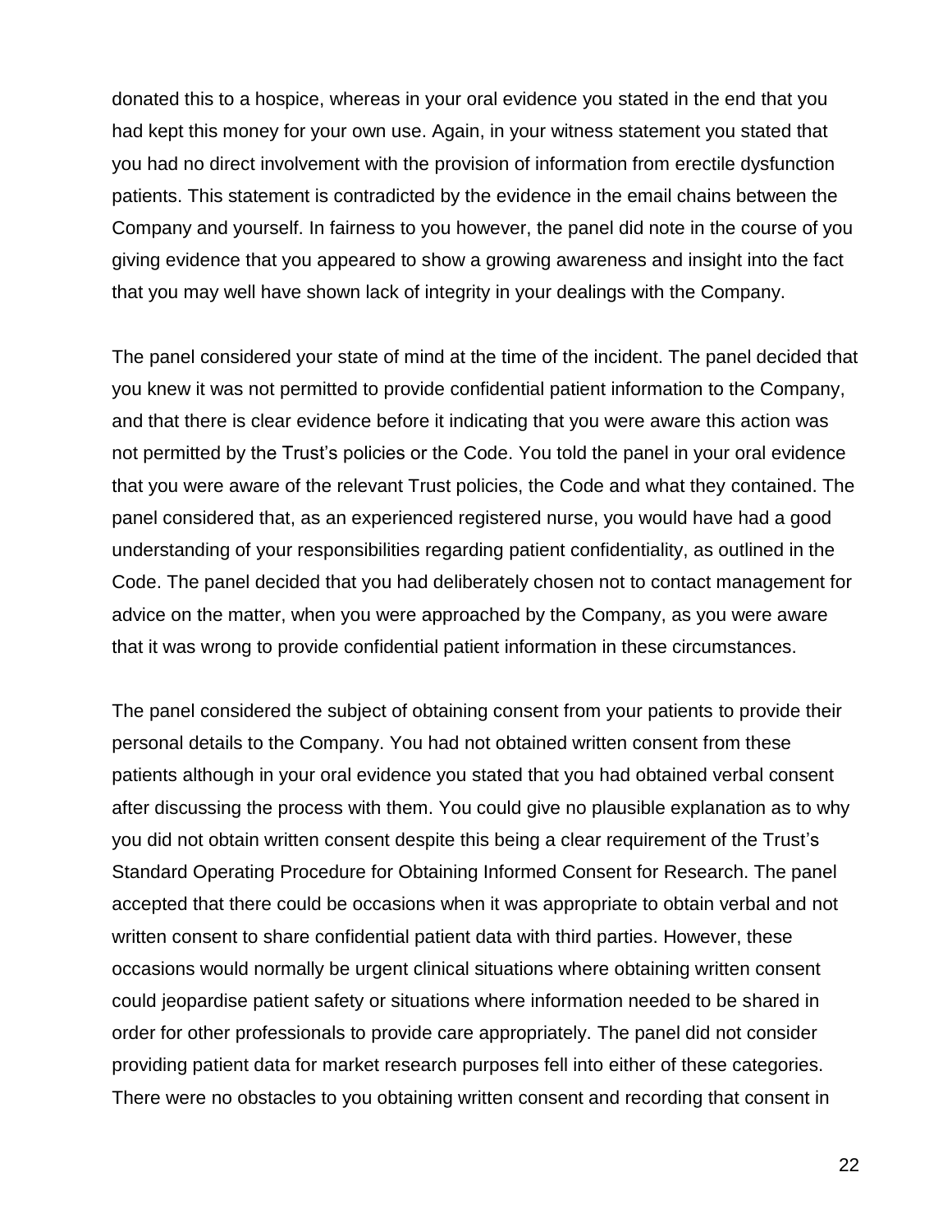donated this to a hospice, whereas in your oral evidence you stated in the end that you had kept this money for your own use. Again, in your witness statement you stated that you had no direct involvement with the provision of information from erectile dysfunction patients. This statement is contradicted by the evidence in the email chains between the Company and yourself. In fairness to you however, the panel did note in the course of you giving evidence that you appeared to show a growing awareness and insight into the fact that you may well have shown lack of integrity in your dealings with the Company.

The panel considered your state of mind at the time of the incident. The panel decided that you knew it was not permitted to provide confidential patient information to the Company, and that there is clear evidence before it indicating that you were aware this action was not permitted by the Trust's policies or the Code. You told the panel in your oral evidence that you were aware of the relevant Trust policies, the Code and what they contained. The panel considered that, as an experienced registered nurse, you would have had a good understanding of your responsibilities regarding patient confidentiality, as outlined in the Code. The panel decided that you had deliberately chosen not to contact management for advice on the matter, when you were approached by the Company, as you were aware that it was wrong to provide confidential patient information in these circumstances.

The panel considered the subject of obtaining consent from your patients to provide their personal details to the Company. You had not obtained written consent from these patients although in your oral evidence you stated that you had obtained verbal consent after discussing the process with them. You could give no plausible explanation as to why you did not obtain written consent despite this being a clear requirement of the Trust's Standard Operating Procedure for Obtaining Informed Consent for Research. The panel accepted that there could be occasions when it was appropriate to obtain verbal and not written consent to share confidential patient data with third parties. However, these occasions would normally be urgent clinical situations where obtaining written consent could jeopardise patient safety or situations where information needed to be shared in order for other professionals to provide care appropriately. The panel did not consider providing patient data for market research purposes fell into either of these categories. There were no obstacles to you obtaining written consent and recording that consent in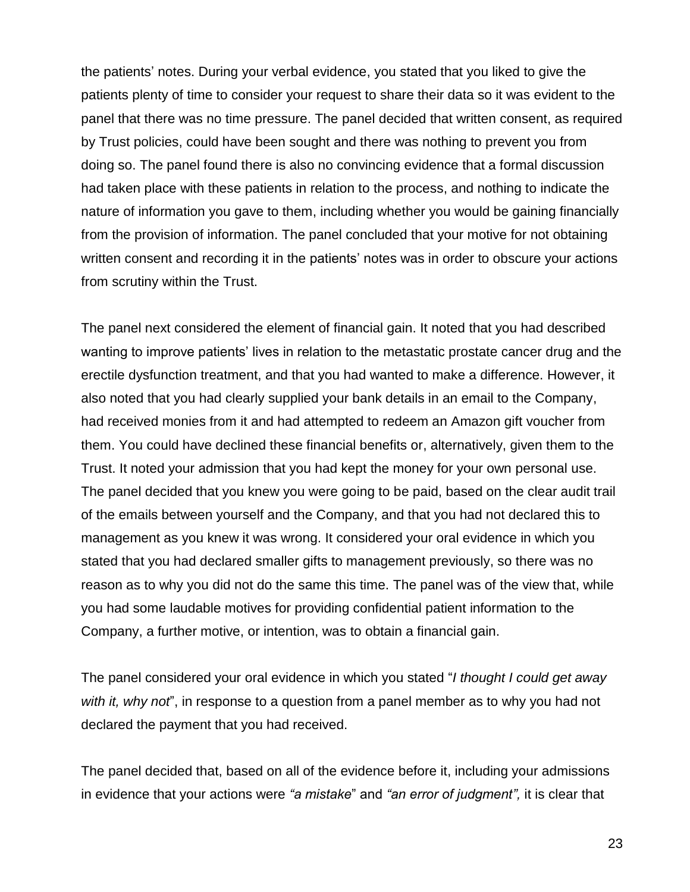the patients' notes. During your verbal evidence, you stated that you liked to give the patients plenty of time to consider your request to share their data so it was evident to the panel that there was no time pressure. The panel decided that written consent, as required by Trust policies, could have been sought and there was nothing to prevent you from doing so. The panel found there is also no convincing evidence that a formal discussion had taken place with these patients in relation to the process, and nothing to indicate the nature of information you gave to them, including whether you would be gaining financially from the provision of information. The panel concluded that your motive for not obtaining written consent and recording it in the patients' notes was in order to obscure your actions from scrutiny within the Trust.

The panel next considered the element of financial gain. It noted that you had described wanting to improve patients' lives in relation to the metastatic prostate cancer drug and the erectile dysfunction treatment, and that you had wanted to make a difference. However, it also noted that you had clearly supplied your bank details in an email to the Company, had received monies from it and had attempted to redeem an Amazon gift voucher from them. You could have declined these financial benefits or, alternatively, given them to the Trust. It noted your admission that you had kept the money for your own personal use. The panel decided that you knew you were going to be paid, based on the clear audit trail of the emails between yourself and the Company, and that you had not declared this to management as you knew it was wrong. It considered your oral evidence in which you stated that you had declared smaller gifts to management previously, so there was no reason as to why you did not do the same this time. The panel was of the view that, while you had some laudable motives for providing confidential patient information to the Company, a further motive, or intention, was to obtain a financial gain.

The panel considered your oral evidence in which you stated "*I thought I could get away with it, why not*", in response to a question from a panel member as to why you had not declared the payment that you had received.

The panel decided that, based on all of the evidence before it, including your admissions in evidence that your actions were *"a mistake*" and *"an error of judgment",* it is clear that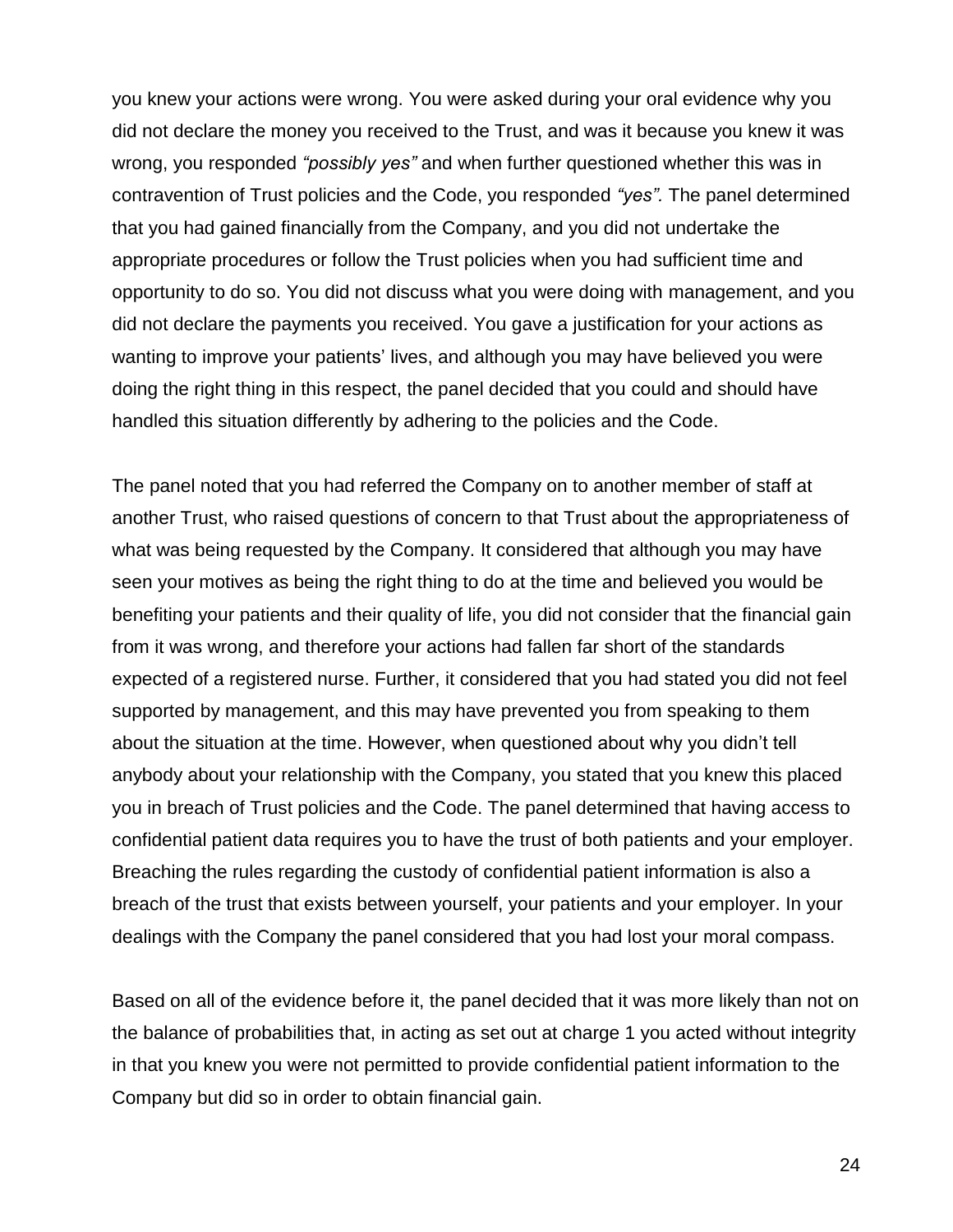you knew your actions were wrong. You were asked during your oral evidence why you did not declare the money you received to the Trust, and was it because you knew it was wrong, you responded *"possibly yes"* and when further questioned whether this was in contravention of Trust policies and the Code, you responded *"yes".* The panel determined that you had gained financially from the Company, and you did not undertake the appropriate procedures or follow the Trust policies when you had sufficient time and opportunity to do so. You did not discuss what you were doing with management, and you did not declare the payments you received. You gave a justification for your actions as wanting to improve your patients' lives, and although you may have believed you were doing the right thing in this respect, the panel decided that you could and should have handled this situation differently by adhering to the policies and the Code.

The panel noted that you had referred the Company on to another member of staff at another Trust, who raised questions of concern to that Trust about the appropriateness of what was being requested by the Company. It considered that although you may have seen your motives as being the right thing to do at the time and believed you would be benefiting your patients and their quality of life, you did not consider that the financial gain from it was wrong, and therefore your actions had fallen far short of the standards expected of a registered nurse. Further, it considered that you had stated you did not feel supported by management, and this may have prevented you from speaking to them about the situation at the time. However, when questioned about why you didn't tell anybody about your relationship with the Company, you stated that you knew this placed you in breach of Trust policies and the Code. The panel determined that having access to confidential patient data requires you to have the trust of both patients and your employer. Breaching the rules regarding the custody of confidential patient information is also a breach of the trust that exists between yourself, your patients and your employer. In your dealings with the Company the panel considered that you had lost your moral compass.

Based on all of the evidence before it, the panel decided that it was more likely than not on the balance of probabilities that, in acting as set out at charge 1 you acted without integrity in that you knew you were not permitted to provide confidential patient information to the Company but did so in order to obtain financial gain.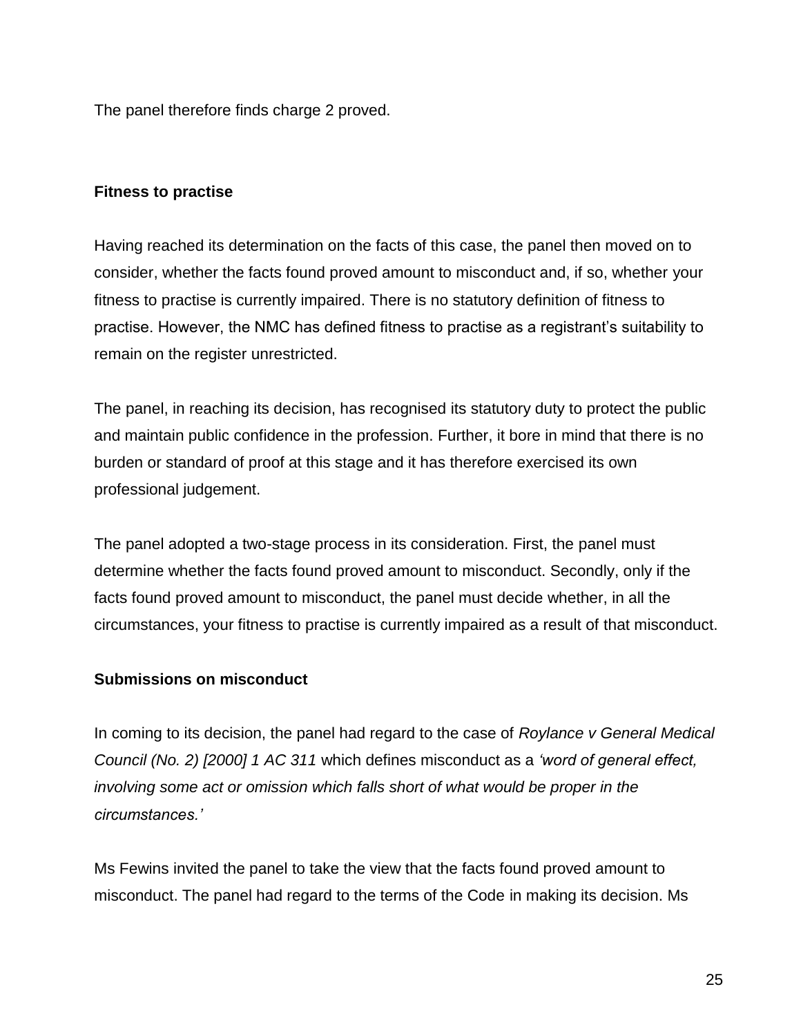The panel therefore finds charge 2 proved.

**Fitness to practise**

Having reached its determination on the facts of this case, the panel then moved on to consider, whether the facts found proved amount to misconduct and, if so, whether your fitness to practise is currently impaired. There is no statutory definition of fitness to practise. However, the NMC has defined fitness to practise as a registrant's suitability to remain on the register unrestricted.

The panel, in reaching its decision, has recognised its statutory duty to protect the public and maintain public confidence in the profession. Further, it bore in mind that there is no burden or standard of proof at this stage and it has therefore exercised its own professional judgement.

The panel adopted a two-stage process in its consideration. First, the panel must determine whether the facts found proved amount to misconduct. Secondly, only if the facts found proved amount to misconduct, the panel must decide whether, in all the circumstances, your fitness to practise is currently impaired as a result of that misconduct.

**Submissions on misconduct**

In coming to its decision, the panel had regard to the case of *Roylance v General Medical Council (No. 2) [2000] 1 AC 311* which defines misconduct as a *'word of general effect, involving some act or omission which falls short of what would be proper in the circumstances.'*

Ms Fewins invited the panel to take the view that the facts found proved amount to misconduct. The panel had regard to the terms of the Code in making its decision. Ms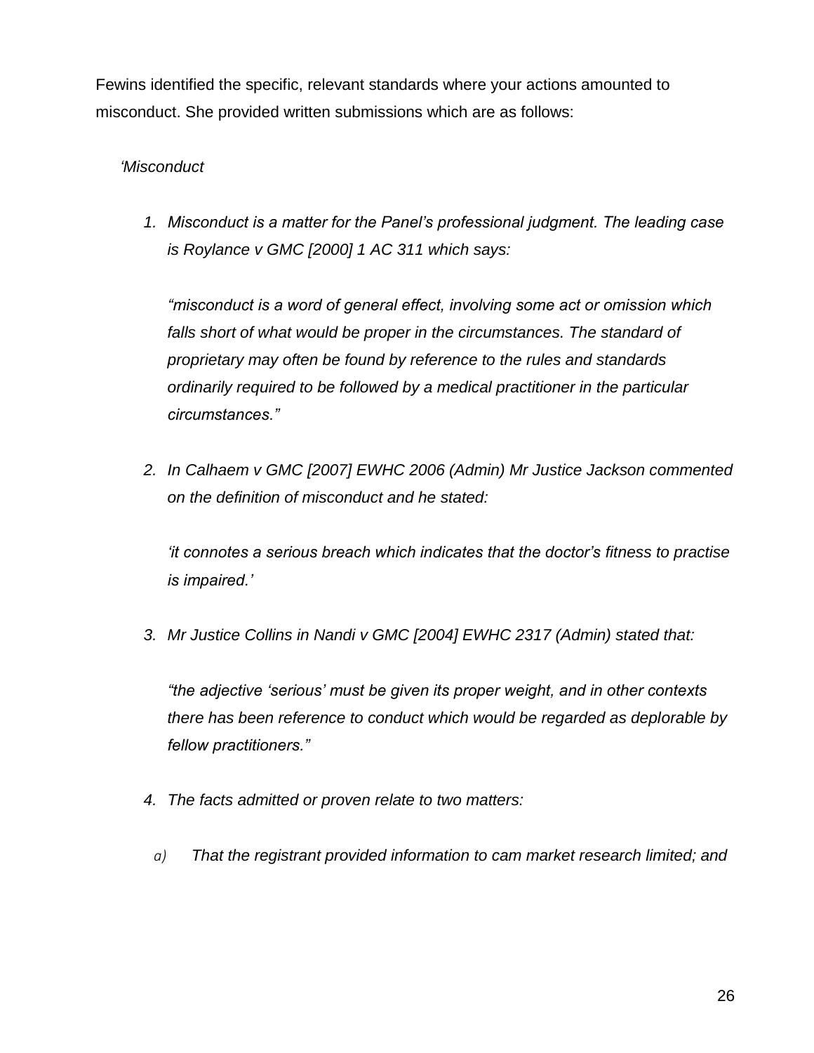Fewins identified the specific, relevant standards where your actions amounted to misconduct. She provided written submissions which are as follows:

*'Misconduct*

1. *Misconduct is a matter for the Panel's professional judgment. The leading case is Roylance v GMC [2000] 1 AC 311 which says:*

   *"misconduct is a word of general effect, involving some act or omission which falls short of what would be proper in the circumstances. The standard of proprietary may often be found by reference to the rules and standards ordinarily required to be followed by a medical practitioner in the particular circumstances."*

2. *In Calhaem v GMC [2007] EWHC 2006 (Admin) Mr Justice Jackson commented on the definition of misconduct and he stated:*

   *'it connotes a serious breach which indicates that the doctor's fitness to practise is impaired.'*

3. *Mr Justice Collins in Nandi v GMC [2004] EWHC 2317 (Admin) stated that:*

   *"the adjective 'serious' must be given its proper weight, and in other contexts there has been reference to conduct which would be regarded as deplorable by fellow practitioners."*

4. *The facts admitted or proven relate to two matters:*

   a) *That the registrant provided information to cam market research limited; and*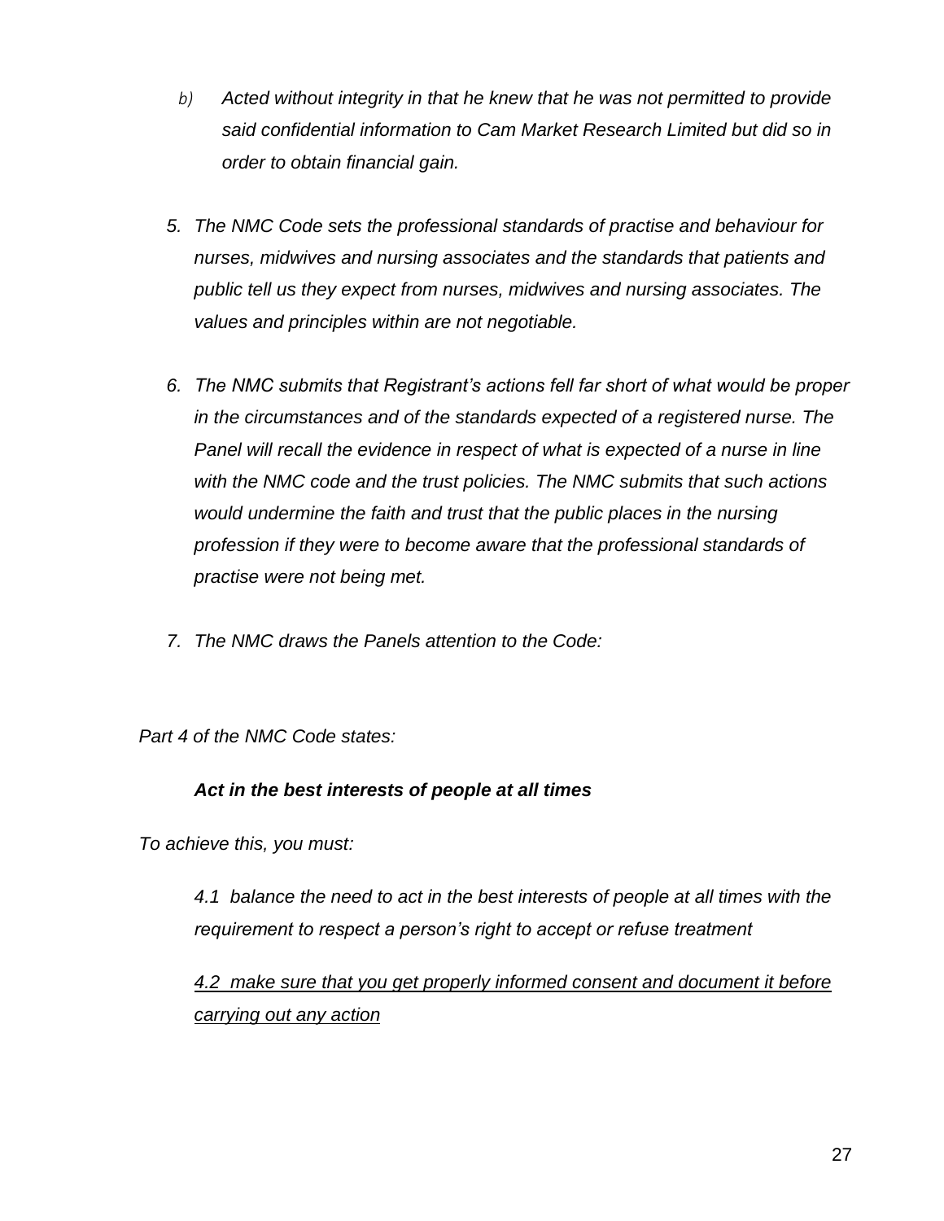b) *Acted without integrity in that he knew that he was not permitted to provide said confidential information to Cam Market Research Limited but did so in order to obtain financial gain.*

5. *The NMC Code sets the professional standards of practise and behaviour for nurses, midwives and nursing associates and the standards that patients and public tell us they expect from nurses, midwives and nursing associates. The values and principles within are not negotiable.*

6. *The NMC submits that Registrant's actions fell far short of what would be proper in the circumstances and of the standards expected of a registered nurse. The Panel will recall the evidence in respect of what is expected of a nurse in line with the NMC code and the trust policies. The NMC submits that such actions would undermine the faith and trust that the public places in the nursing profession if they were to become aware that the professional standards of practise were not being met.*

7. *The NMC draws the Panels attention to the Code:*

*Part 4 of the NMC Code states:*

***Act in the best interests of people at all times***

*To achieve this, you must:*

*4.1 balance the need to act in the best interests of people at all times with the requirement to respect a person's right to accept or refuse treatment*

<u>*4.2 make sure that you get properly informed consent and document it before carrying out any action*</u>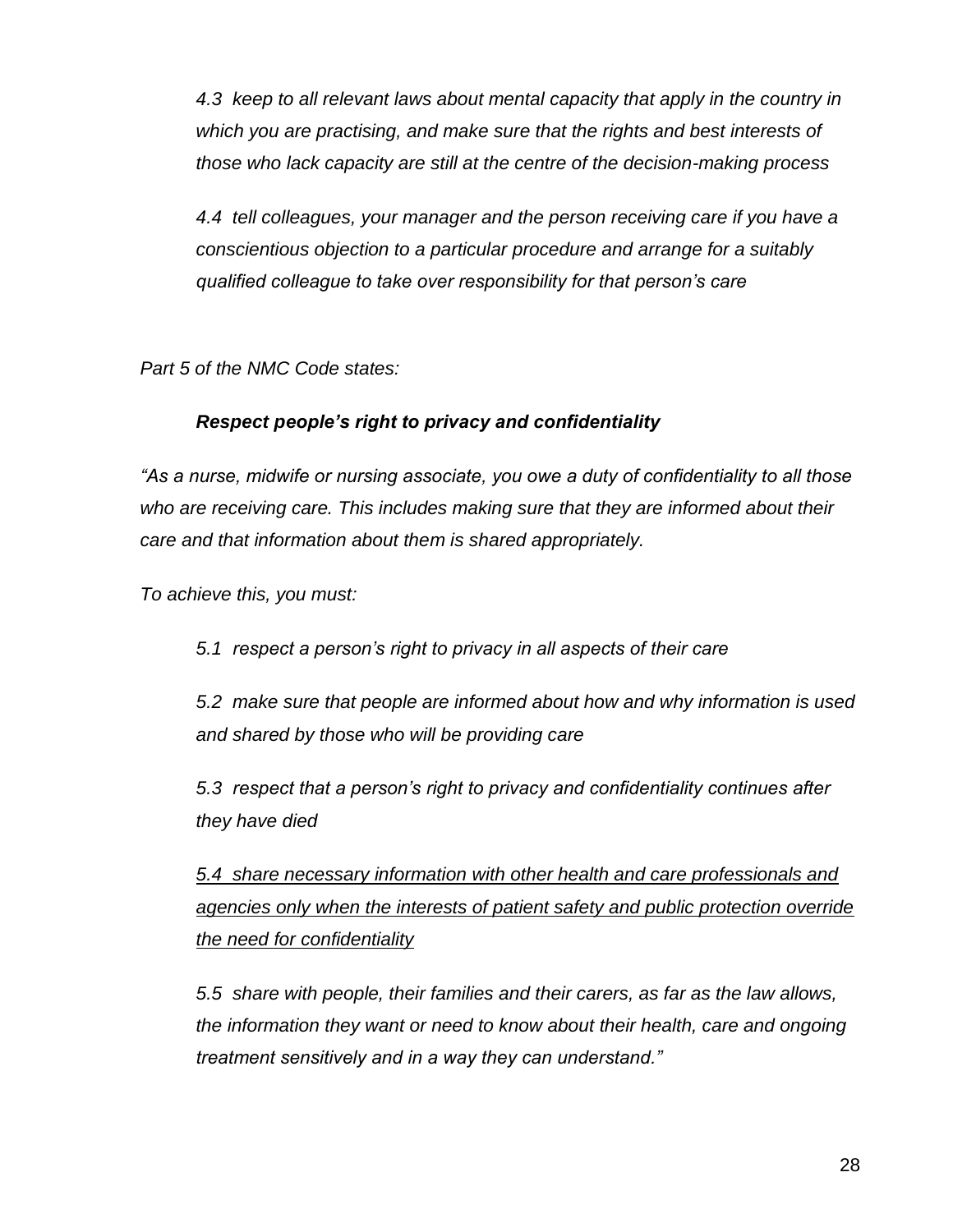*4.3 keep to all relevant laws about mental capacity that apply in the country in which you are practising, and make sure that the rights and best interests of those who lack capacity are still at the centre of the decision-making process*

*4.4 tell colleagues, your manager and the person receiving care if you have a conscientious objection to a particular procedure and arrange for a suitably qualified colleague to take over responsibility for that person's care*

*Part 5 of the NMC Code states:*

***Respect people's right to privacy and confidentiality***

*"As a nurse, midwife or nursing associate, you owe a duty of confidentiality to all those who are receiving care. This includes making sure that they are informed about their care and that information about them is shared appropriately.*

*To achieve this, you must:*

*5.1 respect a person's right to privacy in all aspects of their care*

*5.2 make sure that people are informed about how and why information is used and shared by those who will be providing care*

*5.3 respect that a person's right to privacy and confidentiality continues after they have died*

<u>*5.4 share necessary information with other health and care professionals and agencies only when the interests of patient safety and public protection override the need for confidentiality*</u>

*5.5 share with people, their families and their carers, as far as the law allows, the information they want or need to know about their health, care and ongoing treatment sensitively and in a way they can understand."*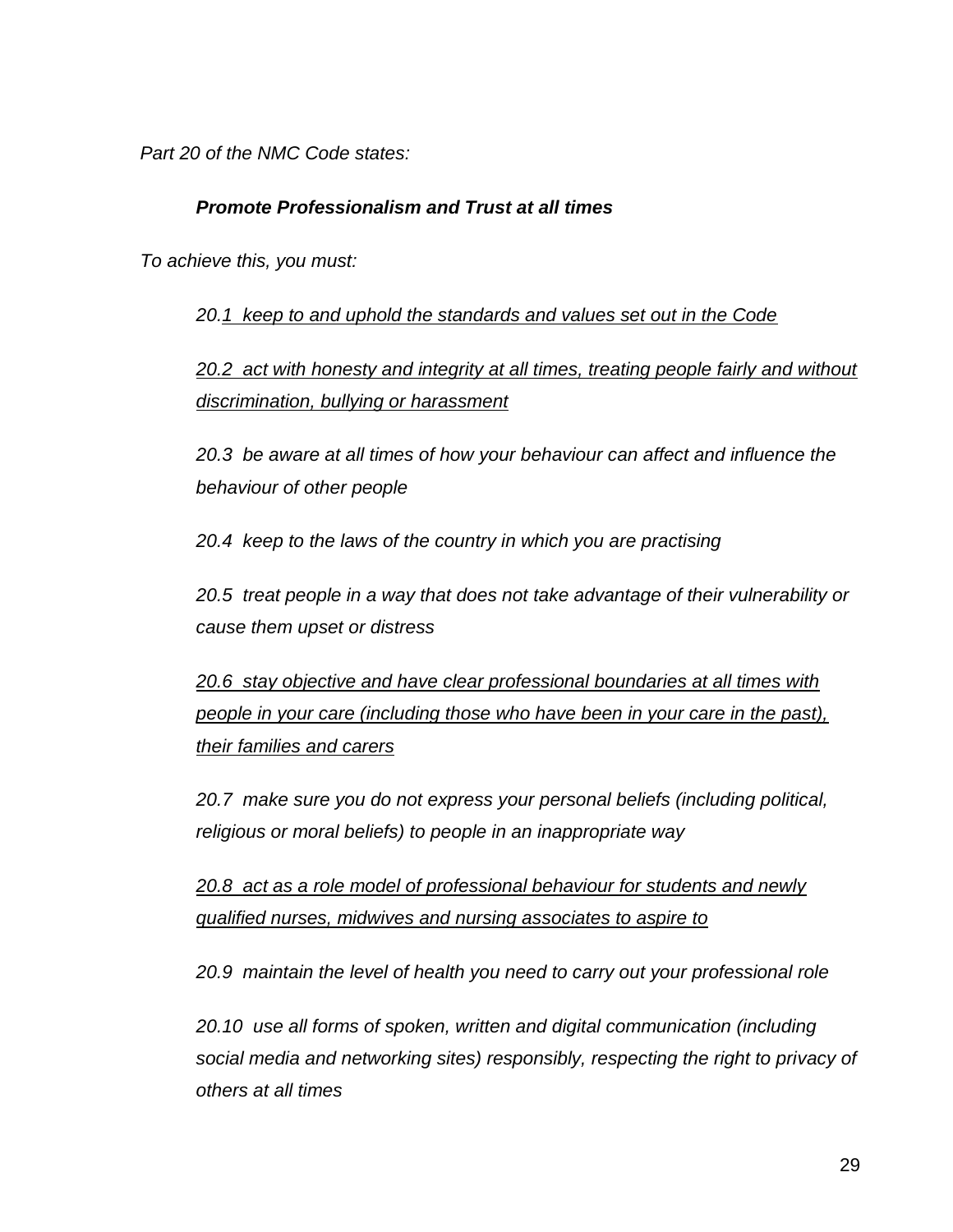*Part 20 of the NMC Code states:*

***Promote Professionalism and Trust at all times***

*To achieve this, you must:*

*20.1 keep to and uphold the standards and values set out in the Code*

*20.2 act with honesty and integrity at all times, treating people fairly and without discrimination, bullying or harassment*

*20.3 be aware at all times of how your behaviour can affect and influence the behaviour of other people*

*20.4 keep to the laws of the country in which you are practising*

*20.5 treat people in a way that does not take advantage of their vulnerability or cause them upset or distress*

*20.6 stay objective and have clear professional boundaries at all times with people in your care (including those who have been in your care in the past), their families and carers*

*20.7 make sure you do not express your personal beliefs (including political, religious or moral beliefs) to people in an inappropriate way*

*20.8 act as a role model of professional behaviour for students and newly qualified nurses, midwives and nursing associates to aspire to*

*20.9 maintain the level of health you need to carry out your professional role*

*20.10 use all forms of spoken, written and digital communication (including social media and networking sites) responsibly, respecting the right to privacy of others at all times*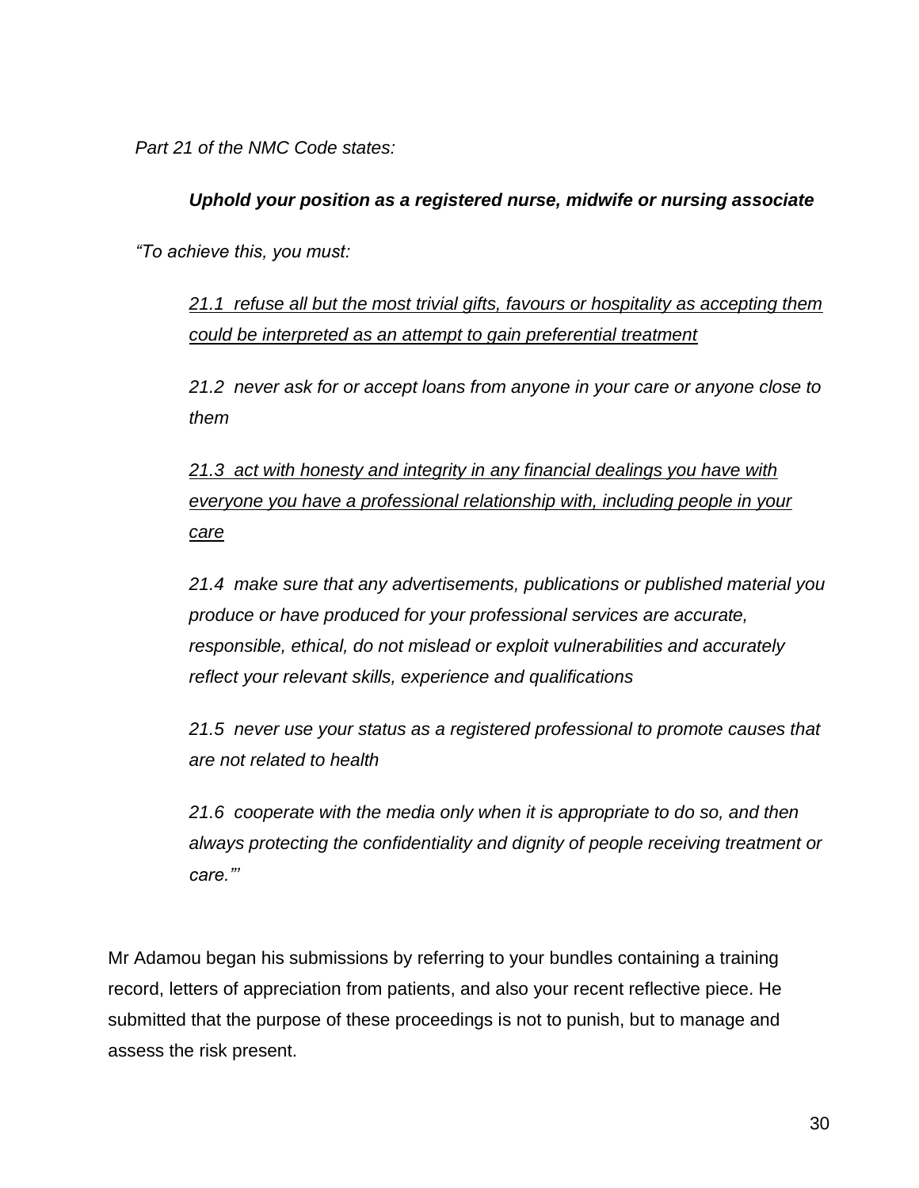*Part 21 of the NMC Code states:*

***Uphold your position as a registered nurse, midwife or nursing associate***

*"To achieve this, you must:*

> <u>*21.1 refuse all but the most trivial gifts, favours or hospitality as accepting them could be interpreted as an attempt to gain preferential treatment*</u>
>
> *21.2 never ask for or accept loans from anyone in your care or anyone close to them*
>
> <u>*21.3 act with honesty and integrity in any financial dealings you have with everyone you have a professional relationship with, including people in your care*</u>
>
> *21.4 make sure that any advertisements, publications or published material you produce or have produced for your professional services are accurate, responsible, ethical, do not mislead or exploit vulnerabilities and accurately reflect your relevant skills, experience and qualifications*
>
> *21.5 never use your status as a registered professional to promote causes that are not related to health*
>
> *21.6 cooperate with the media only when it is appropriate to do so, and then always protecting the confidentiality and dignity of people receiving treatment or care.'"*

Mr Adamou began his submissions by referring to your bundles containing a training record, letters of appreciation from patients, and also your recent reflective piece. He submitted that the purpose of these proceedings is not to punish, but to manage and assess the risk present.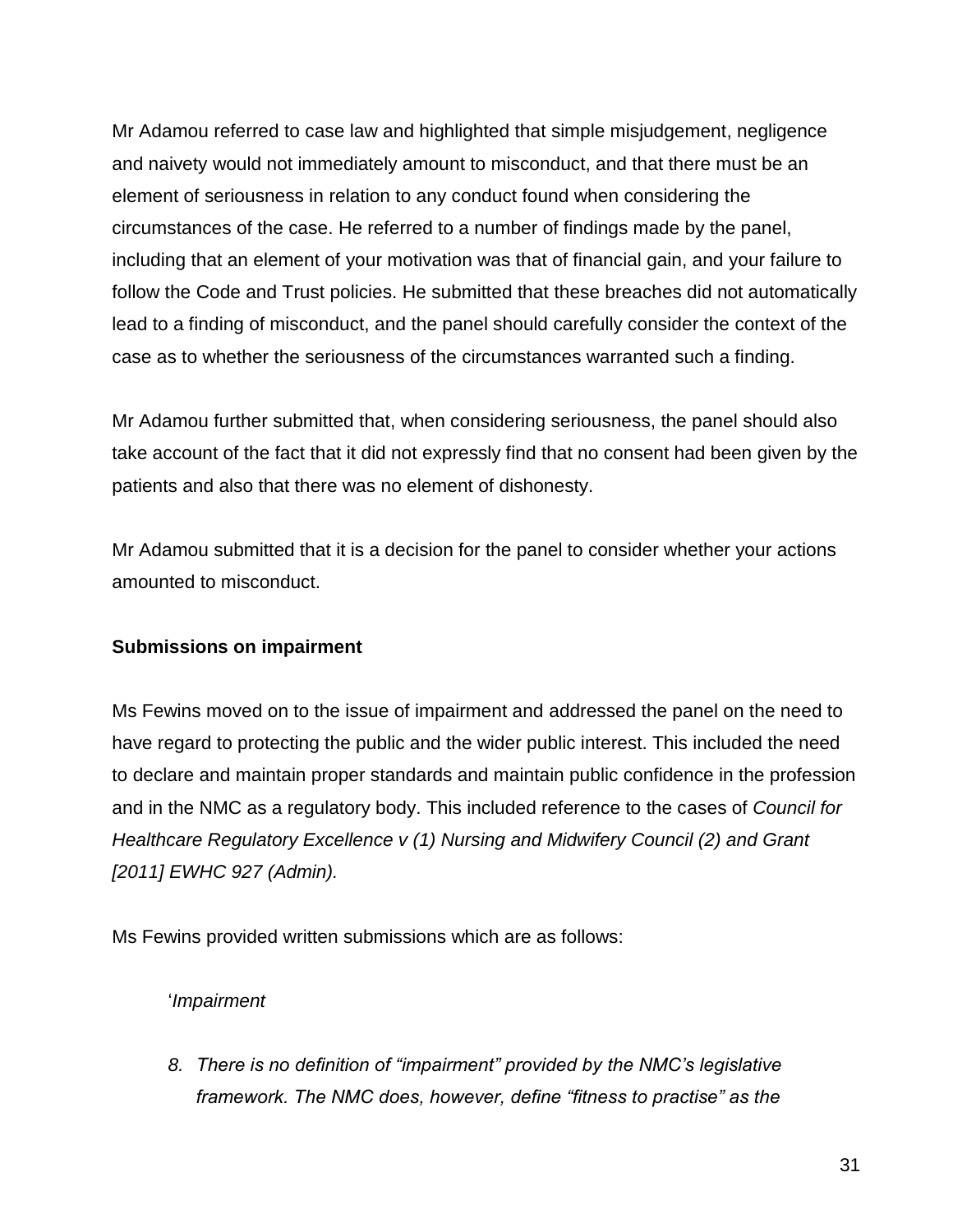Mr Adamou referred to case law and highlighted that simple misjudgement, negligence and naivety would not immediately amount to misconduct, and that there must be an element of seriousness in relation to any conduct found when considering the circumstances of the case. He referred to a number of findings made by the panel, including that an element of your motivation was that of financial gain, and your failure to follow the Code and Trust policies. He submitted that these breaches did not automatically lead to a finding of misconduct, and the panel should carefully consider the context of the case as to whether the seriousness of the circumstances warranted such a finding.

Mr Adamou further submitted that, when considering seriousness, the panel should also take account of the fact that it did not expressly find that no consent had been given by the patients and also that there was no element of dishonesty.

Mr Adamou submitted that it is a decision for the panel to consider whether your actions amounted to misconduct.

**Submissions on impairment**

Ms Fewins moved on to the issue of impairment and addressed the panel on the need to have regard to protecting the public and the wider public interest. This included the need to declare and maintain proper standards and maintain public confidence in the profession and in the NMC as a regulatory body. This included reference to the cases of *Council for Healthcare Regulatory Excellence v (1) Nursing and Midwifery Council (2) and Grant [2011] EWHC 927 (Admin).*

Ms Fewins provided written submissions which are as follows:

> '*Impairment*
>
> 8. *There is no definition of "impairment" provided by the NMC's legislative framework. The NMC does, however, define "fitness to practise" as the*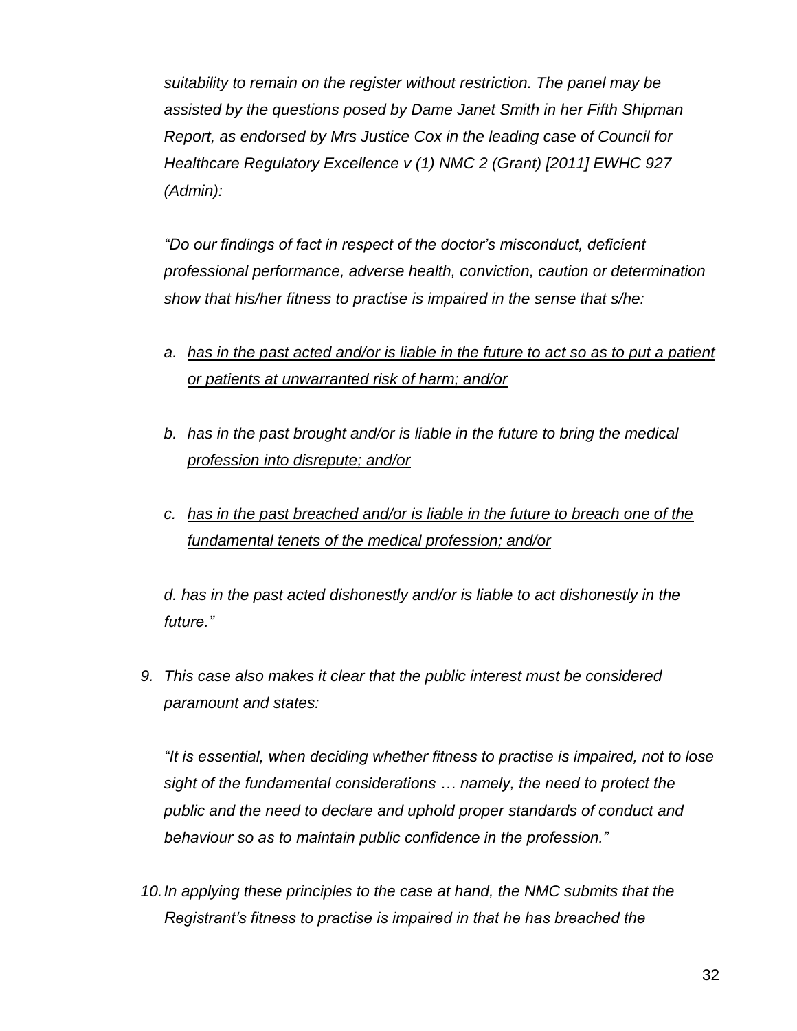*suitability to remain on the register without restriction. The panel may be assisted by the questions posed by Dame Janet Smith in her Fifth Shipman Report, as endorsed by Mrs Justice Cox in the leading case of Council for Healthcare Regulatory Excellence v (1) NMC 2 (Grant) [2011] EWHC 927 (Admin):*

*"Do our findings of fact in respect of the doctor's misconduct, deficient professional performance, adverse health, conviction, caution or determination show that his/her fitness to practise is impaired in the sense that s/he:*

*a. <u>has in the past acted and/or is liable in the future to act so as to put a patient or patients at unwarranted risk of harm; and/or</u>*

*b. <u>has in the past brought and/or is liable in the future to bring the medical profession into disrepute; and/or</u>*

*c. <u>has in the past breached and/or is liable in the future to breach one of the fundamental tenets of the medical profession; and/or</u>*

*d. has in the past acted dishonestly and/or is liable to act dishonestly in the future."*

9. *This case also makes it clear that the public interest must be considered paramount and states:*

   *"It is essential, when deciding whether fitness to practise is impaired, not to lose sight of the fundamental considerations … namely, the need to protect the public and the need to declare and uphold proper standards of conduct and behaviour so as to maintain public confidence in the profession."*

10. *In applying these principles to the case at hand, the NMC submits that the Registrant's fitness to practise is impaired in that he has breached the*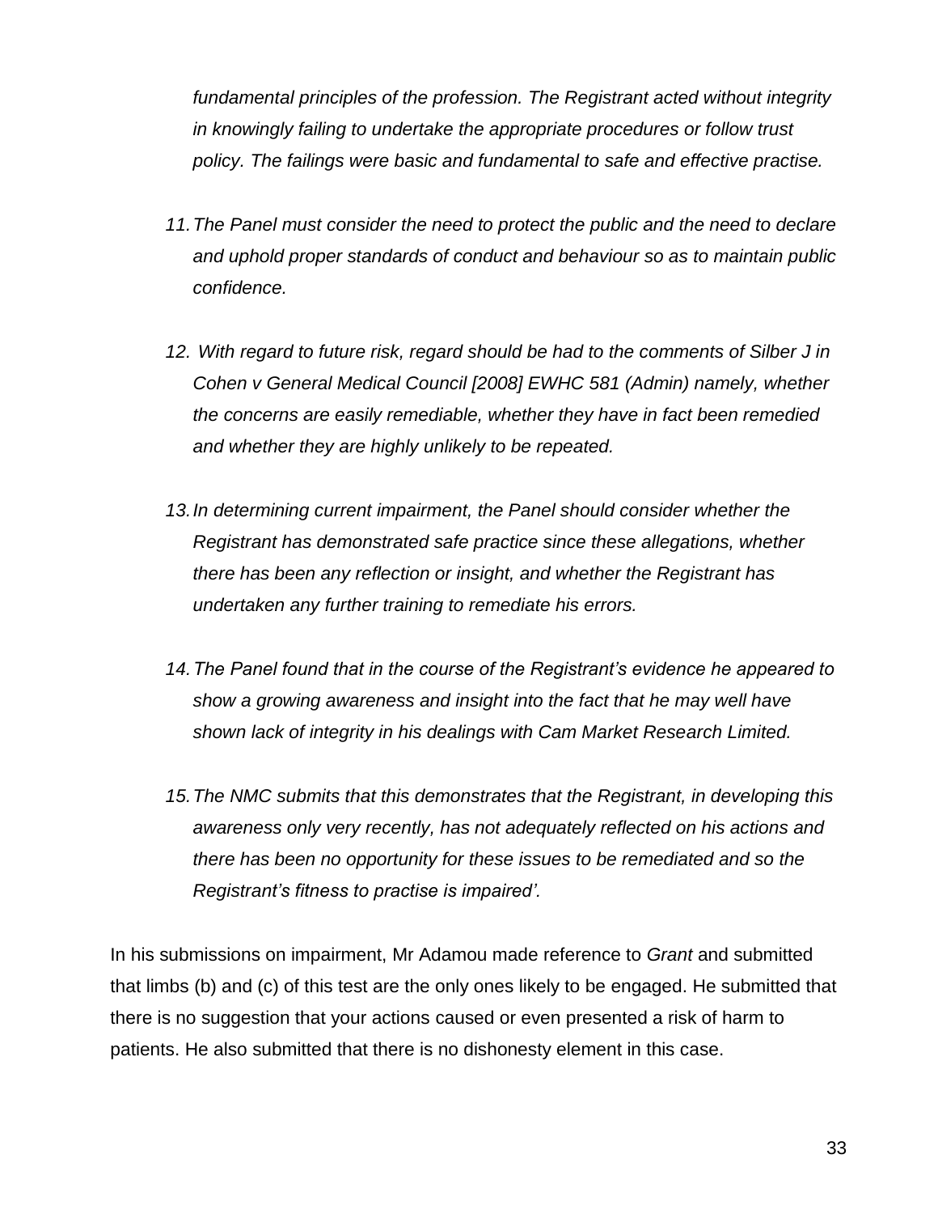*fundamental principles of the profession. The Registrant acted without integrity in knowingly failing to undertake the appropriate procedures or follow trust policy. The failings were basic and fundamental to safe and effective practise.*

11. *The Panel must consider the need to protect the public and the need to declare and uphold proper standards of conduct and behaviour so as to maintain public confidence.*

12. *With regard to future risk, regard should be had to the comments of Silber J in Cohen v General Medical Council [2008] EWHC 581 (Admin) namely, whether the concerns are easily remediable, whether they have in fact been remedied and whether they are highly unlikely to be repeated.*

13. *In determining current impairment, the Panel should consider whether the Registrant has demonstrated safe practice since these allegations, whether there has been any reflection or insight, and whether the Registrant has undertaken any further training to remediate his errors.*

14. *The Panel found that in the course of the Registrant's evidence he appeared to show a growing awareness and insight into the fact that he may well have shown lack of integrity in his dealings with Cam Market Research Limited.*

15. *The NMC submits that this demonstrates that the Registrant, in developing this awareness only very recently, has not adequately reflected on his actions and there has been no opportunity for these issues to be remediated and so the Registrant's fitness to practise is impaired'.*

In his submissions on impairment, Mr Adamou made reference to *Grant* and submitted that limbs (b) and (c) of this test are the only ones likely to be engaged. He submitted that there is no suggestion that your actions caused or even presented a risk of harm to patients. He also submitted that there is no dishonesty element in this case.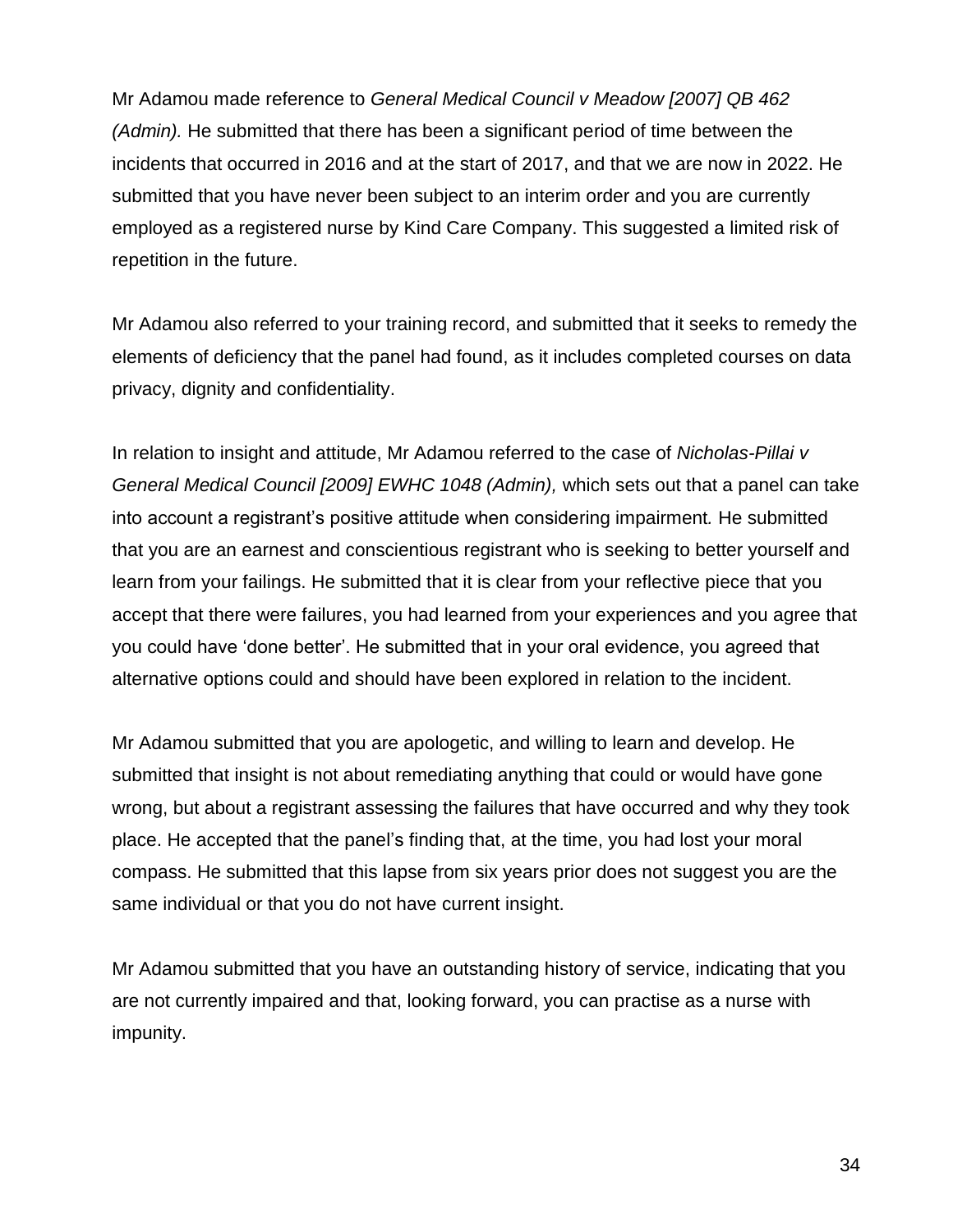Mr Adamou made reference to *General Medical Council v Meadow [2007] QB 462 (Admin).* He submitted that there has been a significant period of time between the incidents that occurred in 2016 and at the start of 2017, and that we are now in 2022. He submitted that you have never been subject to an interim order and you are currently employed as a registered nurse by Kind Care Company. This suggested a limited risk of repetition in the future.

Mr Adamou also referred to your training record, and submitted that it seeks to remedy the elements of deficiency that the panel had found, as it includes completed courses on data privacy, dignity and confidentiality.

In relation to insight and attitude, Mr Adamou referred to the case of *Nicholas-Pillai v General Medical Council [2009] EWHC 1048 (Admin),* which sets out that a panel can take into account a registrant's positive attitude when considering impairment. He submitted that you are an earnest and conscientious registrant who is seeking to better yourself and learn from your failings. He submitted that it is clear from your reflective piece that you accept that there were failures, you had learned from your experiences and you agree that you could have 'done better'. He submitted that in your oral evidence, you agreed that alternative options could and should have been explored in relation to the incident.

Mr Adamou submitted that you are apologetic, and willing to learn and develop. He submitted that insight is not about remediating anything that could or would have gone wrong, but about a registrant assessing the failures that have occurred and why they took place. He accepted that the panel's finding that, at the time, you had lost your moral compass. He submitted that this lapse from six years prior does not suggest you are the same individual or that you do not have current insight.

Mr Adamou submitted that you have an outstanding history of service, indicating that you are not currently impaired and that, looking forward, you can practise as a nurse with impunity.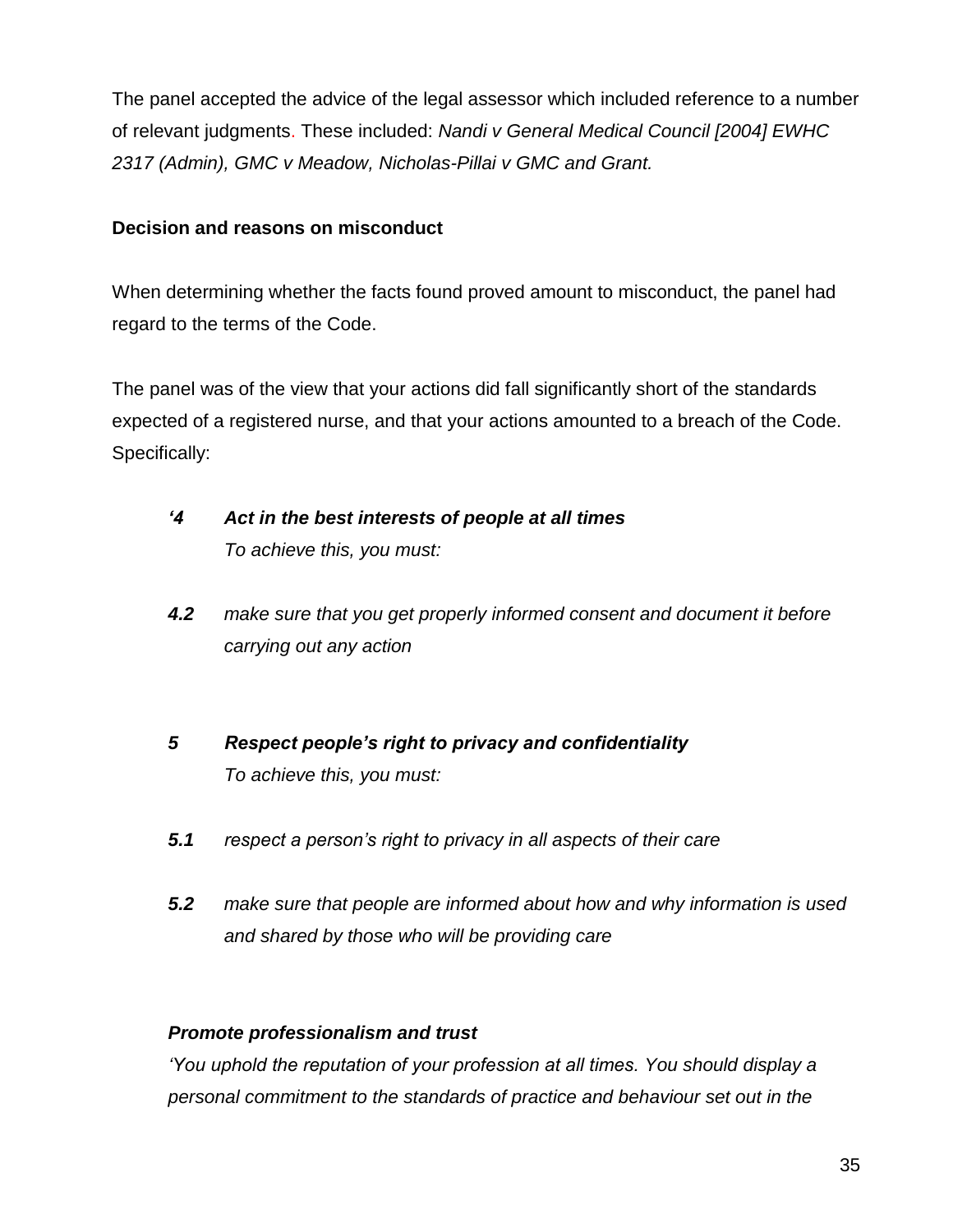The panel accepted the advice of the legal assessor which included reference to a number of relevant judgments. These included: *Nandi v General Medical Council [2004] EWHC 2317 (Admin), GMC v Meadow, Nicholas-Pillai v GMC and Grant.*

**Decision and reasons on misconduct**

When determining whether the facts found proved amount to misconduct, the panel had regard to the terms of the Code.

The panel was of the view that your actions did fall significantly short of the standards expected of a registered nurse, and that your actions amounted to a breach of the Code. Specifically:

> ***'4 Act in the best interests of people at all times***
> *To achieve this, you must:*
>
> ***4.2*** *make sure that you get properly informed consent and document it before carrying out any action*
>
> ***5 Respect people's right to privacy and confidentiality***
> *To achieve this, you must:*
>
> ***5.1*** *respect a person's right to privacy in all aspects of their care*
>
> ***5.2*** *make sure that people are informed about how and why information is used and shared by those who will be providing care*
>
> ***Promote professionalism and trust***
> *'You uphold the reputation of your profession at all times. You should display a personal commitment to the standards of practice and behaviour set out in the*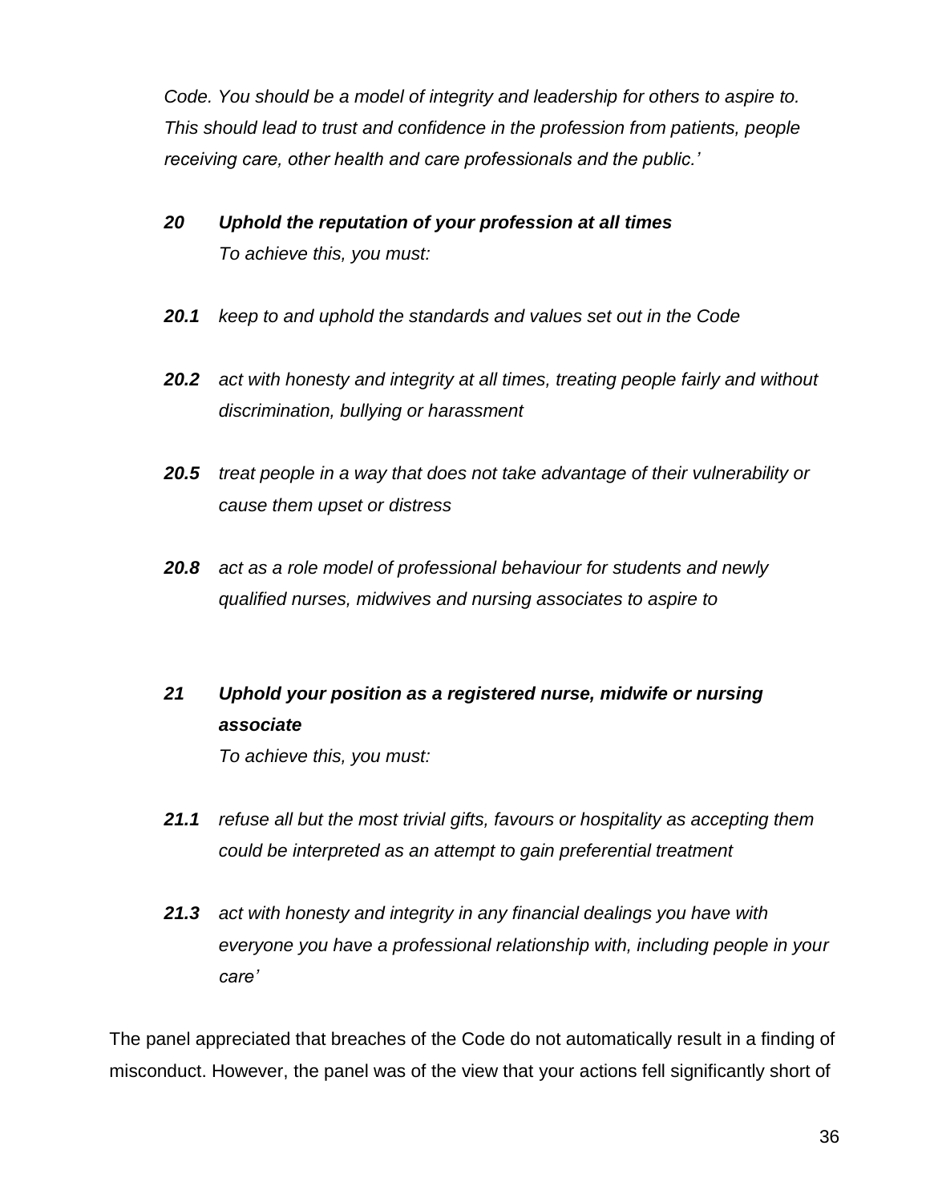*Code. You should be a model of integrity and leadership for others to aspire to. This should lead to trust and confidence in the profession from patients, people receiving care, other health and care professionals and the public.'*

***20 Uphold the reputation of your profession at all times***
*To achieve this, you must:*

***20.1*** *keep to and uphold the standards and values set out in the Code*

***20.2*** *act with honesty and integrity at all times, treating people fairly and without discrimination, bullying or harassment*

***20.5*** *treat people in a way that does not take advantage of their vulnerability or cause them upset or distress*

***20.8*** *act as a role model of professional behaviour for students and newly qualified nurses, midwives and nursing associates to aspire to*

***21 Uphold your position as a registered nurse, midwife or nursing associate***
*To achieve this, you must:*

***21.1*** *refuse all but the most trivial gifts, favours or hospitality as accepting them could be interpreted as an attempt to gain preferential treatment*

***21.3*** *act with honesty and integrity in any financial dealings you have with everyone you have a professional relationship with, including people in your care'*

The panel appreciated that breaches of the Code do not automatically result in a finding of misconduct. However, the panel was of the view that your actions fell significantly short of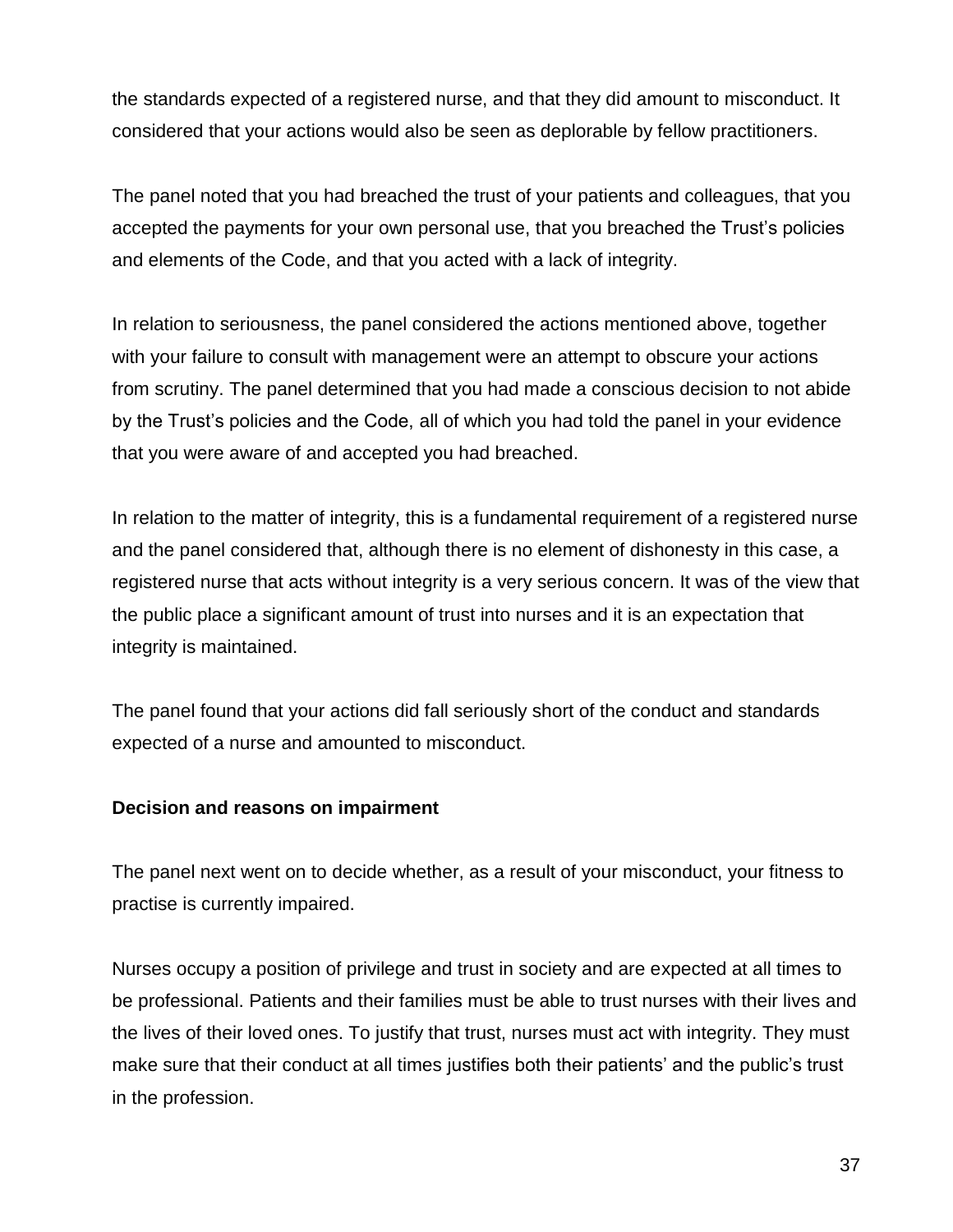the standards expected of a registered nurse, and that they did amount to misconduct. It considered that your actions would also be seen as deplorable by fellow practitioners.

The panel noted that you had breached the trust of your patients and colleagues, that you accepted the payments for your own personal use, that you breached the Trust's policies and elements of the Code, and that you acted with a lack of integrity.

In relation to seriousness, the panel considered the actions mentioned above, together with your failure to consult with management were an attempt to obscure your actions from scrutiny. The panel determined that you had made a conscious decision to not abide by the Trust's policies and the Code, all of which you had told the panel in your evidence that you were aware of and accepted you had breached.

In relation to the matter of integrity, this is a fundamental requirement of a registered nurse and the panel considered that, although there is no element of dishonesty in this case, a registered nurse that acts without integrity is a very serious concern. It was of the view that the public place a significant amount of trust into nurses and it is an expectation that integrity is maintained.

The panel found that your actions did fall seriously short of the conduct and standards expected of a nurse and amounted to misconduct.

**Decision and reasons on impairment**

The panel next went on to decide whether, as a result of your misconduct, your fitness to practise is currently impaired.

Nurses occupy a position of privilege and trust in society and are expected at all times to be professional. Patients and their families must be able to trust nurses with their lives and the lives of their loved ones. To justify that trust, nurses must act with integrity. They must make sure that their conduct at all times justifies both their patients' and the public's trust in the profession.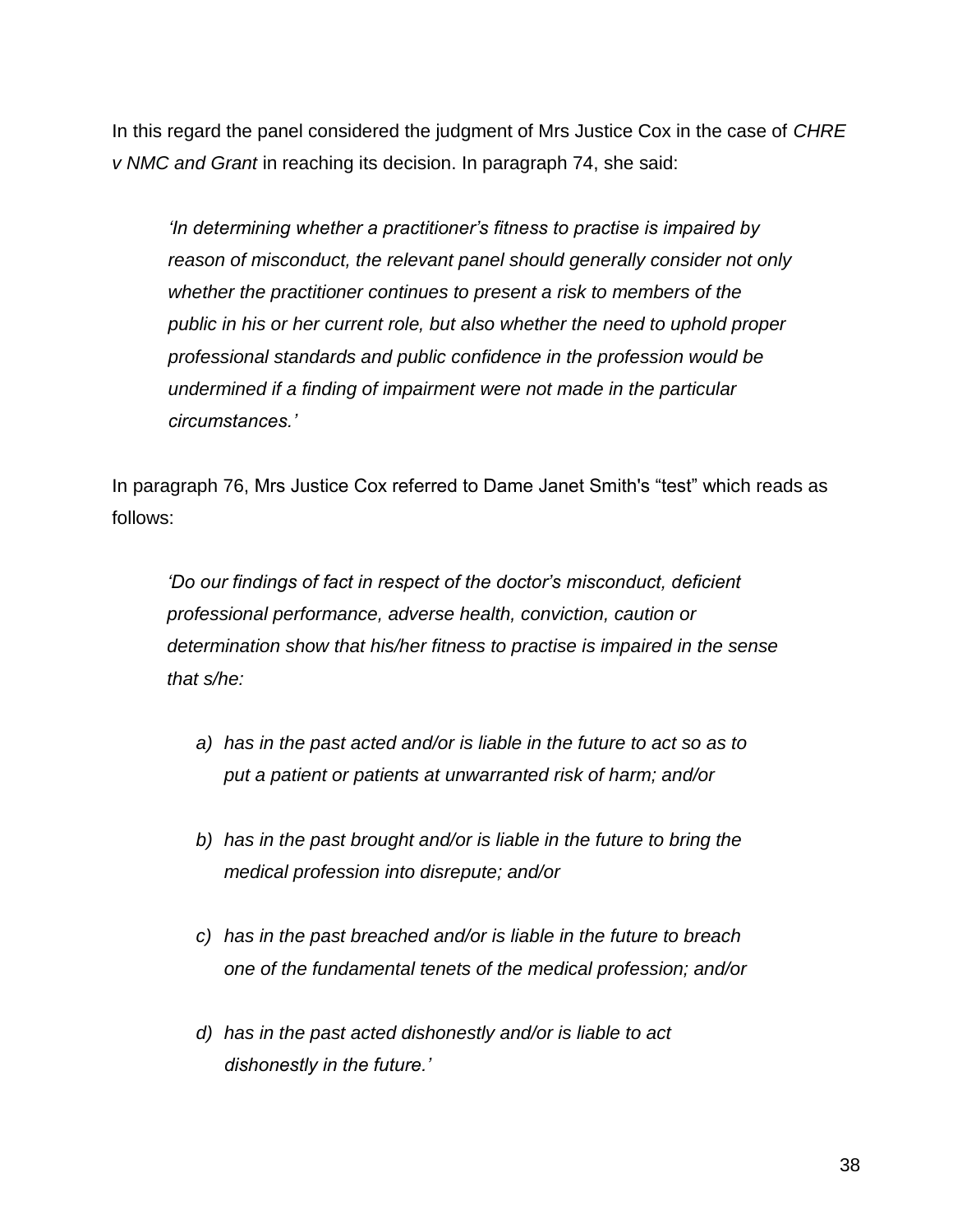In this regard the panel considered the judgment of Mrs Justice Cox in the case of *CHRE v NMC and Grant* in reaching its decision. In paragraph 74, she said:

> *'In determining whether a practitioner's fitness to practise is impaired by reason of misconduct, the relevant panel should generally consider not only whether the practitioner continues to present a risk to members of the public in his or her current role, but also whether the need to uphold proper professional standards and public confidence in the profession would be undermined if a finding of impairment were not made in the particular circumstances.'*

In paragraph 76, Mrs Justice Cox referred to Dame Janet Smith's "test" which reads as follows:

> *'Do our findings of fact in respect of the doctor's misconduct, deficient professional performance, adverse health, conviction, caution or determination show that his/her fitness to practise is impaired in the sense that s/he:*
>
> *a) has in the past acted and/or is liable in the future to act so as to put a patient or patients at unwarranted risk of harm; and/or*
>
> *b) has in the past brought and/or is liable in the future to bring the medical profession into disrepute; and/or*
>
> *c) has in the past breached and/or is liable in the future to breach one of the fundamental tenets of the medical profession; and/or*
>
> *d) has in the past acted dishonestly and/or is liable to act dishonestly in the future.'*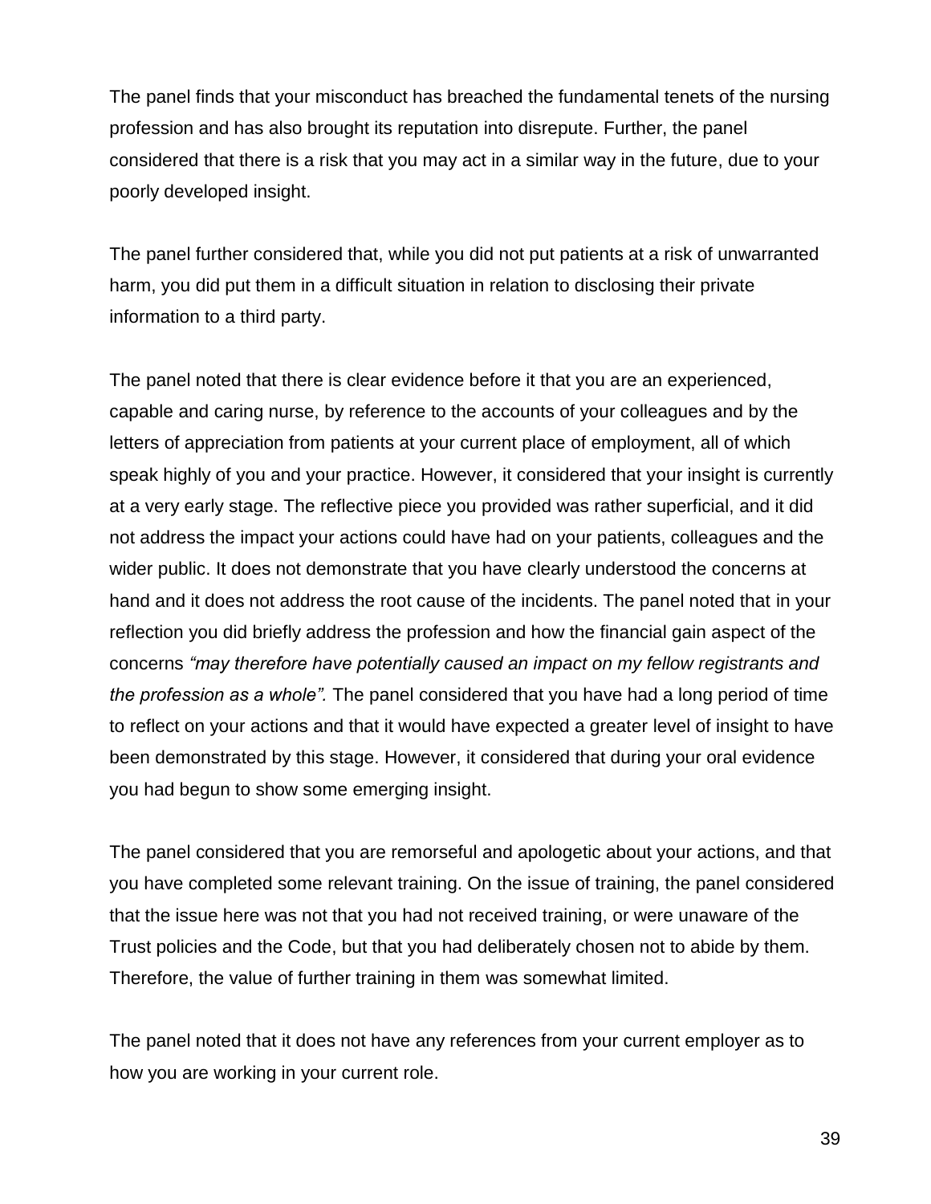The panel finds that your misconduct has breached the fundamental tenets of the nursing profession and has also brought its reputation into disrepute. Further, the panel considered that there is a risk that you may act in a similar way in the future, due to your poorly developed insight.

The panel further considered that, while you did not put patients at a risk of unwarranted harm, you did put them in a difficult situation in relation to disclosing their private information to a third party.

The panel noted that there is clear evidence before it that you are an experienced, capable and caring nurse, by reference to the accounts of your colleagues and by the letters of appreciation from patients at your current place of employment, all of which speak highly of you and your practice. However, it considered that your insight is currently at a very early stage. The reflective piece you provided was rather superficial, and it did not address the impact your actions could have had on your patients, colleagues and the wider public. It does not demonstrate that you have clearly understood the concerns at hand and it does not address the root cause of the incidents. The panel noted that in your reflection you did briefly address the profession and how the financial gain aspect of the concerns *"may therefore have potentially caused an impact on my fellow registrants and the profession as a whole".* The panel considered that you have had a long period of time to reflect on your actions and that it would have expected a greater level of insight to have been demonstrated by this stage. However, it considered that during your oral evidence you had begun to show some emerging insight.

The panel considered that you are remorseful and apologetic about your actions, and that you have completed some relevant training. On the issue of training, the panel considered that the issue here was not that you had not received training, or were unaware of the Trust policies and the Code, but that you had deliberately chosen not to abide by them. Therefore, the value of further training in them was somewhat limited.

The panel noted that it does not have any references from your current employer as to how you are working in your current role.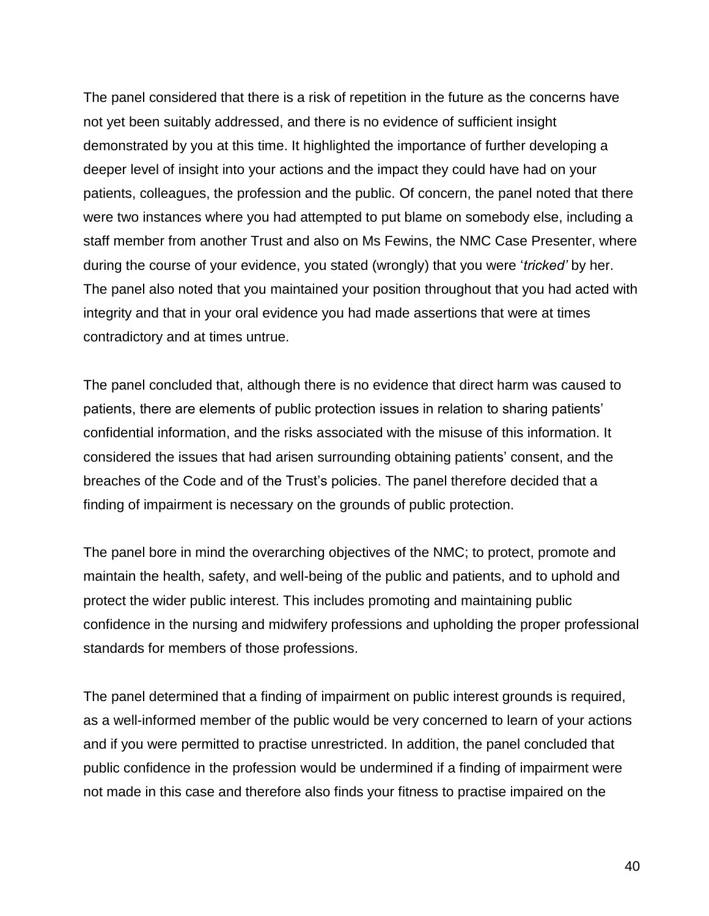The panel considered that there is a risk of repetition in the future as the concerns have not yet been suitably addressed, and there is no evidence of sufficient insight demonstrated by you at this time. It highlighted the importance of further developing a deeper level of insight into your actions and the impact they could have had on your patients, colleagues, the profession and the public. Of concern, the panel noted that there were two instances where you had attempted to put blame on somebody else, including a staff member from another Trust and also on Ms Fewins, the NMC Case Presenter, where during the course of your evidence, you stated (wrongly) that you were '*tricked'* by her. The panel also noted that you maintained your position throughout that you had acted with integrity and that in your oral evidence you had made assertions that were at times contradictory and at times untrue.

The panel concluded that, although there is no evidence that direct harm was caused to patients, there are elements of public protection issues in relation to sharing patients' confidential information, and the risks associated with the misuse of this information. It considered the issues that had arisen surrounding obtaining patients' consent, and the breaches of the Code and of the Trust's policies. The panel therefore decided that a finding of impairment is necessary on the grounds of public protection.

The panel bore in mind the overarching objectives of the NMC; to protect, promote and maintain the health, safety, and well-being of the public and patients, and to uphold and protect the wider public interest. This includes promoting and maintaining public confidence in the nursing and midwifery professions and upholding the proper professional standards for members of those professions.

The panel determined that a finding of impairment on public interest grounds is required, as a well-informed member of the public would be very concerned to learn of your actions and if you were permitted to practise unrestricted. In addition, the panel concluded that public confidence in the profession would be undermined if a finding of impairment were not made in this case and therefore also finds your fitness to practise impaired on the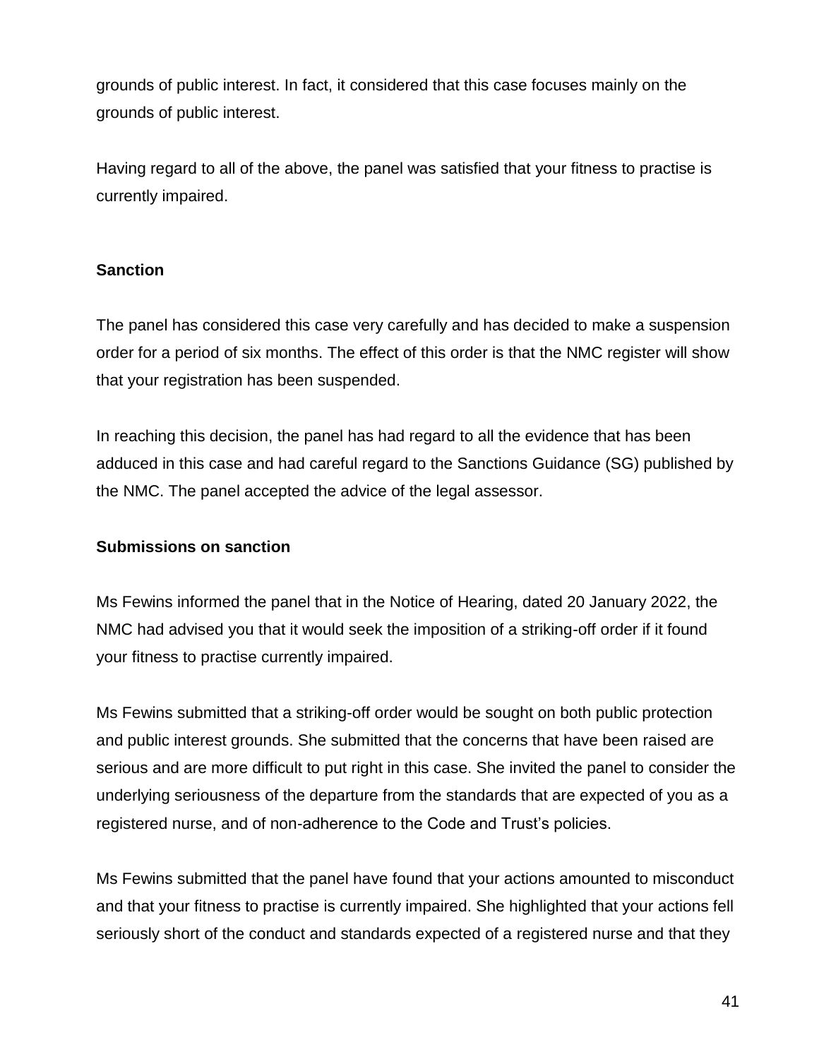grounds of public interest. In fact, it considered that this case focuses mainly on the grounds of public interest.

Having regard to all of the above, the panel was satisfied that your fitness to practise is currently impaired.

## Sanction

The panel has considered this case very carefully and has decided to make a suspension order for a period of six months. The effect of this order is that the NMC register will show that your registration has been suspended.

In reaching this decision, the panel has had regard to all the evidence that has been adduced in this case and had careful regard to the Sanctions Guidance (SG) published by the NMC. The panel accepted the advice of the legal assessor.

### Submissions on sanction

Ms Fewins informed the panel that in the Notice of Hearing, dated 20 January 2022, the NMC had advised you that it would seek the imposition of a striking-off order if it found your fitness to practise currently impaired.

Ms Fewins submitted that a striking-off order would be sought on both public protection and public interest grounds. She submitted that the concerns that have been raised are serious and are more difficult to put right in this case. She invited the panel to consider the underlying seriousness of the departure from the standards that are expected of you as a registered nurse, and of non-adherence to the Code and Trust's policies.

Ms Fewins submitted that the panel have found that your actions amounted to misconduct and that your fitness to practise is currently impaired. She highlighted that your actions fell seriously short of the conduct and standards expected of a registered nurse and that they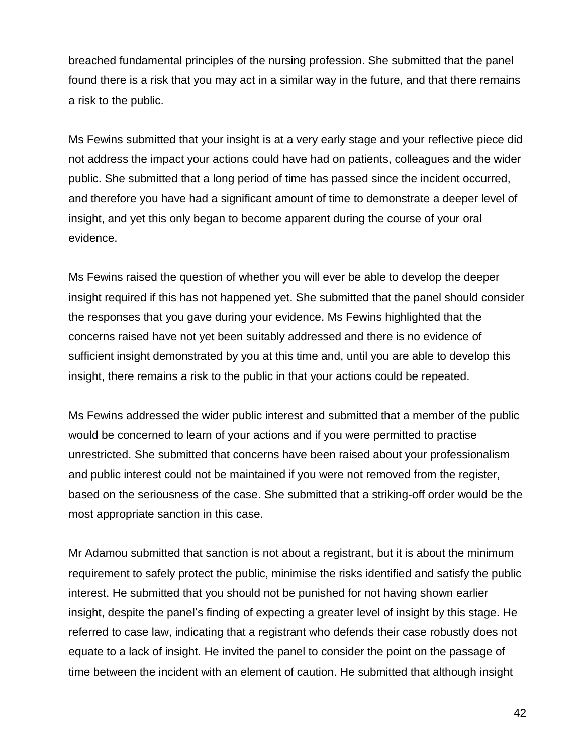breached fundamental principles of the nursing profession. She submitted that the panel found there is a risk that you may act in a similar way in the future, and that there remains a risk to the public.

Ms Fewins submitted that your insight is at a very early stage and your reflective piece did not address the impact your actions could have had on patients, colleagues and the wider public. She submitted that a long period of time has passed since the incident occurred, and therefore you have had a significant amount of time to demonstrate a deeper level of insight, and yet this only began to become apparent during the course of your oral evidence.

Ms Fewins raised the question of whether you will ever be able to develop the deeper insight required if this has not happened yet. She submitted that the panel should consider the responses that you gave during your evidence. Ms Fewins highlighted that the concerns raised have not yet been suitably addressed and there is no evidence of sufficient insight demonstrated by you at this time and, until you are able to develop this insight, there remains a risk to the public in that your actions could be repeated.

Ms Fewins addressed the wider public interest and submitted that a member of the public would be concerned to learn of your actions and if you were permitted to practise unrestricted. She submitted that concerns have been raised about your professionalism and public interest could not be maintained if you were not removed from the register, based on the seriousness of the case. She submitted that a striking-off order would be the most appropriate sanction in this case.

Mr Adamou submitted that sanction is not about a registrant, but it is about the minimum requirement to safely protect the public, minimise the risks identified and satisfy the public interest. He submitted that you should not be punished for not having shown earlier insight, despite the panel's finding of expecting a greater level of insight by this stage. He referred to case law, indicating that a registrant who defends their case robustly does not equate to a lack of insight. He invited the panel to consider the point on the passage of time between the incident with an element of caution. He submitted that although insight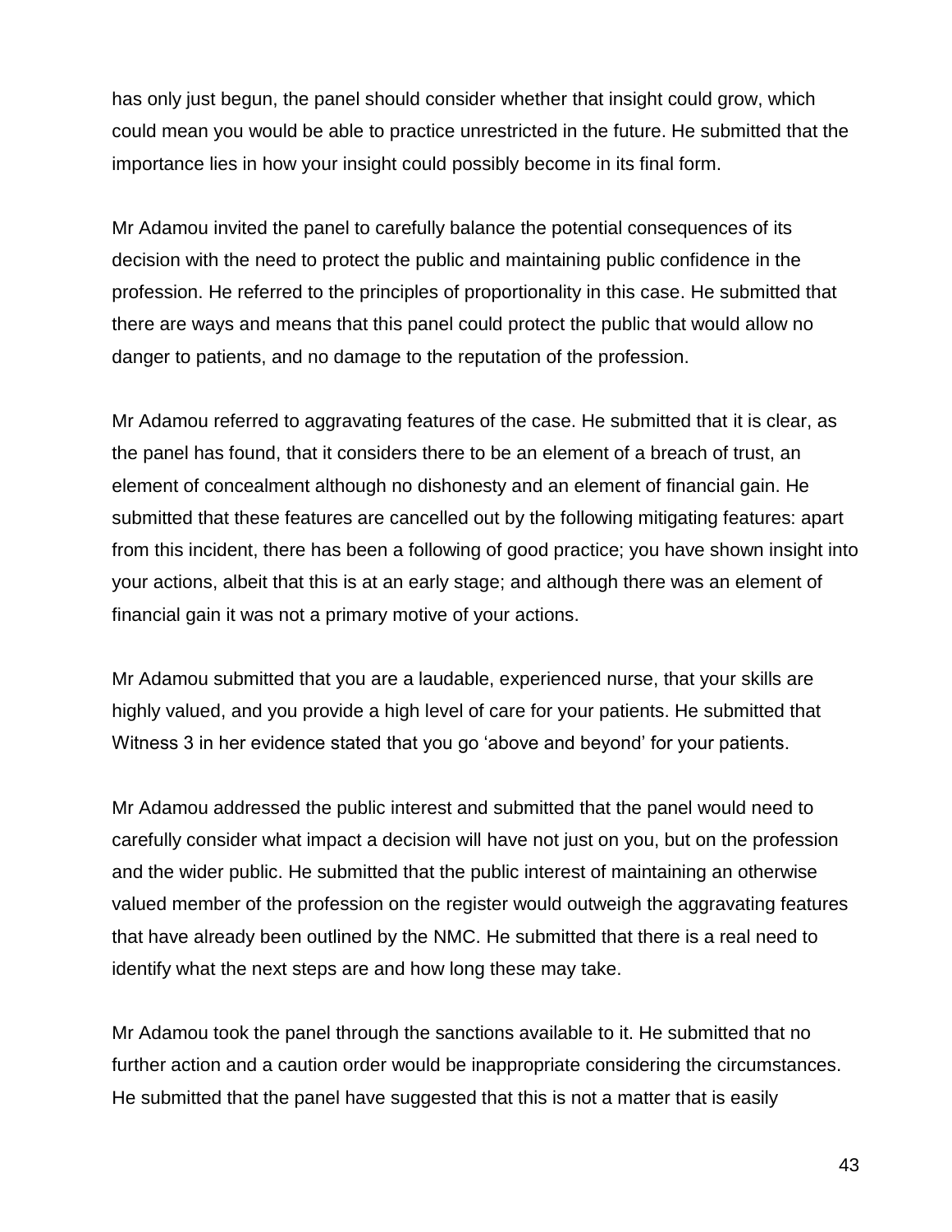has only just begun, the panel should consider whether that insight could grow, which could mean you would be able to practice unrestricted in the future. He submitted that the importance lies in how your insight could possibly become in its final form.

Mr Adamou invited the panel to carefully balance the potential consequences of its decision with the need to protect the public and maintaining public confidence in the profession. He referred to the principles of proportionality in this case. He submitted that there are ways and means that this panel could protect the public that would allow no danger to patients, and no damage to the reputation of the profession.

Mr Adamou referred to aggravating features of the case. He submitted that it is clear, as the panel has found, that it considers there to be an element of a breach of trust, an element of concealment although no dishonesty and an element of financial gain. He submitted that these features are cancelled out by the following mitigating features: apart from this incident, there has been a following of good practice; you have shown insight into your actions, albeit that this is at an early stage; and although there was an element of financial gain it was not a primary motive of your actions.

Mr Adamou submitted that you are a laudable, experienced nurse, that your skills are highly valued, and you provide a high level of care for your patients. He submitted that Witness 3 in her evidence stated that you go 'above and beyond' for your patients.

Mr Adamou addressed the public interest and submitted that the panel would need to carefully consider what impact a decision will have not just on you, but on the profession and the wider public. He submitted that the public interest of maintaining an otherwise valued member of the profession on the register would outweigh the aggravating features that have already been outlined by the NMC. He submitted that there is a real need to identify what the next steps are and how long these may take.

Mr Adamou took the panel through the sanctions available to it. He submitted that no further action and a caution order would be inappropriate considering the circumstances. He submitted that the panel have suggested that this is not a matter that is easily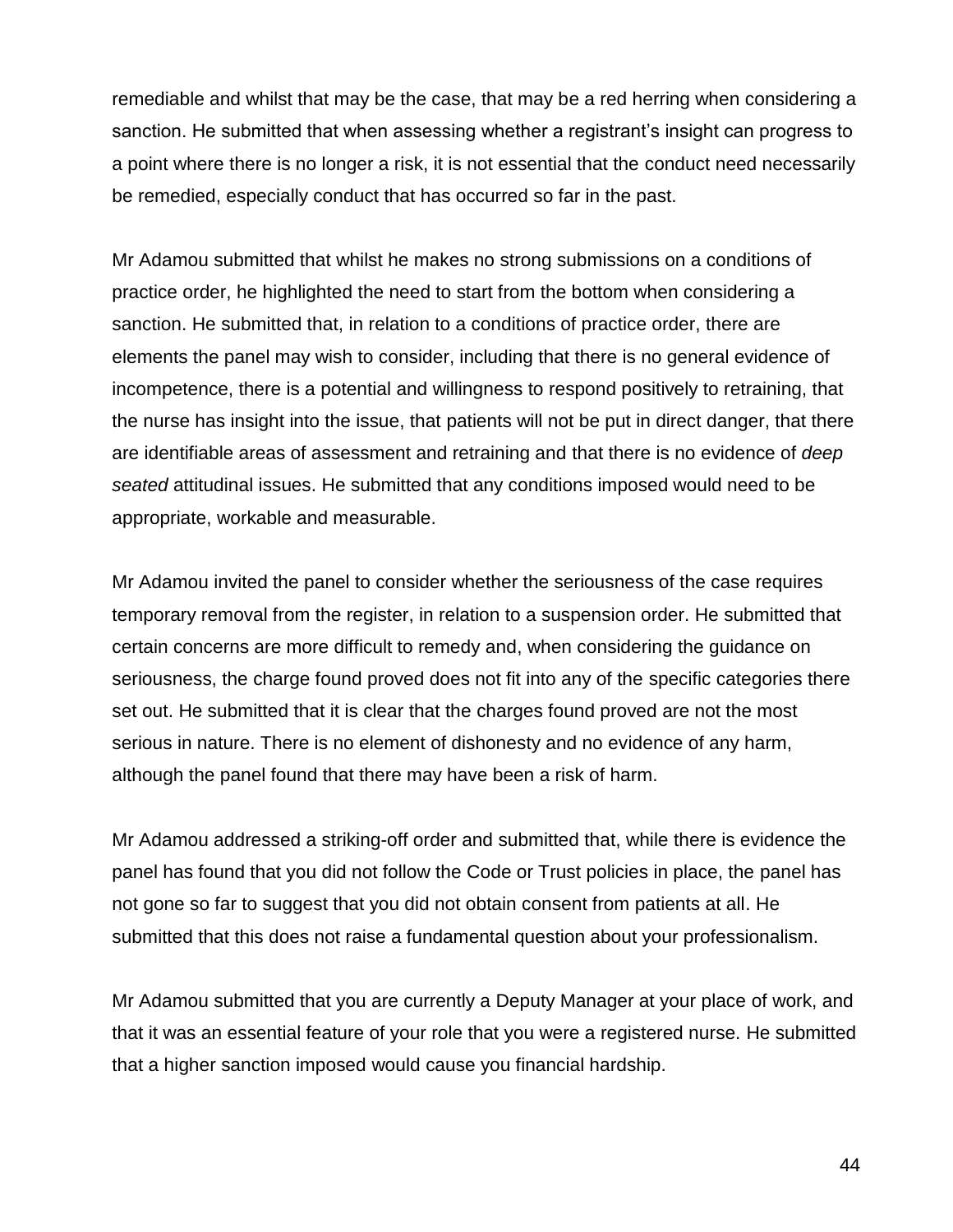remediable and whilst that may be the case, that may be a red herring when considering a sanction. He submitted that when assessing whether a registrant's insight can progress to a point where there is no longer a risk, it is not essential that the conduct need necessarily be remedied, especially conduct that has occurred so far in the past.

Mr Adamou submitted that whilst he makes no strong submissions on a conditions of practice order, he highlighted the need to start from the bottom when considering a sanction. He submitted that, in relation to a conditions of practice order, there are elements the panel may wish to consider, including that there is no general evidence of incompetence, there is a potential and willingness to respond positively to retraining, that the nurse has insight into the issue, that patients will not be put in direct danger, that there are identifiable areas of assessment and retraining and that there is no evidence of *deep seated* attitudinal issues. He submitted that any conditions imposed would need to be appropriate, workable and measurable.

Mr Adamou invited the panel to consider whether the seriousness of the case requires temporary removal from the register, in relation to a suspension order. He submitted that certain concerns are more difficult to remedy and, when considering the guidance on seriousness, the charge found proved does not fit into any of the specific categories there set out. He submitted that it is clear that the charges found proved are not the most serious in nature. There is no element of dishonesty and no evidence of any harm, although the panel found that there may have been a risk of harm.

Mr Adamou addressed a striking-off order and submitted that, while there is evidence the panel has found that you did not follow the Code or Trust policies in place, the panel has not gone so far to suggest that you did not obtain consent from patients at all. He submitted that this does not raise a fundamental question about your professionalism.

Mr Adamou submitted that you are currently a Deputy Manager at your place of work, and that it was an essential feature of your role that you were a registered nurse. He submitted that a higher sanction imposed would cause you financial hardship.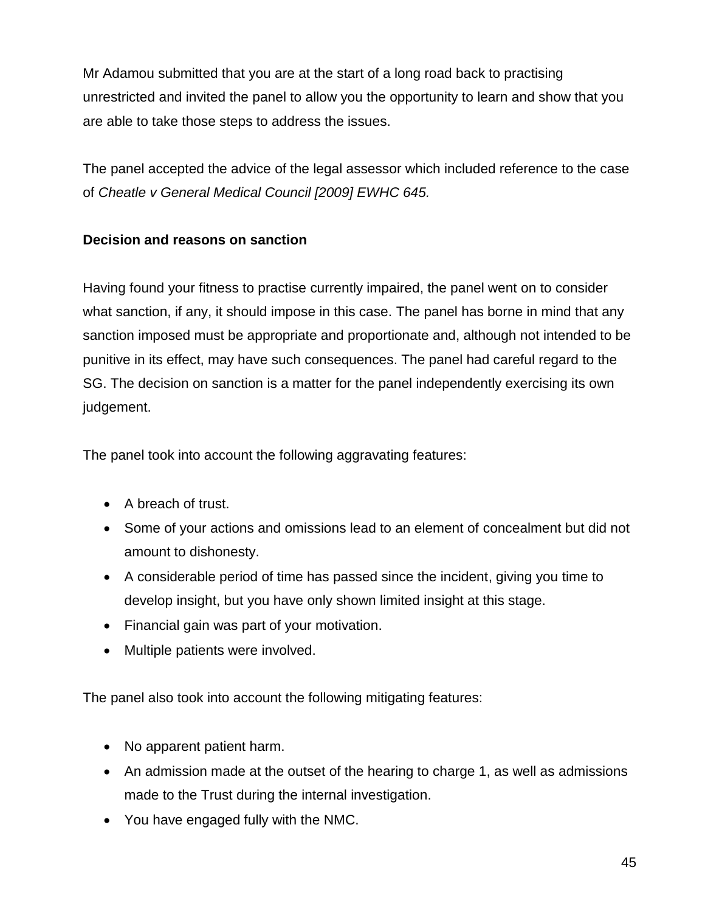Mr Adamou submitted that you are at the start of a long road back to practising unrestricted and invited the panel to allow you the opportunity to learn and show that you are able to take those steps to address the issues.

The panel accepted the advice of the legal assessor which included reference to the case of *Cheatle v General Medical Council [2009] EWHC 645.*

**Decision and reasons on sanction**

Having found your fitness to practise currently impaired, the panel went on to consider what sanction, if any, it should impose in this case. The panel has borne in mind that any sanction imposed must be appropriate and proportionate and, although not intended to be punitive in its effect, may have such consequences. The panel had careful regard to the SG. The decision on sanction is a matter for the panel independently exercising its own judgement.

The panel took into account the following aggravating features:

- A breach of trust.
- Some of your actions and omissions lead to an element of concealment but did not amount to dishonesty.
- A considerable period of time has passed since the incident, giving you time to develop insight, but you have only shown limited insight at this stage.
- Financial gain was part of your motivation.
- Multiple patients were involved.

The panel also took into account the following mitigating features:

- No apparent patient harm.
- An admission made at the outset of the hearing to charge 1, as well as admissions made to the Trust during the internal investigation.
- You have engaged fully with the NMC.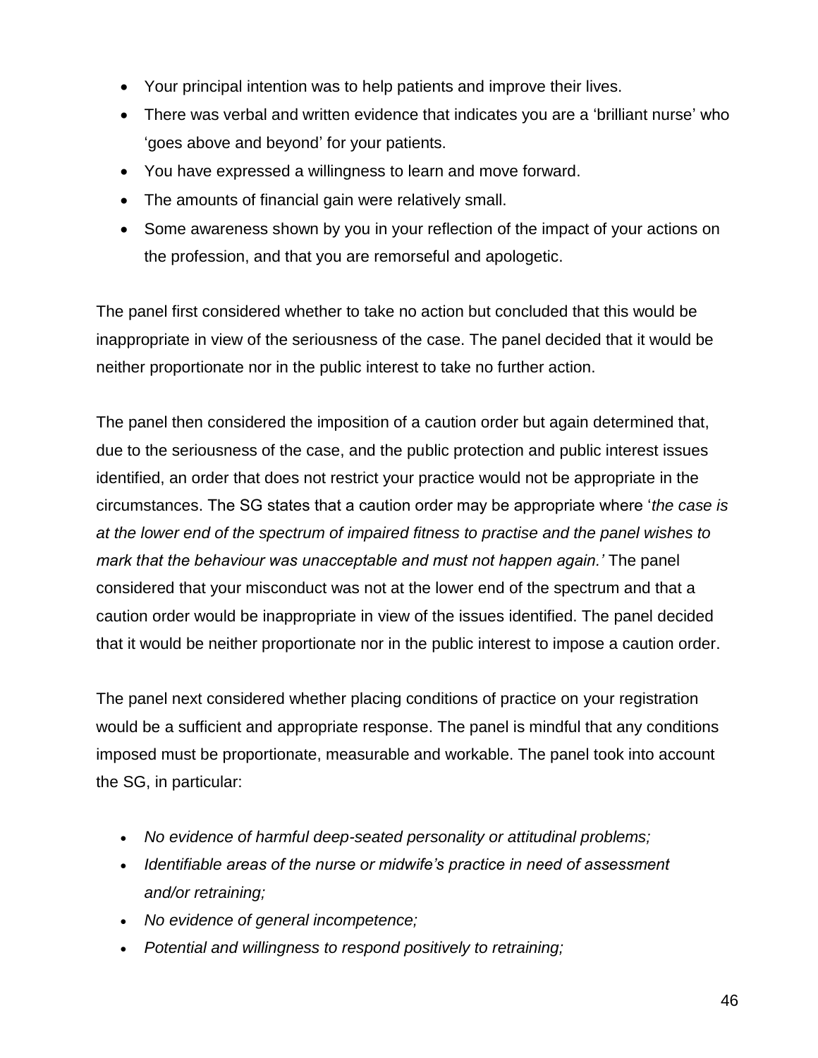- Your principal intention was to help patients and improve their lives.
- There was verbal and written evidence that indicates you are a 'brilliant nurse' who 'goes above and beyond' for your patients.
- You have expressed a willingness to learn and move forward.
- The amounts of financial gain were relatively small.
- Some awareness shown by you in your reflection of the impact of your actions on the profession, and that you are remorseful and apologetic.

The panel first considered whether to take no action but concluded that this would be inappropriate in view of the seriousness of the case. The panel decided that it would be neither proportionate nor in the public interest to take no further action.

The panel then considered the imposition of a caution order but again determined that, due to the seriousness of the case, and the public protection and public interest issues identified, an order that does not restrict your practice would not be appropriate in the circumstances. The SG states that a caution order may be appropriate where '*the case is at the lower end of the spectrum of impaired fitness to practise and the panel wishes to mark that the behaviour was unacceptable and must not happen again.'* The panel considered that your misconduct was not at the lower end of the spectrum and that a caution order would be inappropriate in view of the issues identified. The panel decided that it would be neither proportionate nor in the public interest to impose a caution order.

The panel next considered whether placing conditions of practice on your registration would be a sufficient and appropriate response. The panel is mindful that any conditions imposed must be proportionate, measurable and workable. The panel took into account the SG, in particular:

- *No evidence of harmful deep-seated personality or attitudinal problems;*
- *Identifiable areas of the nurse or midwife's practice in need of assessment and/or retraining;*
- *No evidence of general incompetence;*
- *Potential and willingness to respond positively to retraining;*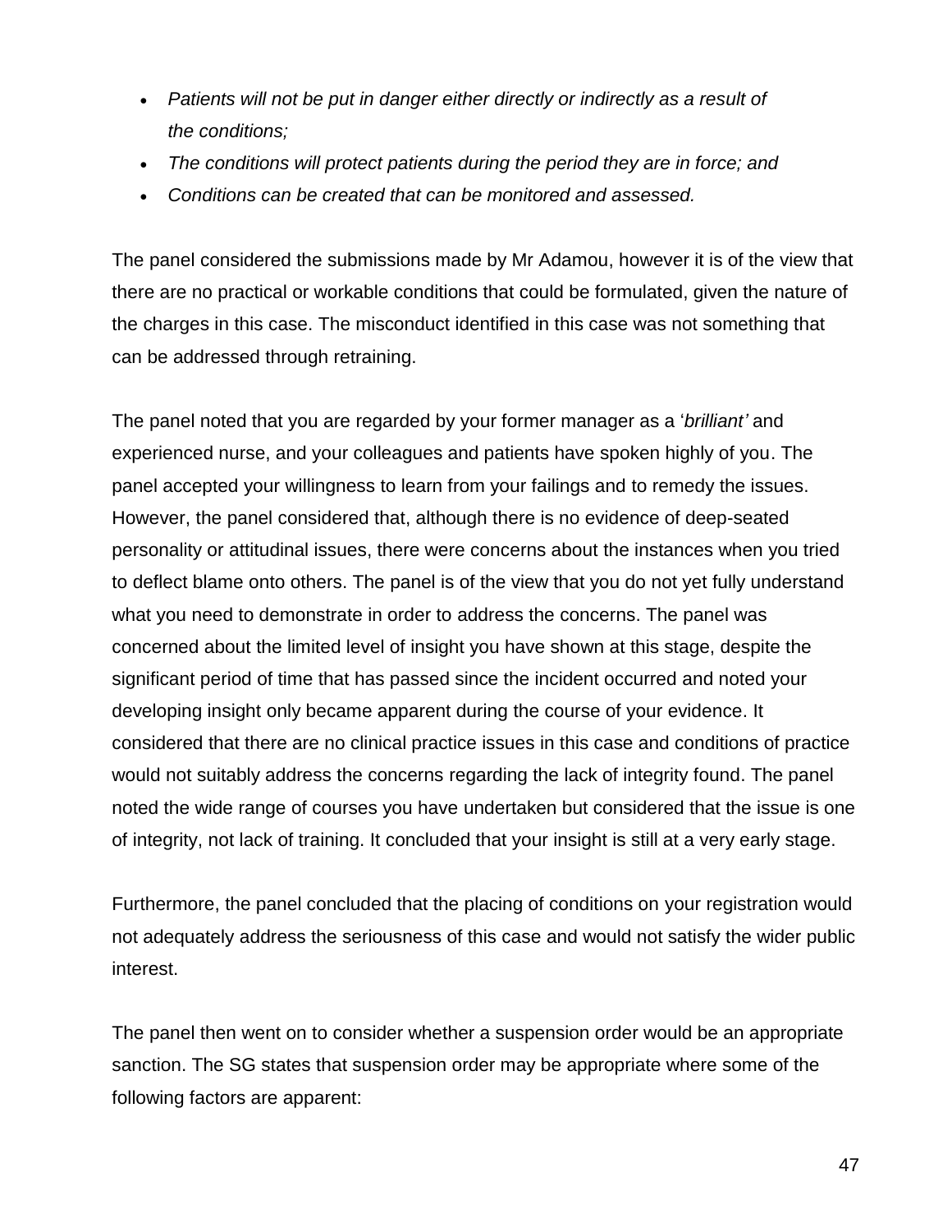- *Patients will not be put in danger either directly or indirectly as a result of the conditions;*
- *The conditions will protect patients during the period they are in force; and*
- *Conditions can be created that can be monitored and assessed.*

The panel considered the submissions made by Mr Adamou, however it is of the view that there are no practical or workable conditions that could be formulated, given the nature of the charges in this case. The misconduct identified in this case was not something that can be addressed through retraining.

The panel noted that you are regarded by your former manager as a '*brilliant'* and experienced nurse, and your colleagues and patients have spoken highly of you. The panel accepted your willingness to learn from your failings and to remedy the issues. However, the panel considered that, although there is no evidence of deep-seated personality or attitudinal issues, there were concerns about the instances when you tried to deflect blame onto others. The panel is of the view that you do not yet fully understand what you need to demonstrate in order to address the concerns. The panel was concerned about the limited level of insight you have shown at this stage, despite the significant period of time that has passed since the incident occurred and noted your developing insight only became apparent during the course of your evidence. It considered that there are no clinical practice issues in this case and conditions of practice would not suitably address the concerns regarding the lack of integrity found. The panel noted the wide range of courses you have undertaken but considered that the issue is one of integrity, not lack of training. It concluded that your insight is still at a very early stage.

Furthermore, the panel concluded that the placing of conditions on your registration would not adequately address the seriousness of this case and would not satisfy the wider public interest.

The panel then went on to consider whether a suspension order would be an appropriate sanction. The SG states that suspension order may be appropriate where some of the following factors are apparent: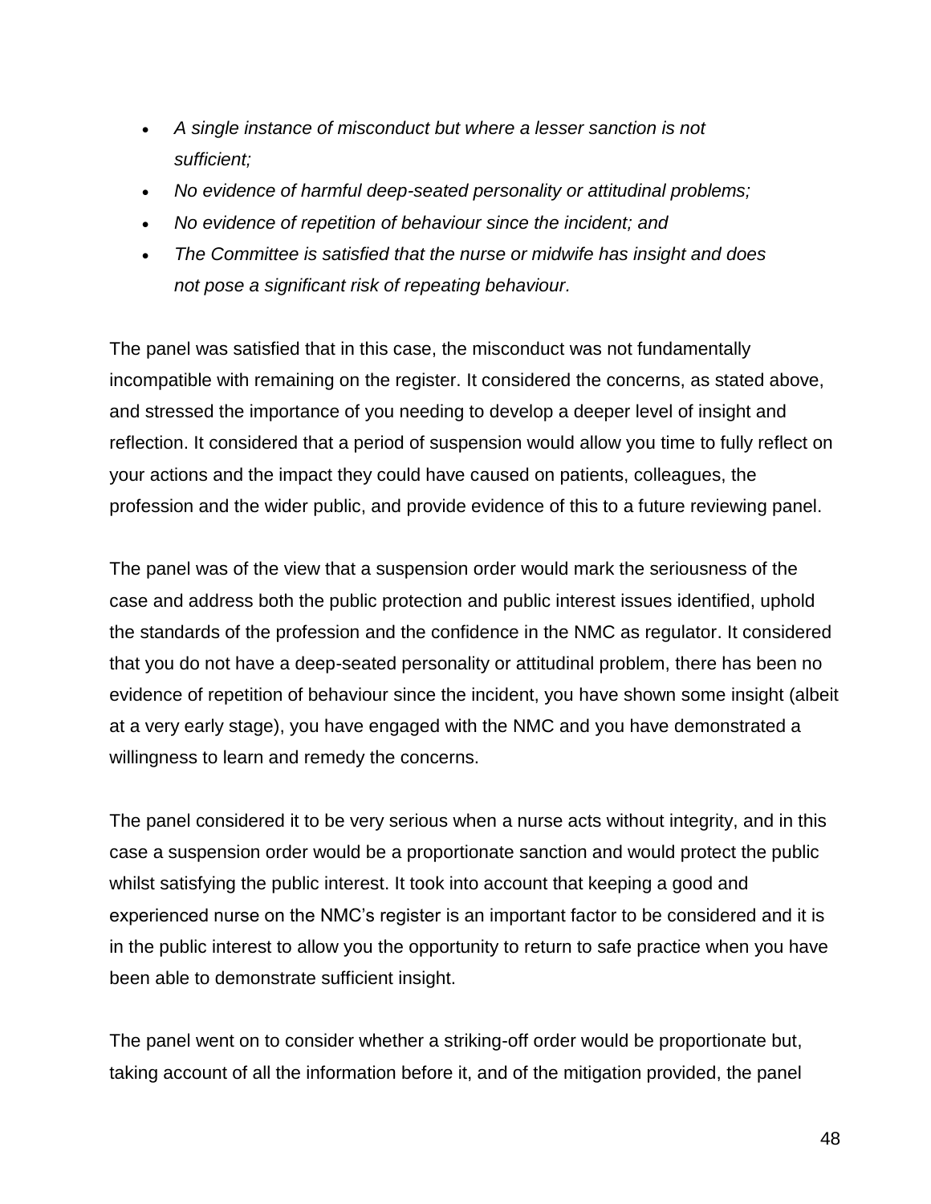- *A single instance of misconduct but where a lesser sanction is not sufficient;*
- *No evidence of harmful deep-seated personality or attitudinal problems;*
- *No evidence of repetition of behaviour since the incident; and*
- *The Committee is satisfied that the nurse or midwife has insight and does not pose a significant risk of repeating behaviour.*

The panel was satisfied that in this case, the misconduct was not fundamentally incompatible with remaining on the register. It considered the concerns, as stated above, and stressed the importance of you needing to develop a deeper level of insight and reflection. It considered that a period of suspension would allow you time to fully reflect on your actions and the impact they could have caused on patients, colleagues, the profession and the wider public, and provide evidence of this to a future reviewing panel.

The panel was of the view that a suspension order would mark the seriousness of the case and address both the public protection and public interest issues identified, uphold the standards of the profession and the confidence in the NMC as regulator. It considered that you do not have a deep-seated personality or attitudinal problem, there has been no evidence of repetition of behaviour since the incident, you have shown some insight (albeit at a very early stage), you have engaged with the NMC and you have demonstrated a willingness to learn and remedy the concerns.

The panel considered it to be very serious when a nurse acts without integrity, and in this case a suspension order would be a proportionate sanction and would protect the public whilst satisfying the public interest. It took into account that keeping a good and experienced nurse on the NMC's register is an important factor to be considered and it is in the public interest to allow you the opportunity to return to safe practice when you have been able to demonstrate sufficient insight.

The panel went on to consider whether a striking-off order would be proportionate but, taking account of all the information before it, and of the mitigation provided, the panel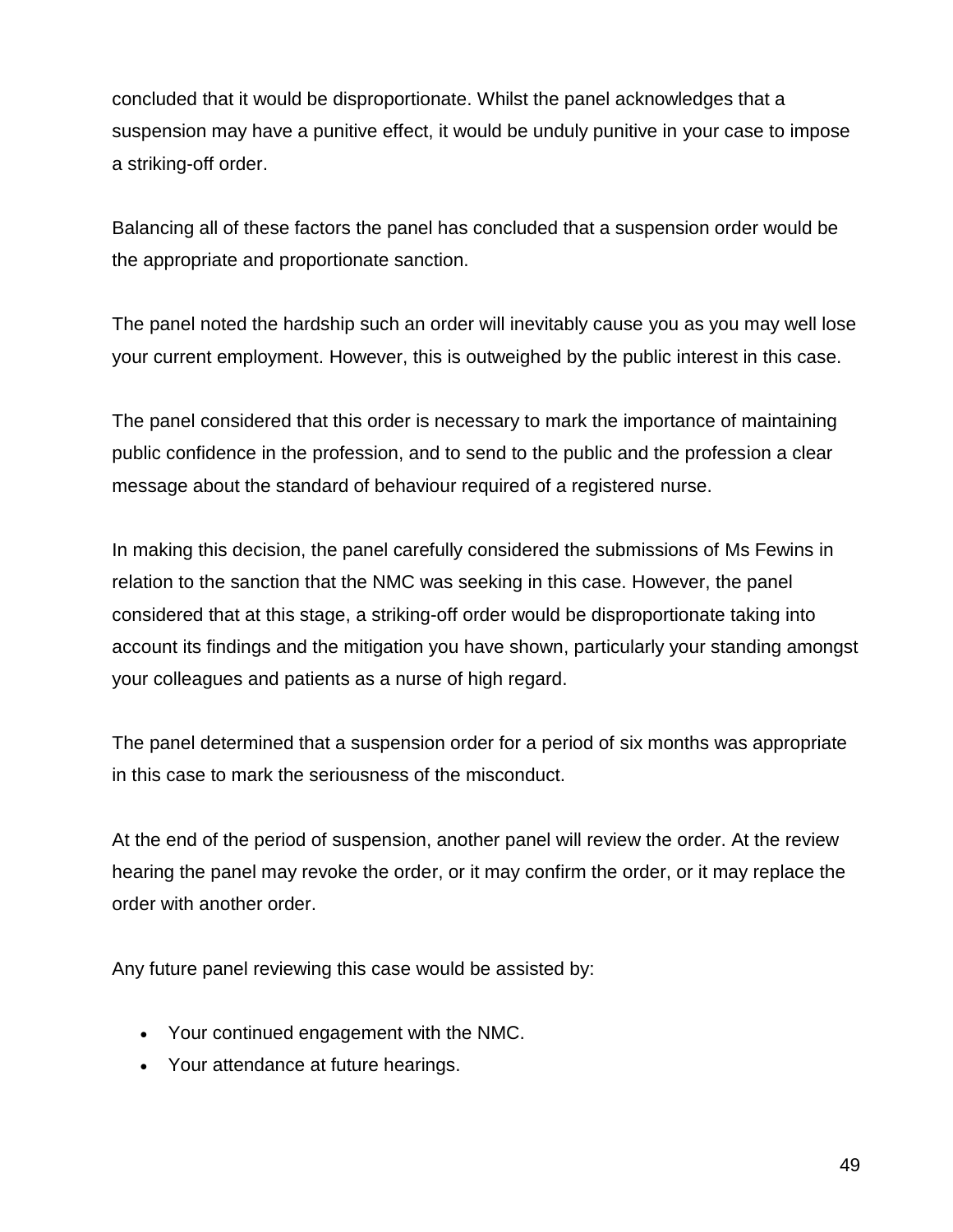concluded that it would be disproportionate. Whilst the panel acknowledges that a suspension may have a punitive effect, it would be unduly punitive in your case to impose a striking-off order.

Balancing all of these factors the panel has concluded that a suspension order would be the appropriate and proportionate sanction.

The panel noted the hardship such an order will inevitably cause you as you may well lose your current employment. However, this is outweighed by the public interest in this case.

The panel considered that this order is necessary to mark the importance of maintaining public confidence in the profession, and to send to the public and the profession a clear message about the standard of behaviour required of a registered nurse.

In making this decision, the panel carefully considered the submissions of Ms Fewins in relation to the sanction that the NMC was seeking in this case. However, the panel considered that at this stage, a striking-off order would be disproportionate taking into account its findings and the mitigation you have shown, particularly your standing amongst your colleagues and patients as a nurse of high regard.

The panel determined that a suspension order for a period of six months was appropriate in this case to mark the seriousness of the misconduct.

At the end of the period of suspension, another panel will review the order. At the review hearing the panel may revoke the order, or it may confirm the order, or it may replace the order with another order.

Any future panel reviewing this case would be assisted by:

- Your continued engagement with the NMC.
- Your attendance at future hearings.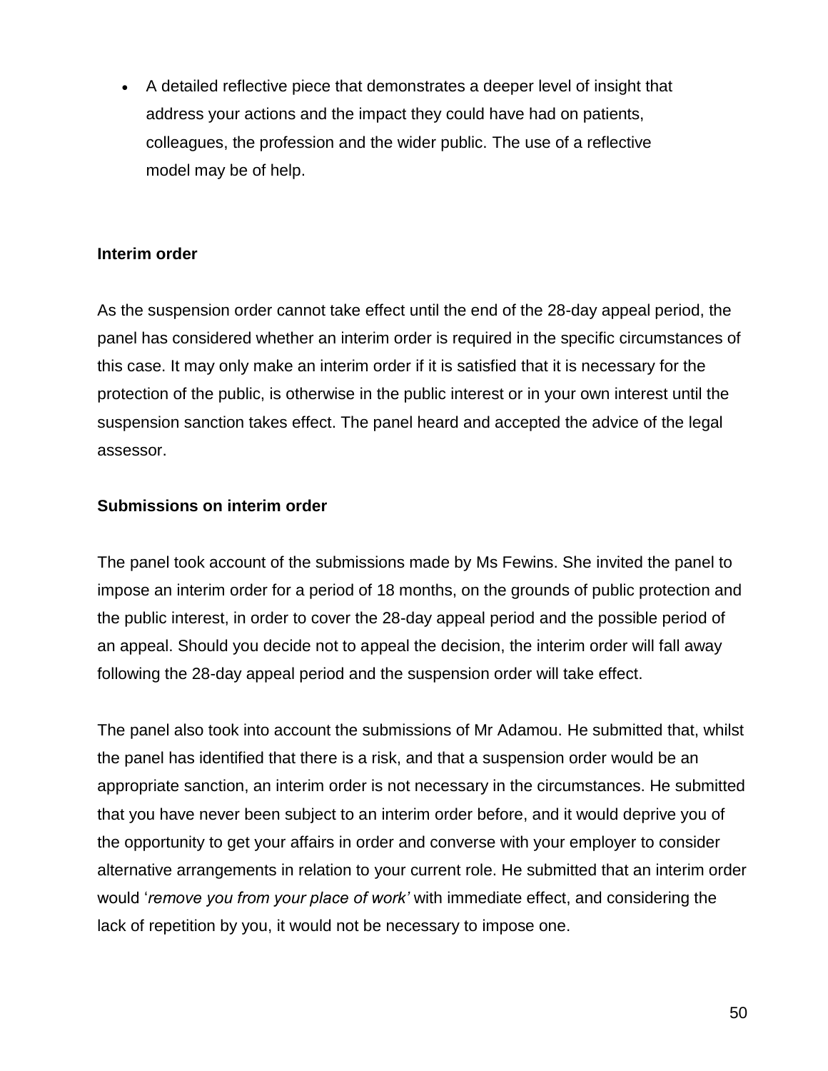- A detailed reflective piece that demonstrates a deeper level of insight that address your actions and the impact they could have had on patients, colleagues, the profession and the wider public. The use of a reflective model may be of help.

**Interim order**

As the suspension order cannot take effect until the end of the 28-day appeal period, the panel has considered whether an interim order is required in the specific circumstances of this case. It may only make an interim order if it is satisfied that it is necessary for the protection of the public, is otherwise in the public interest or in your own interest until the suspension sanction takes effect. The panel heard and accepted the advice of the legal assessor.

**Submissions on interim order**

The panel took account of the submissions made by Ms Fewins. She invited the panel to impose an interim order for a period of 18 months, on the grounds of public protection and the public interest, in order to cover the 28-day appeal period and the possible period of an appeal. Should you decide not to appeal the decision, the interim order will fall away following the 28-day appeal period and the suspension order will take effect.

The panel also took into account the submissions of Mr Adamou. He submitted that, whilst the panel has identified that there is a risk, and that a suspension order would be an appropriate sanction, an interim order is not necessary in the circumstances. He submitted that you have never been subject to an interim order before, and it would deprive you of the opportunity to get your affairs in order and converse with your employer to consider alternative arrangements in relation to your current role. He submitted that an interim order would '*remove you from your place of work'* with immediate effect, and considering the lack of repetition by you, it would not be necessary to impose one.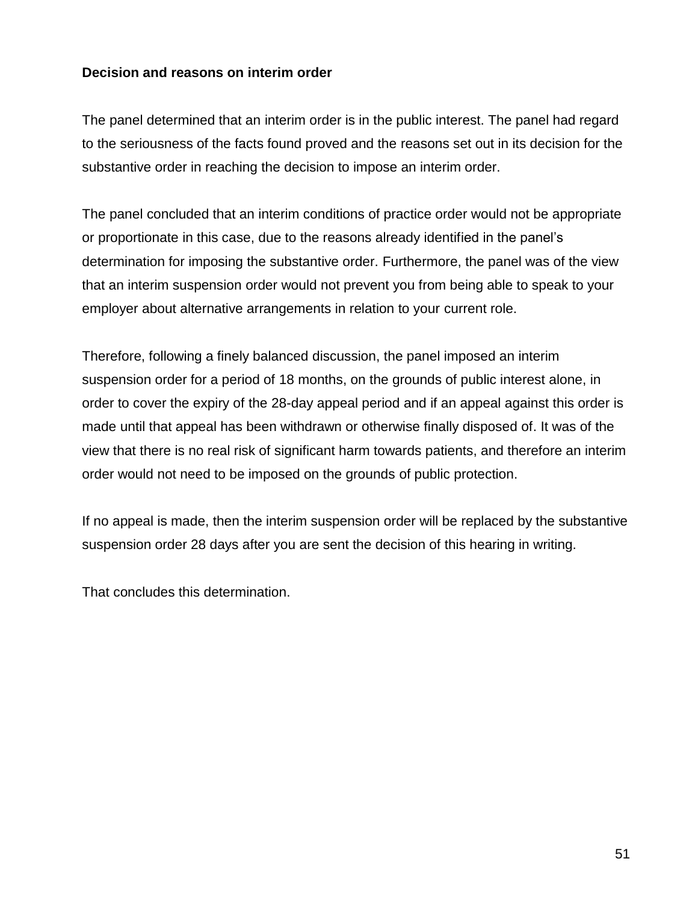**Decision and reasons on interim order**

The panel determined that an interim order is in the public interest. The panel had regard to the seriousness of the facts found proved and the reasons set out in its decision for the substantive order in reaching the decision to impose an interim order.

The panel concluded that an interim conditions of practice order would not be appropriate or proportionate in this case, due to the reasons already identified in the panel's determination for imposing the substantive order. Furthermore, the panel was of the view that an interim suspension order would not prevent you from being able to speak to your employer about alternative arrangements in relation to your current role.

Therefore, following a finely balanced discussion, the panel imposed an interim suspension order for a period of 18 months, on the grounds of public interest alone, in order to cover the expiry of the 28-day appeal period and if an appeal against this order is made until that appeal has been withdrawn or otherwise finally disposed of. It was of the view that there is no real risk of significant harm towards patients, and therefore an interim order would not need to be imposed on the grounds of public protection.

If no appeal is made, then the interim suspension order will be replaced by the substantive suspension order 28 days after you are sent the decision of this hearing in writing.

That concludes this determination.